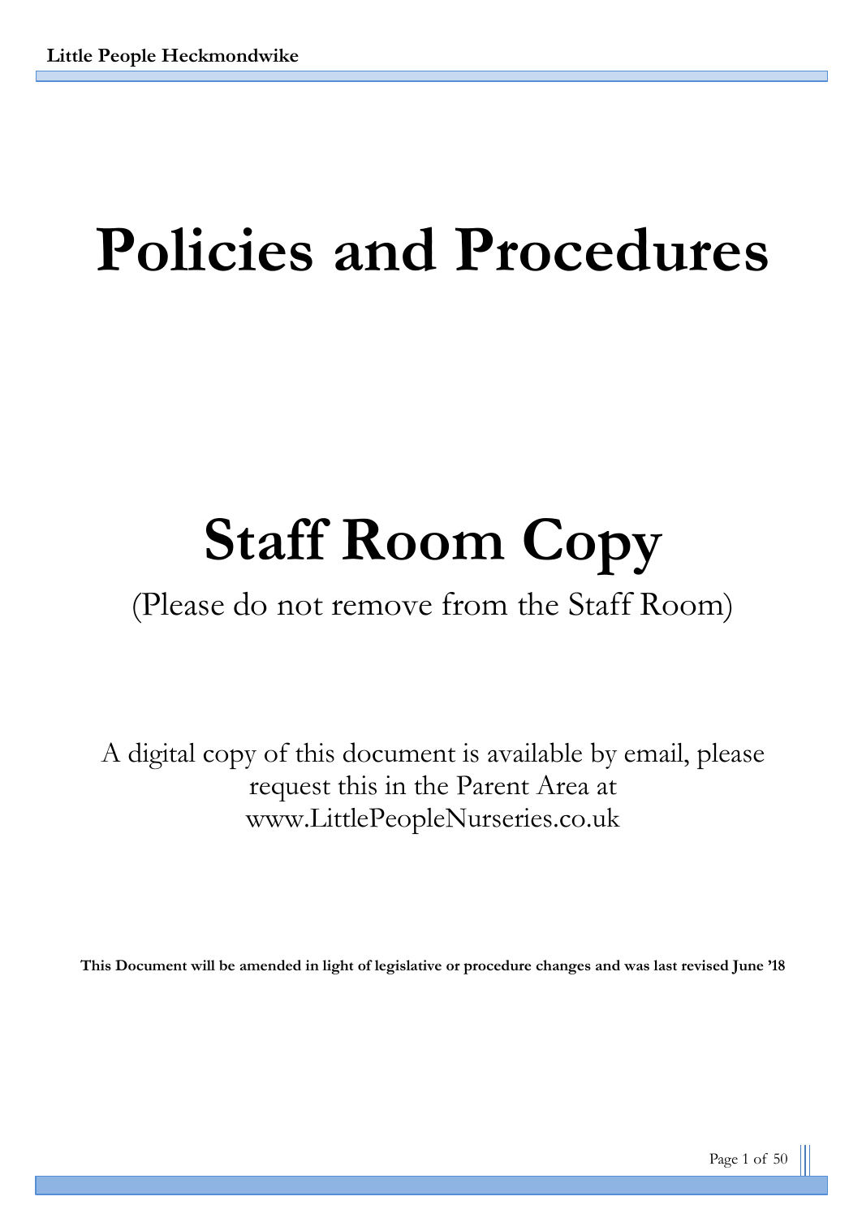# Policies and Procedures

# Staff Room Copy

(Please do not remove from the Staff Room)

A digital copy of this document is available by email, please request this in the Parent Area at www.LittlePeopleNurseries.co.uk

**This Document will be amended in light of legislative or procedure changes and was last revised June '18**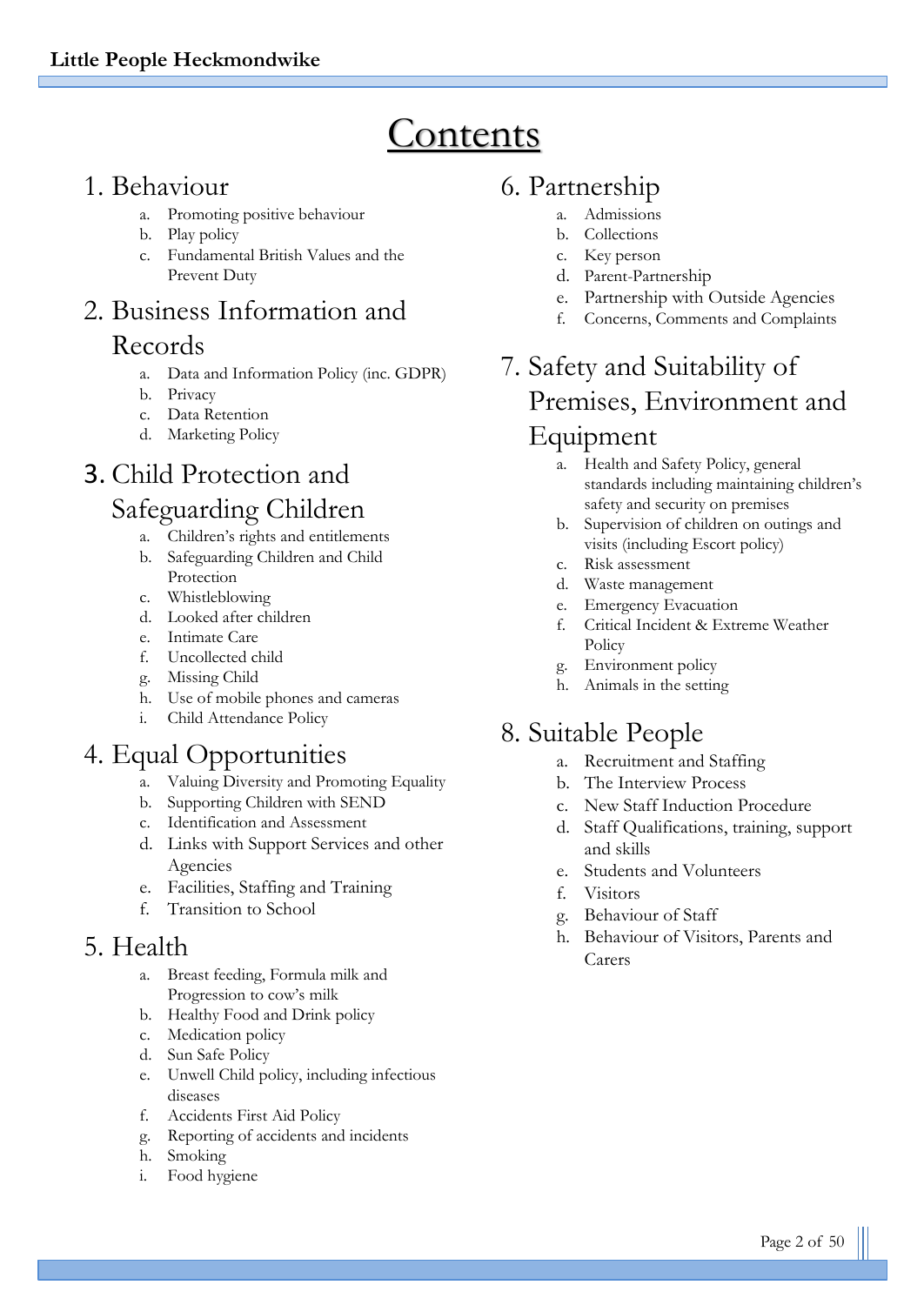# Contents

## 1. Behaviour

a. Promoting positive behaviour
b. Play policy
c. Fundamental British Values and the Prevent Duty

## 2. Business Information and Records

a. Data and Information Policy (inc. GDPR)
b. Privacy
c. Data Retention
d. Marketing Policy

## 3. Child Protection and Safeguarding Children

a. Children's rights and entitlements
b. Safeguarding Children and Child Protection
c. Whistleblowing
d. Looked after children
e. Intimate Care
f. Uncollected child
g. Missing Child
h. Use of mobile phones and cameras
i. Child Attendance Policy

## 4. Equal Opportunities

a. Valuing Diversity and Promoting Equality
b. Supporting Children with SEND
c. Identification and Assessment
d. Links with Support Services and other Agencies
e. Facilities, Staffing and Training
f. Transition to School

## 5. Health

a. Breast feeding, Formula milk and Progression to cow's milk
b. Healthy Food and Drink policy
c. Medication policy
d. Sun Safe Policy
e. Unwell Child policy, including infectious diseases
f. Accidents First Aid Policy
g. Reporting of accidents and incidents
h. Smoking
i. Food hygiene

## 6. Partnership

a. Admissions
b. Collections
c. Key person
d. Parent-Partnership
e. Partnership with Outside Agencies
f. Concerns, Comments and Complaints

## 7. Safety and Suitability of Premises, Environment and Equipment

a. Health and Safety Policy, general standards including maintaining children's safety and security on premises
b. Supervision of children on outings and visits (including Escort policy)
c. Risk assessment
d. Waste management
e. Emergency Evacuation
f. Critical Incident & Extreme Weather Policy
g. Environment policy
h. Animals in the setting

## 8. Suitable People

a. Recruitment and Staffing
b. The Interview Process
c. New Staff Induction Procedure
d. Staff Qualifications, training, support and skills
e. Students and Volunteers
f. Visitors
g. Behaviour of Staff
h. Behaviour of Visitors, Parents and Carers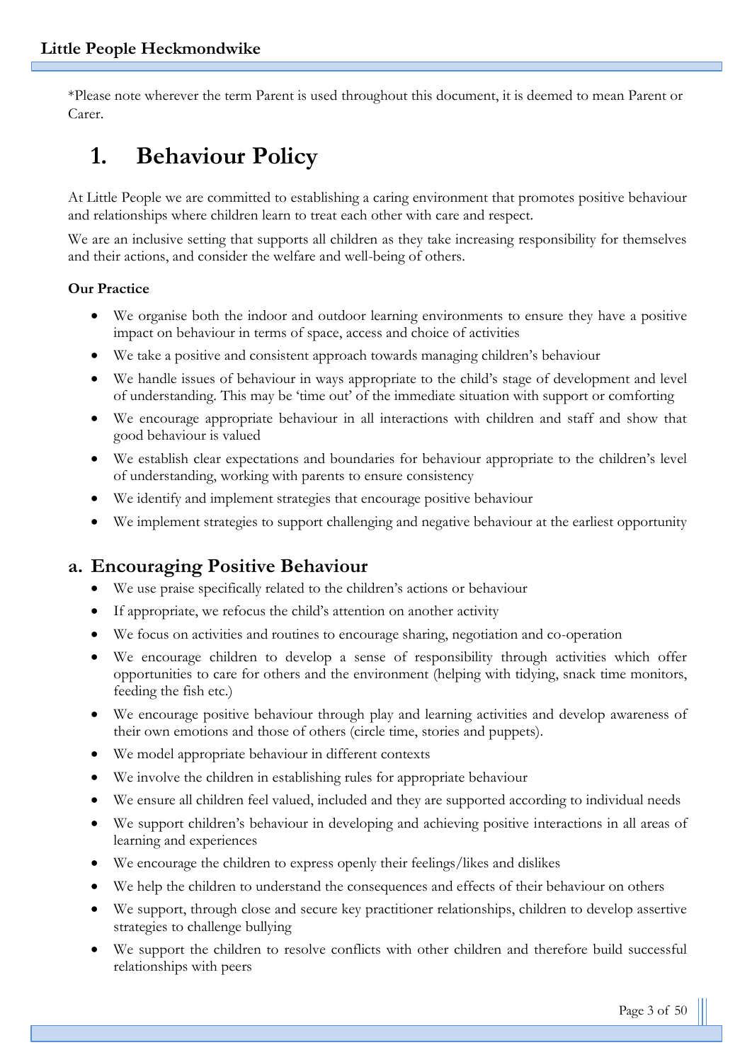*Please note wherever the term Parent is used throughout this document, it is deemed to mean Parent or Carer.

# 1. Behaviour Policy

At Little People we are committed to establishing a caring environment that promotes positive behaviour and relationships where children learn to treat each other with care and respect.

We are an inclusive setting that supports all children as they take increasing responsibility for themselves and their actions, and consider the welfare and well-being of others.

**Our Practice**

- We organise both the indoor and outdoor learning environments to ensure they have a positive impact on behaviour in terms of space, access and choice of activities
- We take a positive and consistent approach towards managing children's behaviour
- We handle issues of behaviour in ways appropriate to the child's stage of development and level of understanding. This may be 'time out' of the immediate situation with support or comforting
- We encourage appropriate behaviour in all interactions with children and staff and show that good behaviour is valued
- We establish clear expectations and boundaries for behaviour appropriate to the children's level of understanding, working with parents to ensure consistency
- We identify and implement strategies that encourage positive behaviour
- We implement strategies to support challenging and negative behaviour at the earliest opportunity

## a. Encouraging Positive Behaviour

- We use praise specifically related to the children's actions or behaviour
- If appropriate, we refocus the child's attention on another activity
- We focus on activities and routines to encourage sharing, negotiation and co-operation
- We encourage children to develop a sense of responsibility through activities which offer opportunities to care for others and the environment (helping with tidying, snack time monitors, feeding the fish etc.)
- We encourage positive behaviour through play and learning activities and develop awareness of their own emotions and those of others (circle time, stories and puppets).
- We model appropriate behaviour in different contexts
- We involve the children in establishing rules for appropriate behaviour
- We ensure all children feel valued, included and they are supported according to individual needs
- We support children's behaviour in developing and achieving positive interactions in all areas of learning and experiences
- We encourage the children to express openly their feelings/likes and dislikes
- We help the children to understand the consequences and effects of their behaviour on others
- We support, through close and secure key practitioner relationships, children to develop assertive strategies to challenge bullying
- We support the children to resolve conflicts with other children and therefore build successful relationships with peers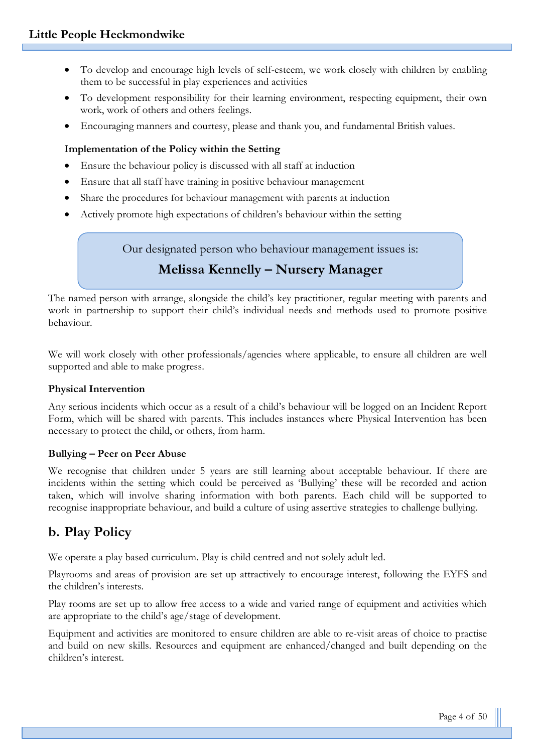- To develop and encourage high levels of self-esteem, we work closely with children by enabling them to be successful in play experiences and activities
- To development responsibility for their learning environment, respecting equipment, their own work, work of others and others feelings.
- Encouraging manners and courtesy, please and thank you, and fundamental British values.

**Implementation of the Policy within the Setting**

- Ensure the behaviour policy is discussed with all staff at induction
- Ensure that all staff have training in positive behaviour management
- Share the procedures for behaviour management with parents at induction
- Actively promote high expectations of children's behaviour within the setting

Our designated person who behaviour management issues is:

**Melissa Kennelly – Nursery Manager**

The named person with arrange, alongside the child's key practitioner, regular meeting with parents and work in partnership to support their child's individual needs and methods used to promote positive behaviour.

We will work closely with other professionals/agencies where applicable, to ensure all children are well supported and able to make progress.

**Physical Intervention**

Any serious incidents which occur as a result of a child's behaviour will be logged on an Incident Report Form, which will be shared with parents. This includes instances where Physical Intervention has been necessary to protect the child, or others, from harm.

**Bullying – Peer on Peer Abuse**

We recognise that children under 5 years are still learning about acceptable behaviour. If there are incidents within the setting which could be perceived as 'Bullying' these will be recorded and action taken, which will involve sharing information with both parents. Each child will be supported to recognise inappropriate behaviour, and build a culture of using assertive strategies to challenge bullying.

## b. Play Policy

We operate a play based curriculum. Play is child centred and not solely adult led.

Playrooms and areas of provision are set up attractively to encourage interest, following the EYFS and the children's interests.

Play rooms are set up to allow free access to a wide and varied range of equipment and activities which are appropriate to the child's age/stage of development.

Equipment and activities are monitored to ensure children are able to re-visit areas of choice to practise and build on new skills. Resources and equipment are enhanced/changed and built depending on the children's interest.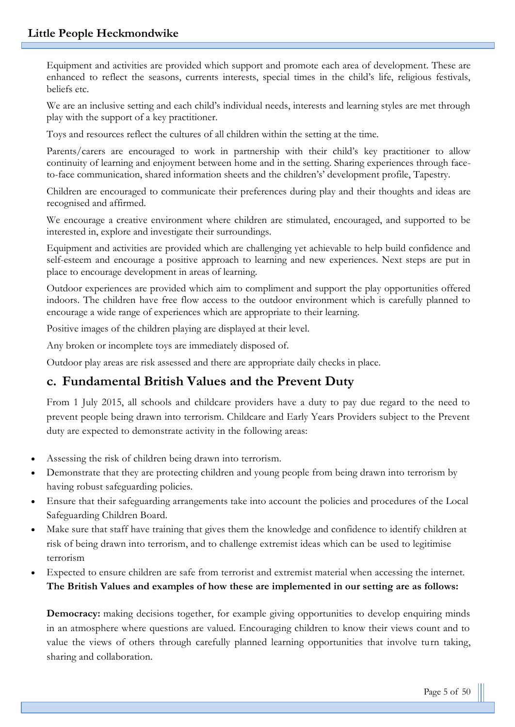Equipment and activities are provided which support and promote each area of development. These are enhanced to reflect the seasons, currents interests, special times in the child's life, religious festivals, beliefs etc.

We are an inclusive setting and each child's individual needs, interests and learning styles are met through play with the support of a key practitioner.

Toys and resources reflect the cultures of all children within the setting at the time.

Parents/carers are encouraged to work in partnership with their child's key practitioner to allow continuity of learning and enjoyment between home and in the setting. Sharing experiences through face-to-face communication, shared information sheets and the childrens' development profile, Tapestry.

Children are encouraged to communicate their preferences during play and their thoughts and ideas are recognised and affirmed.

We encourage a creative environment where children are stimulated, encouraged, and supported to be interested in, explore and investigate their surroundings.

Equipment and activities are provided which are challenging yet achievable to help build confidence and self-esteem and encourage a positive approach to learning and new experiences. Next steps are put in place to encourage development in areas of learning.

Outdoor experiences are provided which aim to compliment and support the play opportunities offered indoors. The children have free flow access to the outdoor environment which is carefully planned to encourage a wide range of experiences which are appropriate to their learning.

Positive images of the children playing are displayed at their level.

Any broken or incomplete toys are immediately disposed of.

Outdoor play areas are risk assessed and there are appropriate daily checks in place.

## c. Fundamental British Values and the Prevent Duty

From 1 July 2015, all schools and childcare providers have a duty to pay due regard to the need to prevent people being drawn into terrorism. Childcare and Early Years Providers subject to the Prevent duty are expected to demonstrate activity in the following areas:

- Assessing the risk of children being drawn into terrorism.
- Demonstrate that they are protecting children and young people from being drawn into terrorism by having robust safeguarding policies.
- Ensure that their safeguarding arrangements take into account the policies and procedures of the Local Safeguarding Children Board.
- Make sure that staff have training that gives them the knowledge and confidence to identify children at risk of being drawn into terrorism, and to challenge extremist ideas which can be used to legitimise terrorism
- Expected to ensure children are safe from terrorist and extremist material when accessing the internet.

**The British Values and examples of how these are implemented in our setting are as follows:**

**Democracy:** making decisions together, for example giving opportunities to develop enquiring minds in an atmosphere where questions are valued. Encouraging children to know their views count and to value the views of others through carefully planned learning opportunities that involve turn taking, sharing and collaboration.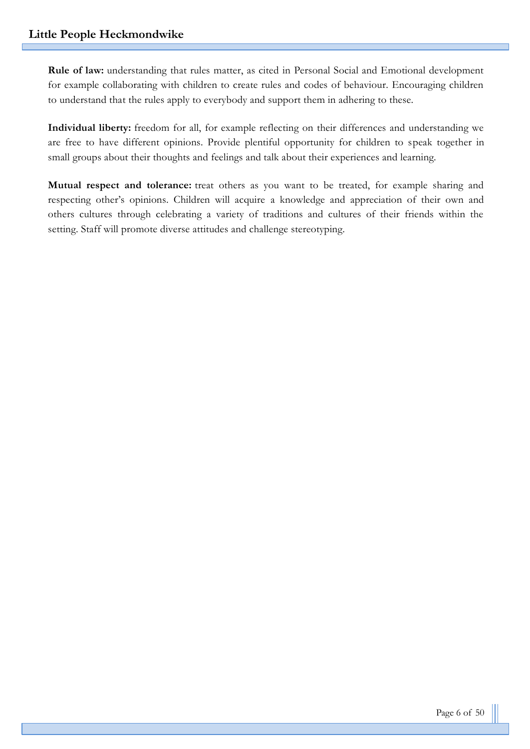**Rule of law:** understanding that rules matter, as cited in Personal Social and Emotional development for example collaborating with children to create rules and codes of behaviour. Encouraging children to understand that the rules apply to everybody and support them in adhering to these.

**Individual liberty:** freedom for all, for example reflecting on their differences and understanding we are free to have different opinions. Provide plentiful opportunity for children to speak together in small groups about their thoughts and feelings and talk about their experiences and learning.

**Mutual respect and tolerance:** treat others as you want to be treated, for example sharing and respecting other's opinions. Children will acquire a knowledge and appreciation of their own and others cultures through celebrating a variety of traditions and cultures of their friends within the setting. Staff will promote diverse attitudes and challenge stereotyping.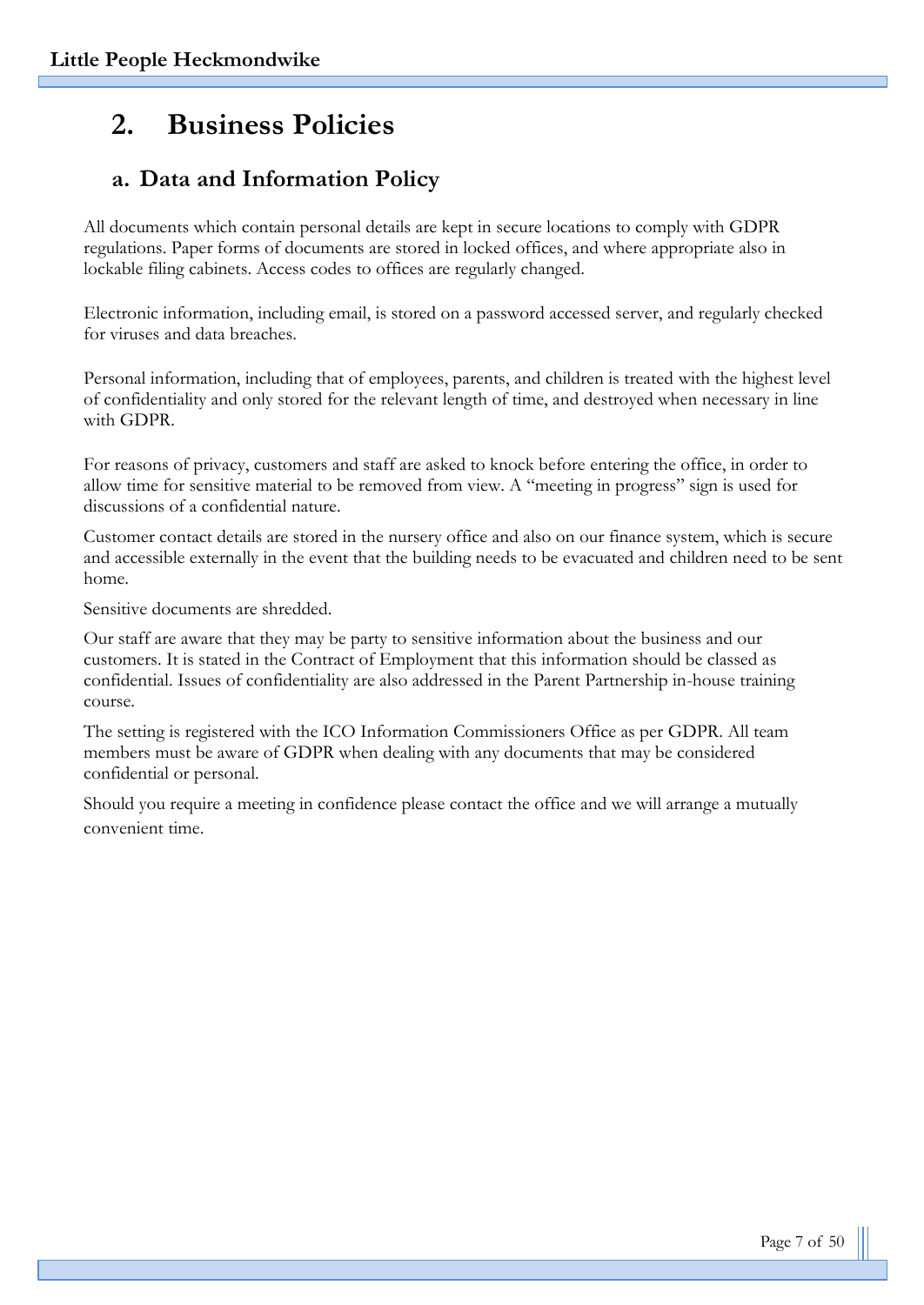# 2. Business Policies

## a. Data and Information Policy

All documents which contain personal details are kept in secure locations to comply with GDPR regulations. Paper forms of documents are stored in locked offices, and where appropriate also in lockable filing cabinets. Access codes to offices are regularly changed.

Electronic information, including email, is stored on a password accessed server, and regularly checked for viruses and data breaches.

Personal information, including that of employees, parents, and children is treated with the highest level of confidentiality and only stored for the relevant length of time, and destroyed when necessary in line with GDPR.

For reasons of privacy, customers and staff are asked to knock before entering the office, in order to allow time for sensitive material to be removed from view. A "meeting in progress" sign is used for discussions of a confidential nature.

Customer contact details are stored in the nursery office and also on our finance system, which is secure and accessible externally in the event that the building needs to be evacuated and children need to be sent home.

Sensitive documents are shredded.

Our staff are aware that they may be party to sensitive information about the business and our customers. It is stated in the Contract of Employment that this information should be classed as confidential. Issues of confidentiality are also addressed in the Parent Partnership in-house training course.

The setting is registered with the ICO Information Commissioners Office as per GDPR. All team members must be aware of GDPR when dealing with any documents that may be considered confidential or personal.

Should you require a meeting in confidence please contact the office and we will arrange a mutually convenient time.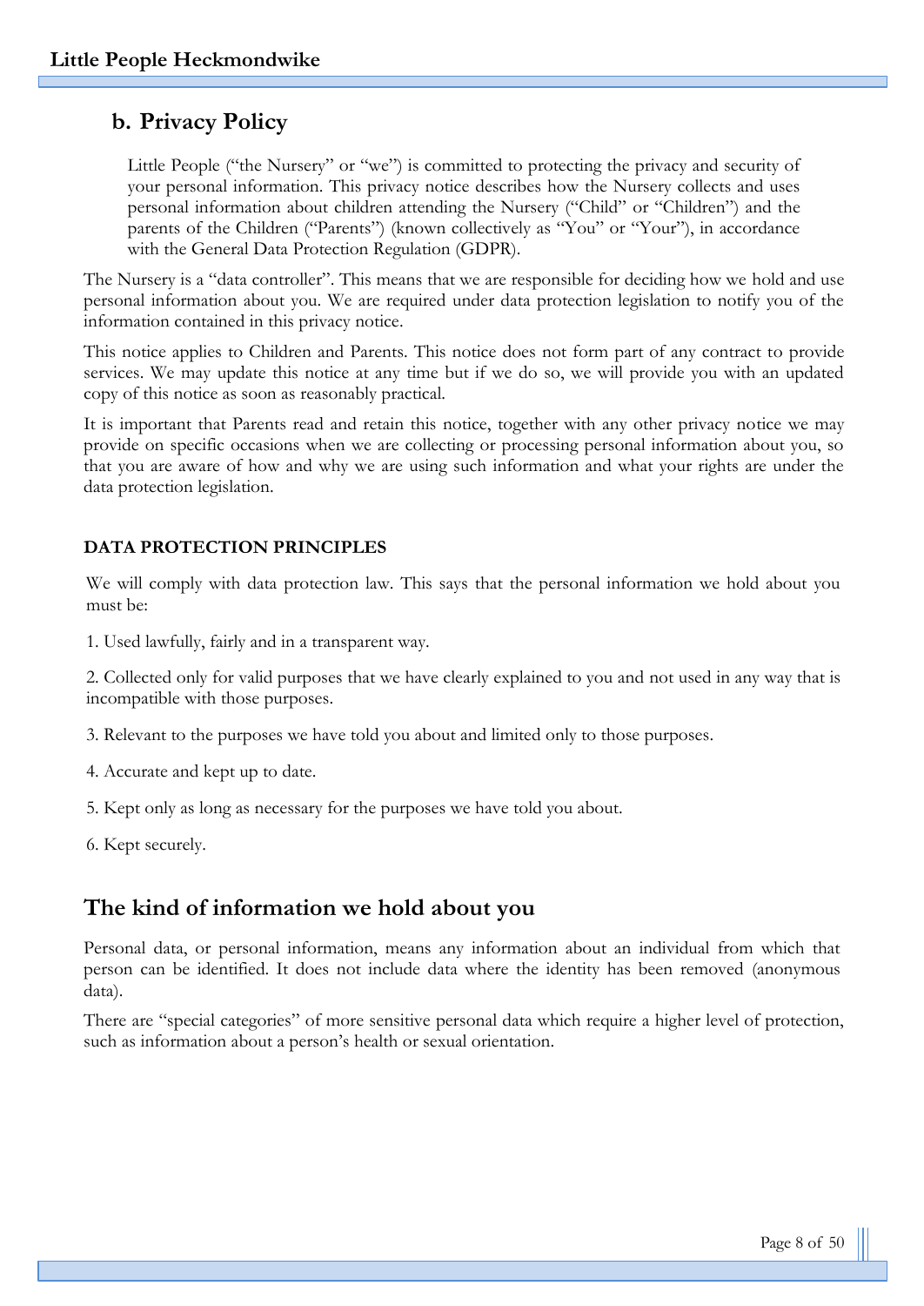## b. Privacy Policy

Little People ("the Nursery" or "we") is committed to protecting the privacy and security of your personal information. This privacy notice describes how the Nursery collects and uses personal information about children attending the Nursery ("Child" or "Children") and the parents of the Children ("Parents") (known collectively as "You" or "Your"), in accordance with the General Data Protection Regulation (GDPR).

The Nursery is a "data controller". This means that we are responsible for deciding how we hold and use personal information about you. We are required under data protection legislation to notify you of the information contained in this privacy notice.

This notice applies to Children and Parents. This notice does not form part of any contract to provide services. We may update this notice at any time but if we do so, we will provide you with an updated copy of this notice as soon as reasonably practical.

It is important that Parents read and retain this notice, together with any other privacy notice we may provide on specific occasions when we are collecting or processing personal information about you, so that you are aware of how and why we are using such information and what your rights are under the data protection legislation.

**DATA PROTECTION PRINCIPLES**

We will comply with data protection law. This says that the personal information we hold about you must be:

1. Used lawfully, fairly and in a transparent way.

2. Collected only for valid purposes that we have clearly explained to you and not used in any way that is incompatible with those purposes.

3. Relevant to the purposes we have told you about and limited only to those purposes.

4. Accurate and kept up to date.

5. Kept only as long as necessary for the purposes we have told you about.

6. Kept securely.

## The kind of information we hold about you

Personal data, or personal information, means any information about an individual from which that person can be identified. It does not include data where the identity has been removed (anonymous data).

There are "special categories" of more sensitive personal data which require a higher level of protection, such as information about a person's health or sexual orientation.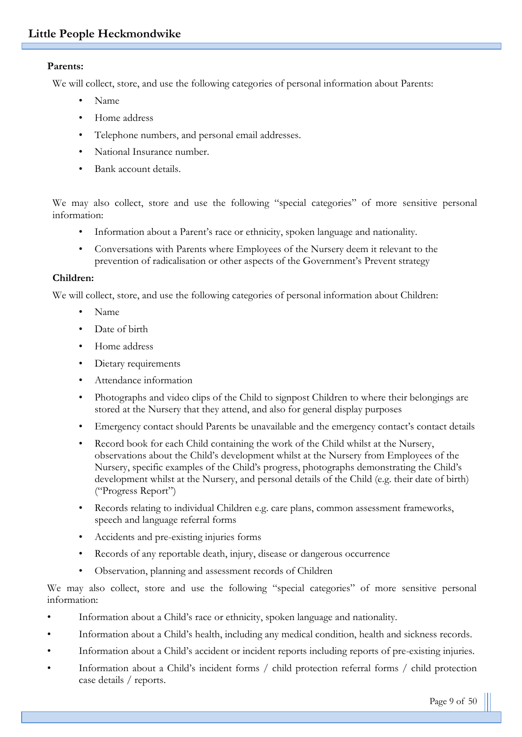**Parents:**

We will collect, store, and use the following categories of personal information about Parents:

- Name
- Home address
- Telephone numbers, and personal email addresses.
- National Insurance number.
- Bank account details.

We may also collect, store and use the following "special categories" of more sensitive personal information:

- Information about a Parent's race or ethnicity, spoken language and nationality.
- Conversations with Parents where Employees of the Nursery deem it relevant to the prevention of radicalisation or other aspects of the Government's Prevent strategy

**Children:**

We will collect, store, and use the following categories of personal information about Children:

- Name
- Date of birth
- Home address
- Dietary requirements
- Attendance information
- Photographs and video clips of the Child to signpost Children to where their belongings are stored at the Nursery that they attend, and also for general display purposes
- Emergency contact should Parents be unavailable and the emergency contact's contact details
- Record book for each Child containing the work of the Child whilst at the Nursery, observations about the Child's development whilst at the Nursery from Employees of the Nursery, specific examples of the Child's progress, photographs demonstrating the Child's development whilst at the Nursery, and personal details of the Child (e.g. their date of birth) ("Progress Report")
- Records relating to individual Children e.g. care plans, common assessment frameworks, speech and language referral forms
- Accidents and pre-existing injuries forms
- Records of any reportable death, injury, disease or dangerous occurrence
- Observation, planning and assessment records of Children

We may also collect, store and use the following "special categories" of more sensitive personal information:

- Information about a Child's race or ethnicity, spoken language and nationality.
- Information about a Child's health, including any medical condition, health and sickness records.
- Information about a Child's accident or incident reports including reports of pre-existing injuries.
- Information about a Child's incident forms / child protection referral forms / child protection case details / reports.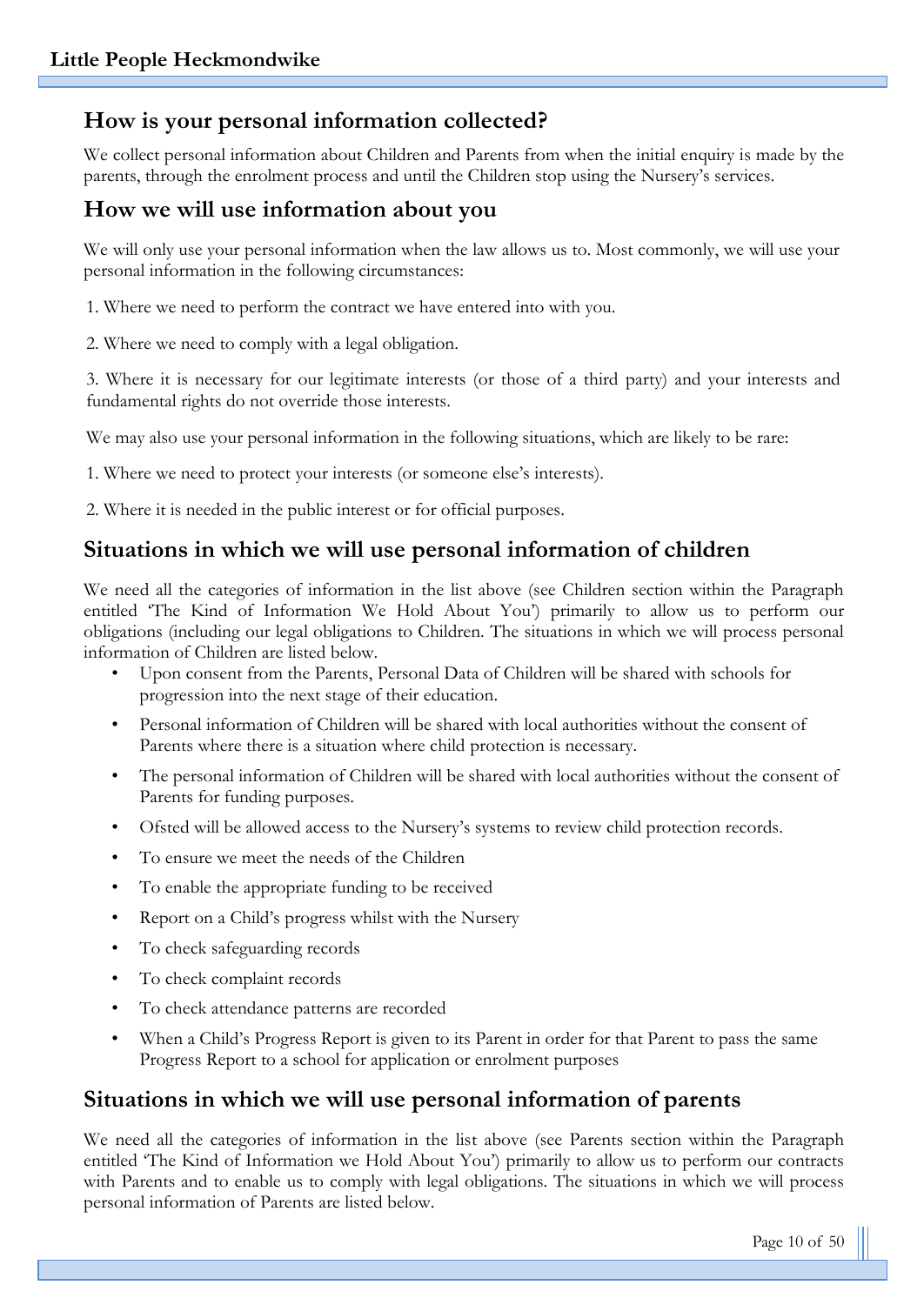## How is your personal information collected?

We collect personal information about Children and Parents from when the initial enquiry is made by the parents, through the enrolment process and until the Children stop using the Nursery's services.

## How we will use information about you

We will only use your personal information when the law allows us to. Most commonly, we will use your personal information in the following circumstances:

1. Where we need to perform the contract we have entered into with you.

2. Where we need to comply with a legal obligation.

3. Where it is necessary for our legitimate interests (or those of a third party) and your interests and fundamental rights do not override those interests.

We may also use your personal information in the following situations, which are likely to be rare:

1. Where we need to protect your interests (or someone else's interests).

2. Where it is needed in the public interest or for official purposes.

## Situations in which we will use personal information of children

We need all the categories of information in the list above (see Children section within the Paragraph entitled 'The Kind of Information We Hold About You') primarily to allow us to perform our obligations (including our legal obligations to Children. The situations in which we will process personal information of Children are listed below.

- Upon consent from the Parents, Personal Data of Children will be shared with schools for progression into the next stage of their education.
- Personal information of Children will be shared with local authorities without the consent of Parents where there is a situation where child protection is necessary.
- The personal information of Children will be shared with local authorities without the consent of Parents for funding purposes.
- Ofsted will be allowed access to the Nursery's systems to review child protection records.
- To ensure we meet the needs of the Children
- To enable the appropriate funding to be received
- Report on a Child's progress whilst with the Nursery
- To check safeguarding records
- To check complaint records
- To check attendance patterns are recorded
- When a Child's Progress Report is given to its Parent in order for that Parent to pass the same Progress Report to a school for application or enrolment purposes

## Situations in which we will use personal information of parents

We need all the categories of information in the list above (see Parents section within the Paragraph entitled 'The Kind of Information we Hold About You') primarily to allow us to perform our contracts with Parents and to enable us to comply with legal obligations. The situations in which we will process personal information of Parents are listed below.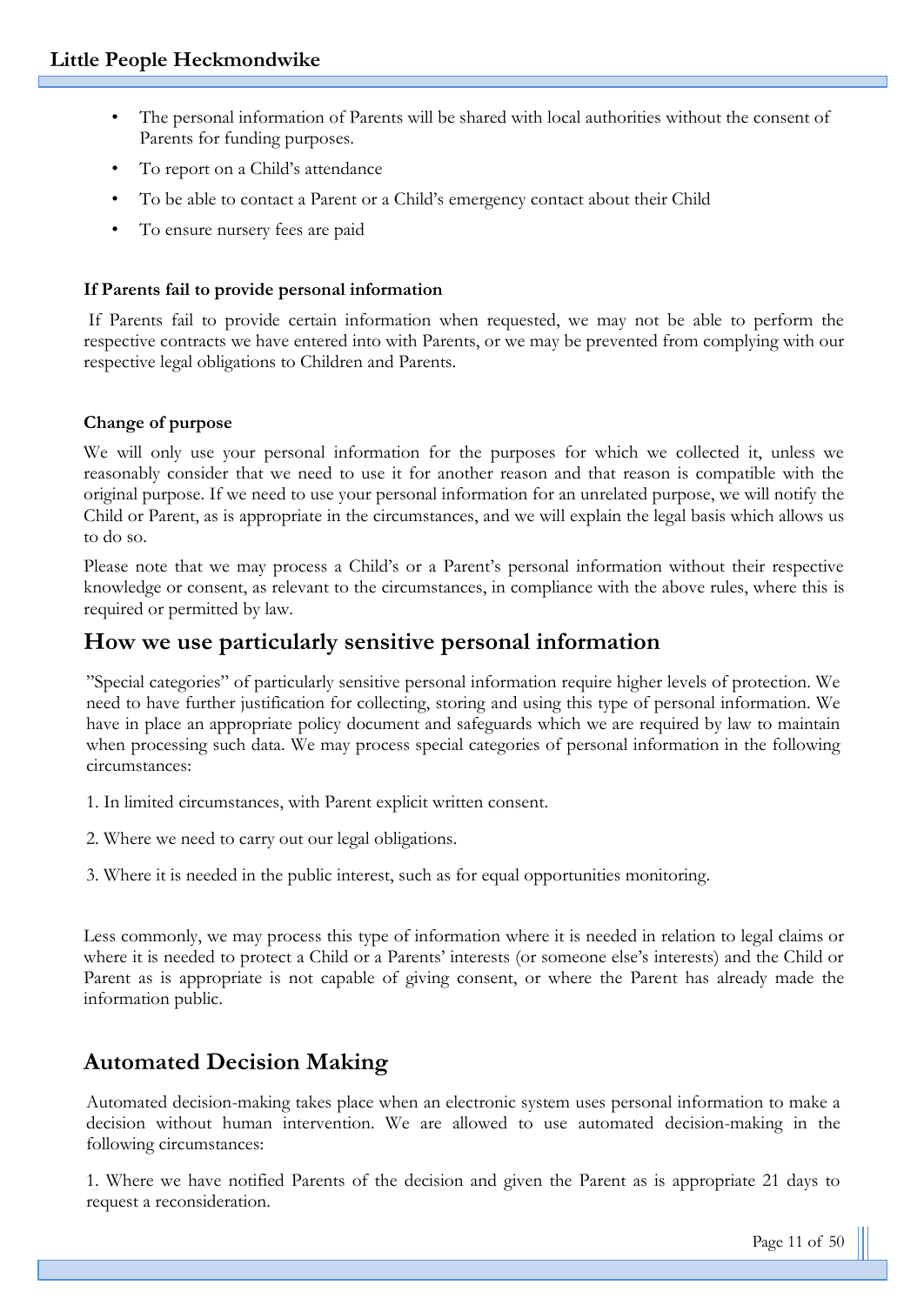- The personal information of Parents will be shared with local authorities without the consent of Parents for funding purposes.
- To report on a Child's attendance
- To be able to contact a Parent or a Child's emergency contact about their Child
- To ensure nursery fees are paid

#### If Parents fail to provide personal information

If Parents fail to provide certain information when requested, we may not be able to perform the respective contracts we have entered into with Parents, or we may be prevented from complying with our respective legal obligations to Children and Parents.

#### Change of purpose

We will only use your personal information for the purposes for which we collected it, unless we reasonably consider that we need to use it for another reason and that reason is compatible with the original purpose. If we need to use your personal information for an unrelated purpose, we will notify the Child or Parent, as is appropriate in the circumstances, and we will explain the legal basis which allows us to do so.

Please note that we may process a Child's or a Parent's personal information without their respective knowledge or consent, as relevant to the circumstances, in compliance with the above rules, where this is required or permitted by law.

## How we use particularly sensitive personal information

"Special categories" of particularly sensitive personal information require higher levels of protection. We need to have further justification for collecting, storing and using this type of personal information. We have in place an appropriate policy document and safeguards which we are required by law to maintain when processing such data. We may process special categories of personal information in the following circumstances:

1. In limited circumstances, with Parent explicit written consent.
2. Where we need to carry out our legal obligations.
3. Where it is needed in the public interest, such as for equal opportunities monitoring.

Less commonly, we may process this type of information where it is needed in relation to legal claims or where it is needed to protect a Child or a Parents' interests (or someone else's interests) and the Child or Parent as is appropriate is not capable of giving consent, or where the Parent has already made the information public.

## Automated Decision Making

Automated decision-making takes place when an electronic system uses personal information to make a decision without human intervention. We are allowed to use automated decision-making in the following circumstances:

1. Where we have notified Parents of the decision and given the Parent as is appropriate 21 days to request a reconsideration.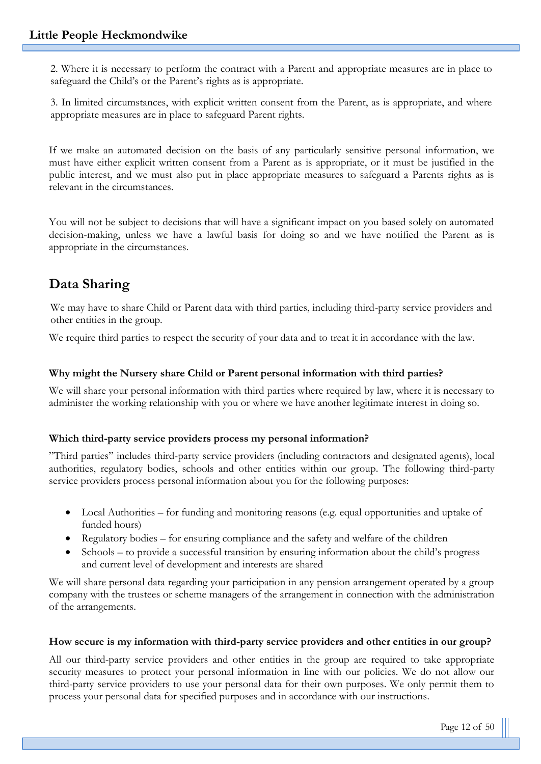2. Where it is necessary to perform the contract with a Parent and appropriate measures are in place to safeguard the Child's or the Parent's rights as is appropriate.

3. In limited circumstances, with explicit written consent from the Parent, as is appropriate, and where appropriate measures are in place to safeguard Parent rights.

If we make an automated decision on the basis of any particularly sensitive personal information, we must have either explicit written consent from a Parent as is appropriate, or it must be justified in the public interest, and we must also put in place appropriate measures to safeguard a Parents rights as is relevant in the circumstances.

You will not be subject to decisions that will have a significant impact on you based solely on automated decision-making, unless we have a lawful basis for doing so and we have notified the Parent as is appropriate in the circumstances.

## Data Sharing

We may have to share Child or Parent data with third parties, including third-party service providers and other entities in the group.

We require third parties to respect the security of your data and to treat it in accordance with the law.

**Why might the Nursery share Child or Parent personal information with third parties?**

We will share your personal information with third parties where required by law, where it is necessary to administer the working relationship with you or where we have another legitimate interest in doing so.

**Which third-party service providers process my personal information?**

"Third parties" includes third-party service providers (including contractors and designated agents), local authorities, regulatory bodies, schools and other entities within our group. The following third-party service providers process personal information about you for the following purposes:

- Local Authorities – for funding and monitoring reasons (e.g. equal opportunities and uptake of funded hours)
- Regulatory bodies – for ensuring compliance and the safety and welfare of the children
- Schools – to provide a successful transition by ensuring information about the child's progress and current level of development and interests are shared

We will share personal data regarding your participation in any pension arrangement operated by a group company with the trustees or scheme managers of the arrangement in connection with the administration of the arrangements.

**How secure is my information with third-party service providers and other entities in our group?**

All our third-party service providers and other entities in the group are required to take appropriate security measures to protect your personal information in line with our policies. We do not allow our third-party service providers to use your personal data for their own purposes. We only permit them to process your personal data for specified purposes and in accordance with our instructions.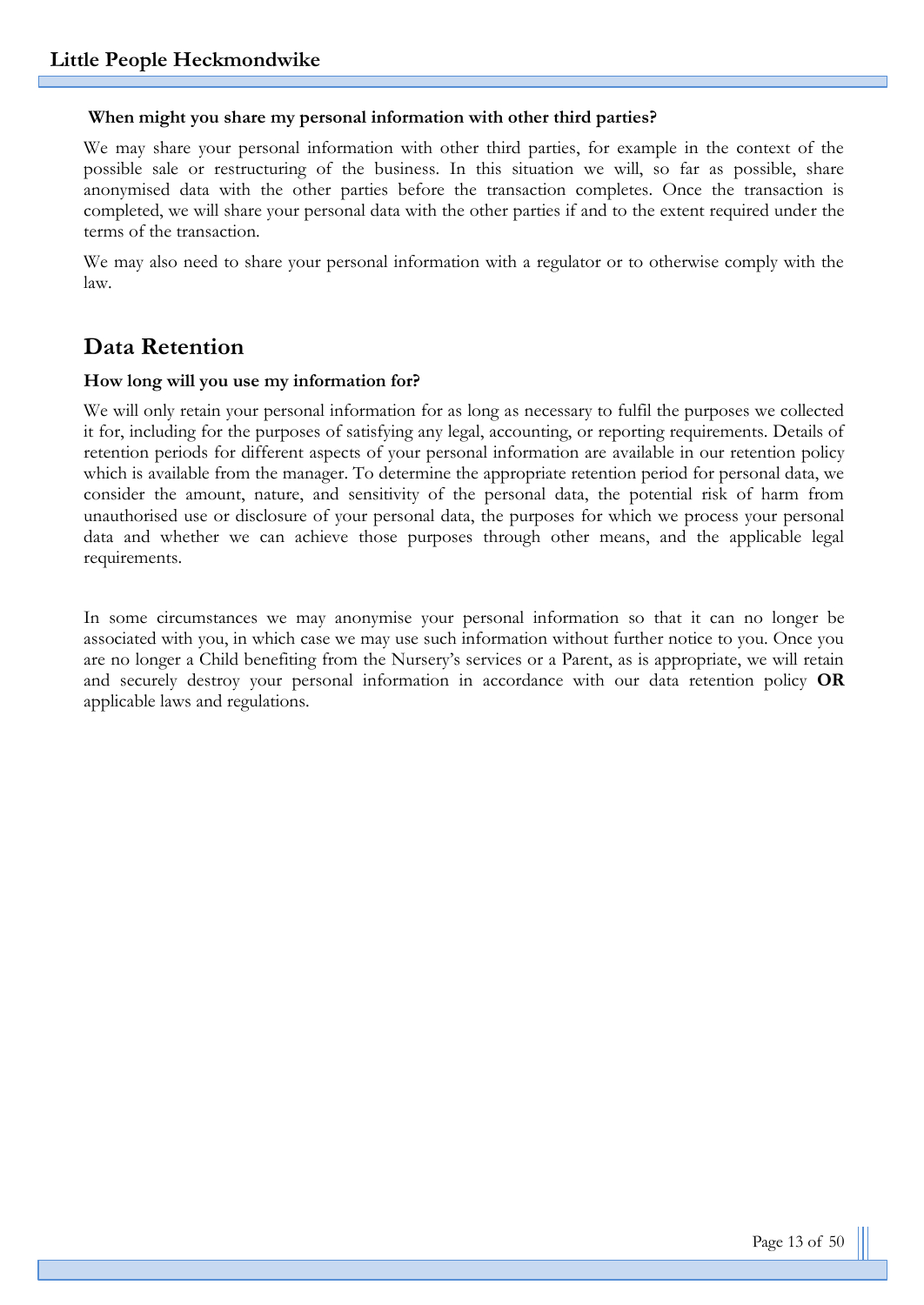### When might you share my personal information with other third parties?

We may share your personal information with other third parties, for example in the context of the possible sale or restructuring of the business. In this situation we will, so far as possible, share anonymised data with the other parties before the transaction completes. Once the transaction is completed, we will share your personal data with the other parties if and to the extent required under the terms of the transaction.

We may also need to share your personal information with a regulator or to otherwise comply with the law.

## Data Retention

### How long will you use my information for?

We will only retain your personal information for as long as necessary to fulfil the purposes we collected it for, including for the purposes of satisfying any legal, accounting, or reporting requirements. Details of retention periods for different aspects of your personal information are available in our retention policy which is available from the manager. To determine the appropriate retention period for personal data, we consider the amount, nature, and sensitivity of the personal data, the potential risk of harm from unauthorised use or disclosure of your personal data, the purposes for which we process your personal data and whether we can achieve those purposes through other means, and the applicable legal requirements.

In some circumstances we may anonymise your personal information so that it can no longer be associated with you, in which case we may use such information without further notice to you. Once you are no longer a Child benefiting from the Nursery's services or a Parent, as is appropriate, we will retain and securely destroy your personal information in accordance with our data retention policy **OR** applicable laws and regulations.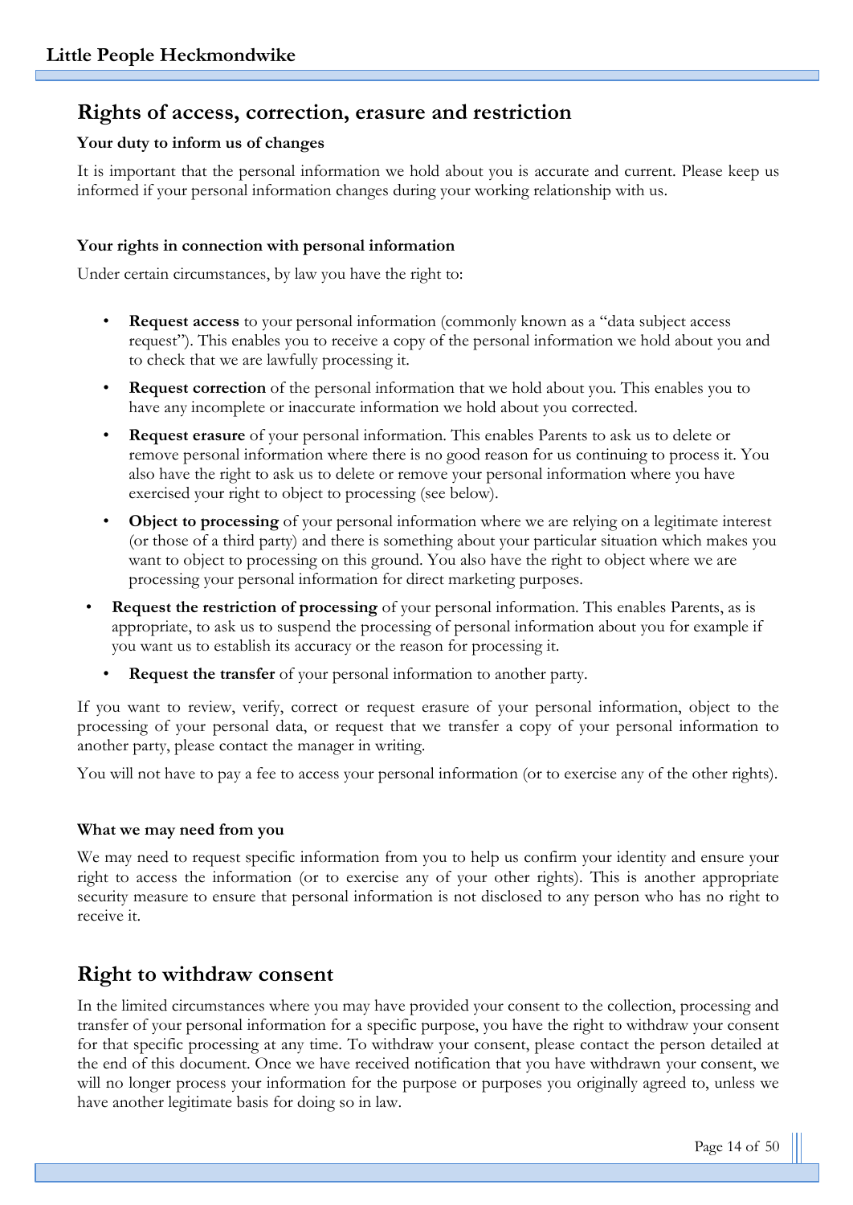## Rights of access, correction, erasure and restriction

### Your duty to inform us of changes

It is important that the personal information we hold about you is accurate and current. Please keep us informed if your personal information changes during your working relationship with us.

### Your rights in connection with personal information

Under certain circumstances, by law you have the right to:

- **Request access** to your personal information (commonly known as a "data subject access request"). This enables you to receive a copy of the personal information we hold about you and to check that we are lawfully processing it.
- **Request correction** of the personal information that we hold about you. This enables you to have any incomplete or inaccurate information we hold about you corrected.
- **Request erasure** of your personal information. This enables Parents to ask us to delete or remove personal information where there is no good reason for us continuing to process it. You also have the right to ask us to delete or remove your personal information where you have exercised your right to object to processing (see below).
- **Object to processing** of your personal information where we are relying on a legitimate interest (or those of a third party) and there is something about your particular situation which makes you want to object to processing on this ground. You also have the right to object where we are processing your personal information for direct marketing purposes.
- **Request the restriction of processing** of your personal information. This enables Parents, as is appropriate, to ask us to suspend the processing of personal information about you for example if you want us to establish its accuracy or the reason for processing it.
- **Request the transfer** of your personal information to another party.

If you want to review, verify, correct or request erasure of your personal information, object to the processing of your personal data, or request that we transfer a copy of your personal information to another party, please contact the manager in writing.

You will not have to pay a fee to access your personal information (or to exercise any of the other rights).

### What we may need from you

We may need to request specific information from you to help us confirm your identity and ensure your right to access the information (or to exercise any of your other rights). This is another appropriate security measure to ensure that personal information is not disclosed to any person who has no right to receive it.

## Right to withdraw consent

In the limited circumstances where you may have provided your consent to the collection, processing and transfer of your personal information for a specific purpose, you have the right to withdraw your consent for that specific processing at any time. To withdraw your consent, please contact the person detailed at the end of this document. Once we have received notification that you have withdrawn your consent, we will no longer process your information for the purpose or purposes you originally agreed to, unless we have another legitimate basis for doing so in law.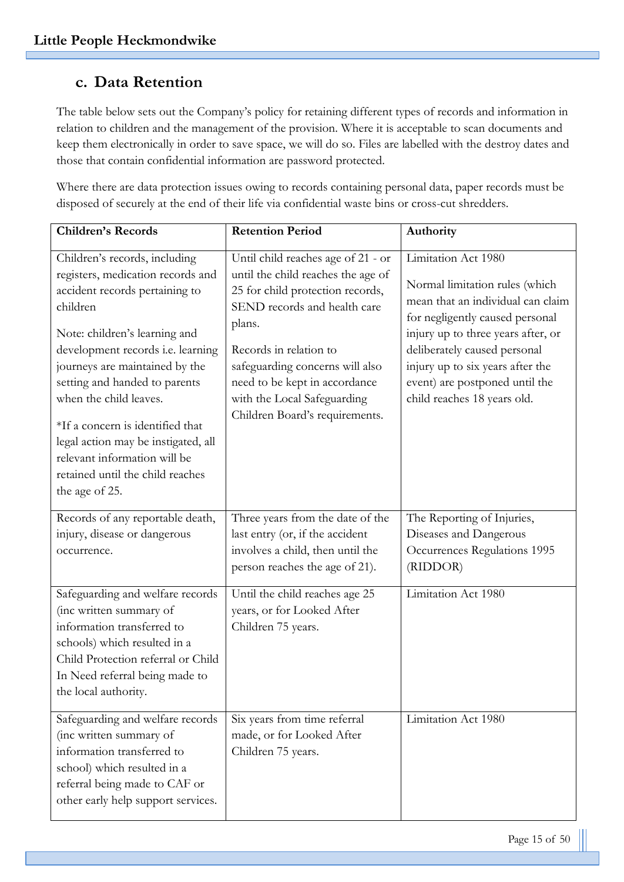## c. Data Retention

The table below sets out the Company's policy for retaining different types of records and information in relation to children and the management of the provision. Where it is acceptable to scan documents and keep them electronically in order to save space, we will do so. Files are labelled with the destroy dates and those that contain confidential information are password protected.

Where there are data protection issues owing to records containing personal data, paper records must be disposed of securely at the end of their life via confidential waste bins or cross-cut shredders.

| Children's Records | Retention Period | Authority |
|---|---|---|
| Children's records, including registers, medication records and accident records pertaining to children<br><br>Note: children's learning and development records i.e. learning journeys are maintained by the setting and handed to parents when the child leaves.<br><br>*If a concern is identified that legal action may be instigated, all relevant information will be retained until the child reaches the age of 25. | Until child reaches age of 21 - or until the child reaches the age of 25 for child protection records, SEND records and health care plans.<br><br>Records in relation to safeguarding concerns will also need to be kept in accordance with the Local Safeguarding Children Board's requirements. | Limitation Act 1980<br><br>Normal limitation rules (which mean that an individual can claim for negligently caused personal injury up to three years after, or deliberately caused personal injury up to six years after the event) are postponed until the child reaches 18 years old. |
| Records of any reportable death, injury, disease or dangerous occurrence. | Three years from the date of the last entry (or, if the accident involves a child, then until the person reaches the age of 21). | The Reporting of Injuries, Diseases and Dangerous Occurrences Regulations 1995 (RIDDOR) |
| Safeguarding and welfare records (inc written summary of information transferred to schools) which resulted in a Child Protection referral or Child In Need referral being made to the local authority. | Until the child reaches age 25 years, or for Looked After Children 75 years. | Limitation Act 1980 |
| Safeguarding and welfare records (inc written summary of information transferred to school) which resulted in a referral being made to CAF or other early help support services. | Six years from time referral made, or for Looked After Children 75 years. | Limitation Act 1980 |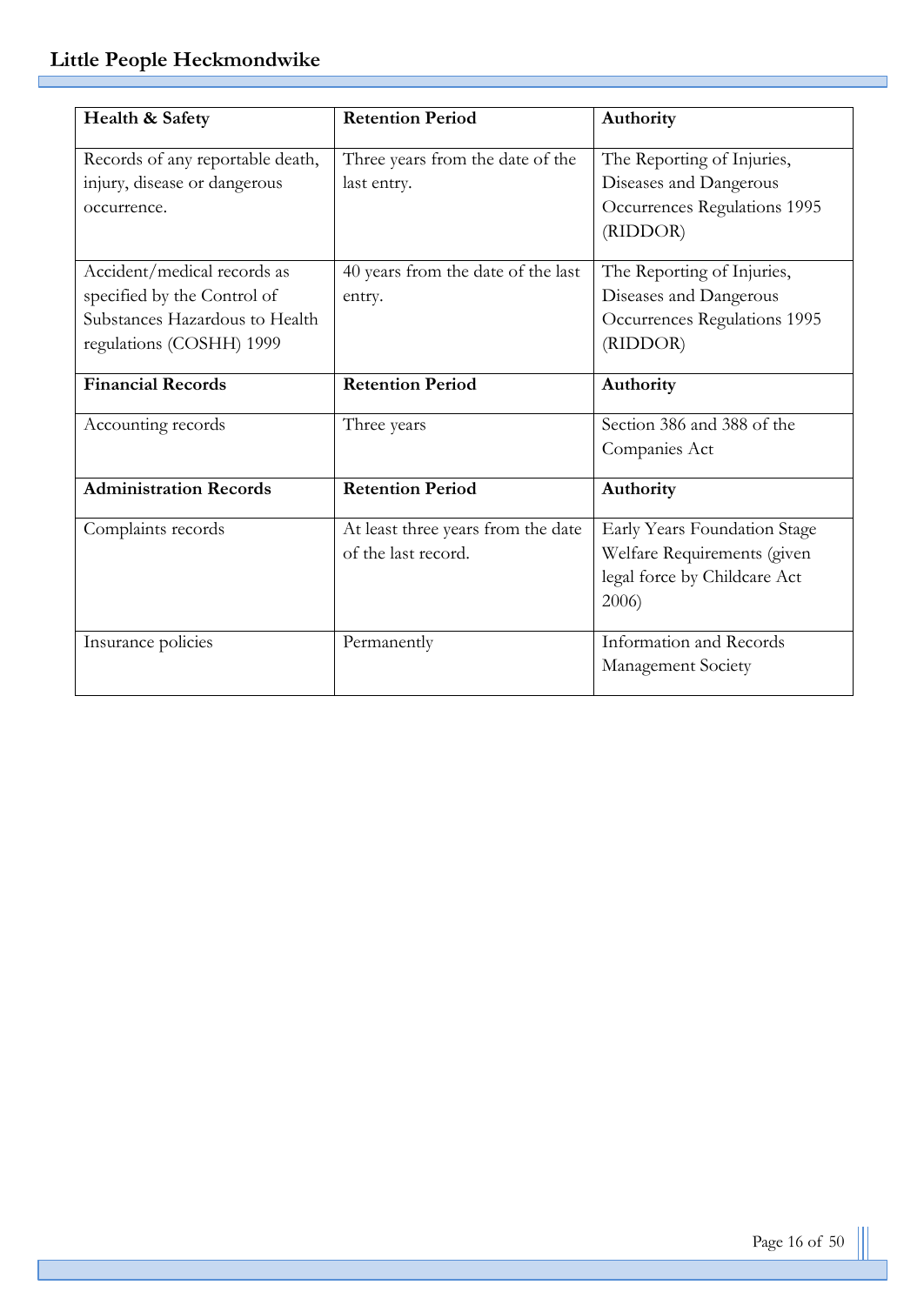| **Health & Safety** | **Retention Period** | **Authority** |
|---|---|---|
| Records of any reportable death, injury, disease or dangerous occurrence. | Three years from the date of the last entry. | The Reporting of Injuries, Diseases and Dangerous Occurrences Regulations 1995 (RIDDOR) |
| Accident/medical records as specified by the Control of Substances Hazardous to Health regulations (COSHH) 1999 | 40 years from the date of the last entry. | The Reporting of Injuries, Diseases and Dangerous Occurrences Regulations 1995 (RIDDOR) |
| **Financial Records** | **Retention Period** | **Authority** |
| Accounting records | Three years | Section 386 and 388 of the Companies Act |
| **Administration Records** | **Retention Period** | **Authority** |
| Complaints records | At least three years from the date of the last record. | Early Years Foundation Stage Welfare Requirements (given legal force by Childcare Act 2006) |
| Insurance policies | Permanently | Information and Records Management Society |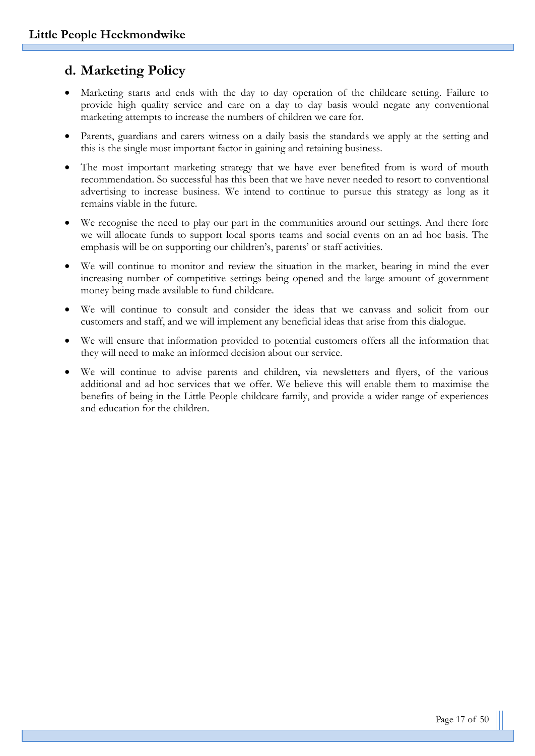## d. Marketing Policy

- Marketing starts and ends with the day to day operation of the childcare setting. Failure to provide high quality service and care on a day to day basis would negate any conventional marketing attempts to increase the numbers of children we care for.
- Parents, guardians and carers witness on a daily basis the standards we apply at the setting and this is the single most important factor in gaining and retaining business.
- The most important marketing strategy that we have ever benefited from is word of mouth recommendation. So successful has this been that we have never needed to resort to conventional advertising to increase business. We intend to continue to pursue this strategy as long as it remains viable in the future.
- We recognise the need to play our part in the communities around our settings. And there fore we will allocate funds to support local sports teams and social events on an ad hoc basis. The emphasis will be on supporting our children's, parents' or staff activities.
- We will continue to monitor and review the situation in the market, bearing in mind the ever increasing number of competitive settings being opened and the large amount of government money being made available to fund childcare.
- We will continue to consult and consider the ideas that we canvass and solicit from our customers and staff, and we will implement any beneficial ideas that arise from this dialogue.
- We will ensure that information provided to potential customers offers all the information that they will need to make an informed decision about our service.
- We will continue to advise parents and children, via newsletters and flyers, of the various additional and ad hoc services that we offer. We believe this will enable them to maximise the benefits of being in the Little People childcare family, and provide a wider range of experiences and education for the children.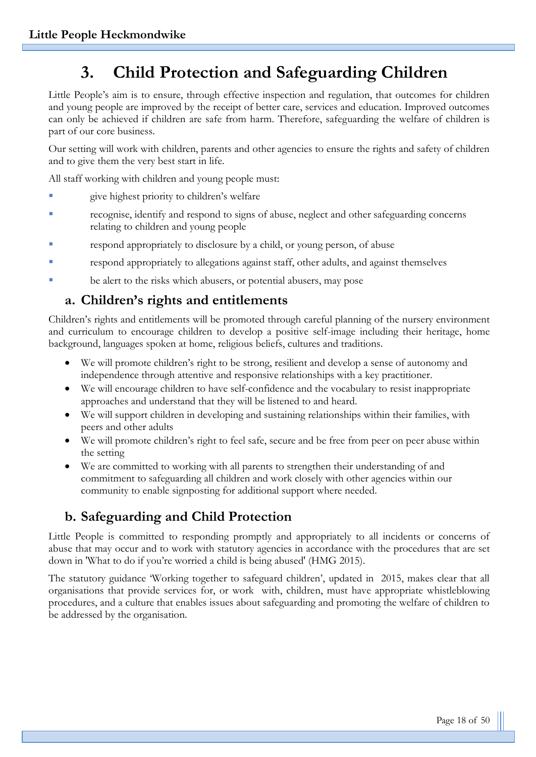# 3. Child Protection and Safeguarding Children

Little People's aim is to ensure, through effective inspection and regulation, that outcomes for children and young people are improved by the receipt of better care, services and education. Improved outcomes can only be achieved if children are safe from harm. Therefore, safeguarding the welfare of children is part of our core business.

Our setting will work with children, parents and other agencies to ensure the rights and safety of children and to give them the very best start in life.

All staff working with children and young people must:

- give highest priority to children's welfare
- recognise, identify and respond to signs of abuse, neglect and other safeguarding concerns relating to children and young people
- respond appropriately to disclosure by a child, or young person, of abuse
- respond appropriately to allegations against staff, other adults, and against themselves
- be alert to the risks which abusers, or potential abusers, may pose

## a. Children's rights and entitlements

Children's rights and entitlements will be promoted through careful planning of the nursery environment and curriculum to encourage children to develop a positive self-image including their heritage, home background, languages spoken at home, religious beliefs, cultures and traditions.

- We will promote children's right to be strong, resilient and develop a sense of autonomy and independence through attentive and responsive relationships with a key practitioner.
- We will encourage children to have self-confidence and the vocabulary to resist inappropriate approaches and understand that they will be listened to and heard.
- We will support children in developing and sustaining relationships within their families, with peers and other adults
- We will promote children's right to feel safe, secure and be free from peer on peer abuse within the setting
- We are committed to working with all parents to strengthen their understanding of and commitment to safeguarding all children and work closely with other agencies within our community to enable signposting for additional support where needed.

## b. Safeguarding and Child Protection

Little People is committed to responding promptly and appropriately to all incidents or concerns of abuse that may occur and to work with statutory agencies in accordance with the procedures that are set down in 'What to do if you're worried a child is being abused' (HMG 2015).

The statutory guidance 'Working together to safeguard children', updated in 2015, makes clear that all organisations that provide services for, or work with, children, must have appropriate whistleblowing procedures, and a culture that enables issues about safeguarding and promoting the welfare of children to be addressed by the organisation.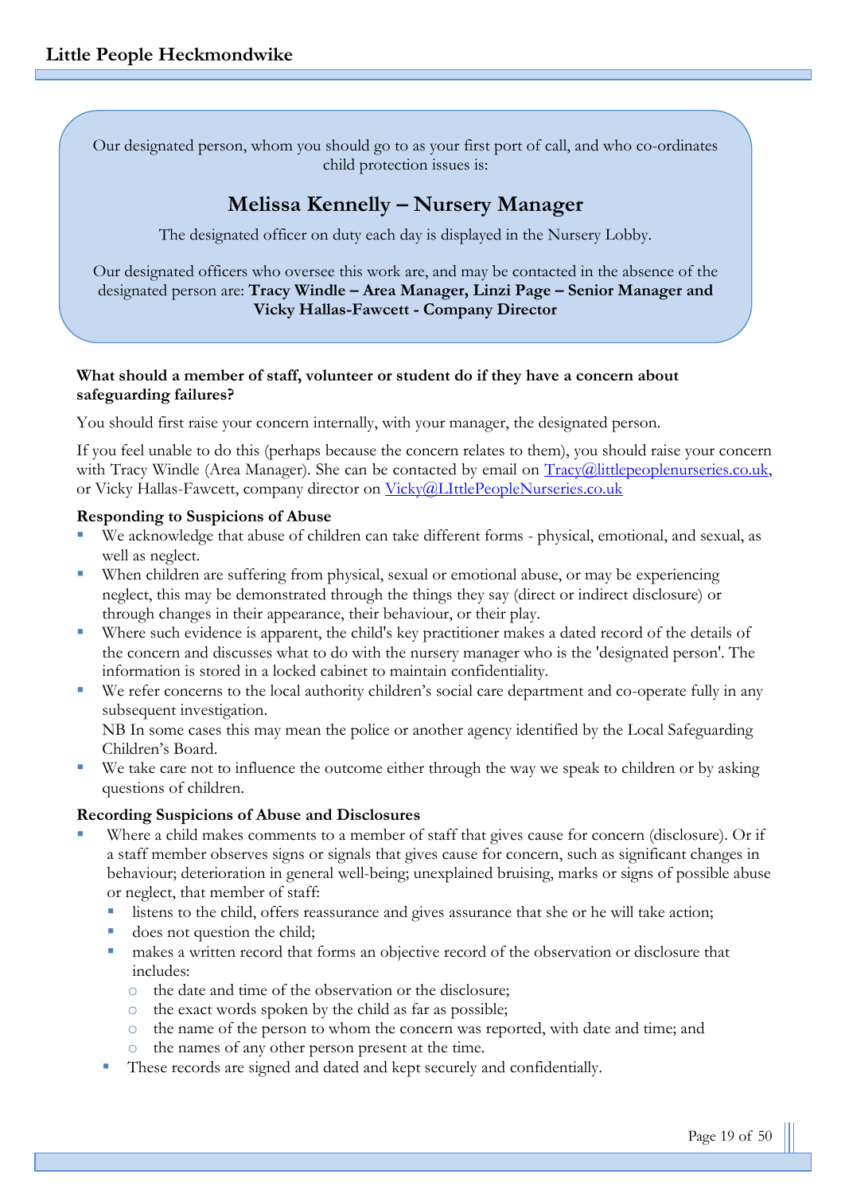Our designated person, whom you should go to as your first port of call, and who co-ordinates child protection issues is:

## Melissa Kennelly – Nursery Manager

The designated officer on duty each day is displayed in the Nursery Lobby.

Our designated officers who oversee this work are, and may be contacted in the absence of the designated person are: **Tracy Windle – Area Manager, Linzi Page – Senior Manager and Vicky Hallas-Fawcett - Company Director**

**What should a member of staff, volunteer or student do if they have a concern about safeguarding failures?**

You should first raise your concern internally, with your manager, the designated person.

If you feel unable to do this (perhaps because the concern relates to them), you should raise your concern with Tracy Windle (Area Manager). She can be contacted by email on Tracy@littlepeoplenurseries.co.uk, or Vicky Hallas-Fawcett, company director on Vicky@LIttlePeopleNurseries.co.uk

**Responding to Suspicions of Abuse**

- We acknowledge that abuse of children can take different forms - physical, emotional, and sexual, as well as neglect.
- When children are suffering from physical, sexual or emotional abuse, or may be experiencing neglect, this may be demonstrated through the things they say (direct or indirect disclosure) or through changes in their appearance, their behaviour, or their play.
- Where such evidence is apparent, the child's key practitioner makes a dated record of the details of the concern and discusses what to do with the nursery manager who is the 'designated person'. The information is stored in a locked cabinet to maintain confidentiality.
- We refer concerns to the local authority children's social care department and co-operate fully in any subsequent investigation.
  NB In some cases this may mean the police or another agency identified by the Local Safeguarding Children's Board.
- We take care not to influence the outcome either through the way we speak to children or by asking questions of children.

**Recording Suspicions of Abuse and Disclosures**

- Where a child makes comments to a member of staff that gives cause for concern (disclosure). Or if a staff member observes signs or signals that gives cause for concern, such as significant changes in behaviour; deterioration in general well-being; unexplained bruising, marks or signs of possible abuse or neglect, that member of staff:
  - listens to the child, offers reassurance and gives assurance that she or he will take action;
  - does not question the child;
  - makes a written record that forms an objective record of the observation or disclosure that includes:
    - the date and time of the observation or the disclosure;
    - the exact words spoken by the child as far as possible;
    - the name of the person to whom the concern was reported, with date and time; and
    - the names of any other person present at the time.
  - These records are signed and dated and kept securely and confidentially.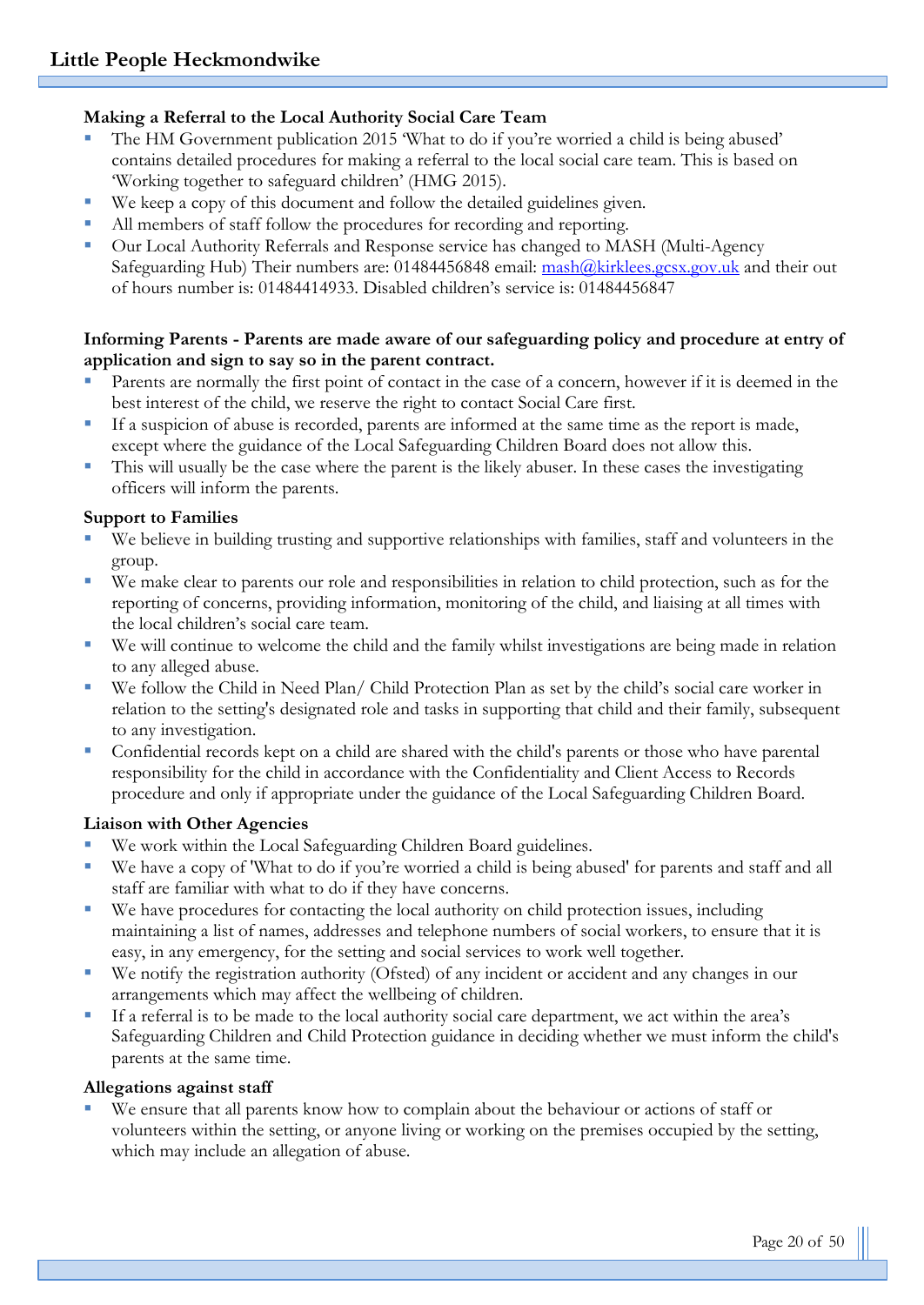**Making a Referral to the Local Authority Social Care Team**

- The HM Government publication 2015 'What to do if you're worried a child is being abused' contains detailed procedures for making a referral to the local social care team. This is based on 'Working together to safeguard children' (HMG 2015).
- We keep a copy of this document and follow the detailed guidelines given.
- All members of staff follow the procedures for recording and reporting.
- Our Local Authority Referrals and Response service has changed to MASH (Multi-Agency Safeguarding Hub) Their numbers are: 01484456848 email: mash@kirklees.gcsx.gov.uk and their out of hours number is: 01484414933. Disabled children's service is: 01484456847

**Informing Parents - Parents are made aware of our safeguarding policy and procedure at entry of application and sign to say so in the parent contract.**

- Parents are normally the first point of contact in the case of a concern, however if it is deemed in the best interest of the child, we reserve the right to contact Social Care first.
- If a suspicion of abuse is recorded, parents are informed at the same time as the report is made, except where the guidance of the Local Safeguarding Children Board does not allow this.
- This will usually be the case where the parent is the likely abuser. In these cases the investigating officers will inform the parents.

**Support to Families**

- We believe in building trusting and supportive relationships with families, staff and volunteers in the group.
- We make clear to parents our role and responsibilities in relation to child protection, such as for the reporting of concerns, providing information, monitoring of the child, and liaising at all times with the local children's social care team.
- We will continue to welcome the child and the family whilst investigations are being made in relation to any alleged abuse.
- We follow the Child in Need Plan/ Child Protection Plan as set by the child's social care worker in relation to the setting's designated role and tasks in supporting that child and their family, subsequent to any investigation.
- Confidential records kept on a child are shared with the child's parents or those who have parental responsibility for the child in accordance with the Confidentiality and Client Access to Records procedure and only if appropriate under the guidance of the Local Safeguarding Children Board.

**Liaison with Other Agencies**

- We work within the Local Safeguarding Children Board guidelines.
- We have a copy of 'What to do if you're worried a child is being abused' for parents and staff and all staff are familiar with what to do if they have concerns.
- We have procedures for contacting the local authority on child protection issues, including maintaining a list of names, addresses and telephone numbers of social workers, to ensure that it is easy, in any emergency, for the setting and social services to work well together.
- We notify the registration authority (Ofsted) of any incident or accident and any changes in our arrangements which may affect the wellbeing of children.
- If a referral is to be made to the local authority social care department, we act within the area's Safeguarding Children and Child Protection guidance in deciding whether we must inform the child's parents at the same time.

**Allegations against staff**

- We ensure that all parents know how to complain about the behaviour or actions of staff or volunteers within the setting, or anyone living or working on the premises occupied by the setting, which may include an allegation of abuse.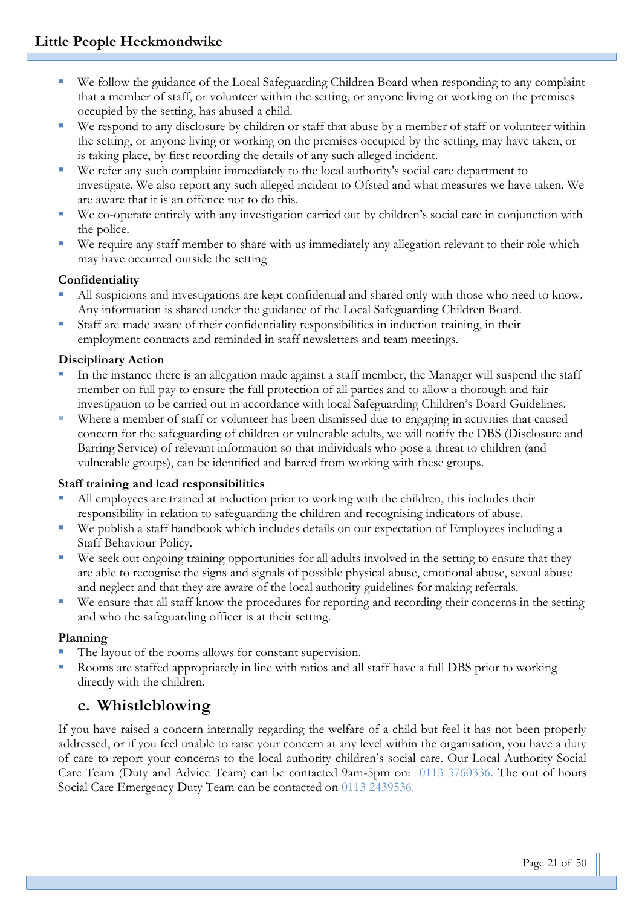- We follow the guidance of the Local Safeguarding Children Board when responding to any complaint that a member of staff, or volunteer within the setting, or anyone living or working on the premises occupied by the setting, has abused a child.
- We respond to any disclosure by children or staff that abuse by a member of staff or volunteer within the setting, or anyone living or working on the premises occupied by the setting, may have taken, or is taking place, by first recording the details of any such alleged incident.
- We refer any such complaint immediately to the local authority's social care department to investigate. We also report any such alleged incident to Ofsted and what measures we have taken. We are aware that it is an offence not to do this.
- We co-operate entirely with any investigation carried out by children's social care in conjunction with the police.
- We require any staff member to share with us immediately any allegation relevant to their role which may have occurred outside the setting

**Confidentiality**

- All suspicions and investigations are kept confidential and shared only with those who need to know. Any information is shared under the guidance of the Local Safeguarding Children Board.
- Staff are made aware of their confidentiality responsibilities in induction training, in their employment contracts and reminded in staff newsletters and team meetings.

**Disciplinary Action**

- In the instance there is an allegation made against a staff member, the Manager will suspend the staff member on full pay to ensure the full protection of all parties and to allow a thorough and fair investigation to be carried out in accordance with local Safeguarding Children's Board Guidelines.
- Where a member of staff or volunteer has been dismissed due to engaging in activities that caused concern for the safeguarding of children or vulnerable adults, we will notify the DBS (Disclosure and Barring Service) of relevant information so that individuals who pose a threat to children (and vulnerable groups), can be identified and barred from working with these groups.

**Staff training and lead responsibilities**

- All employees are trained at induction prior to working with the children, this includes their responsibility in relation to safeguarding the children and recognising indicators of abuse.
- We publish a staff handbook which includes details on our expectation of Employees including a Staff Behaviour Policy.
- We seek out ongoing training opportunities for all adults involved in the setting to ensure that they are able to recognise the signs and signals of possible physical abuse, emotional abuse, sexual abuse and neglect and that they are aware of the local authority guidelines for making referrals.
- We ensure that all staff know the procedures for reporting and recording their concerns in the setting and who the safeguarding officer is at their setting.

**Planning**

- The layout of the rooms allows for constant supervision.
- Rooms are staffed appropriately in line with ratios and all staff have a full DBS prior to working directly with the children.

## c. Whistleblowing

If you have raised a concern internally regarding the welfare of a child but feel it has not been properly addressed, or if you feel unable to raise your concern at any level within the organisation, you have a duty of care to report your concerns to the local authority children's social care. Our Local Authority Social Care Team (Duty and Advice Team) can be contacted 9am-5pm on: 0113 3760336. The out of hours Social Care Emergency Duty Team can be contacted on 0113 2439536.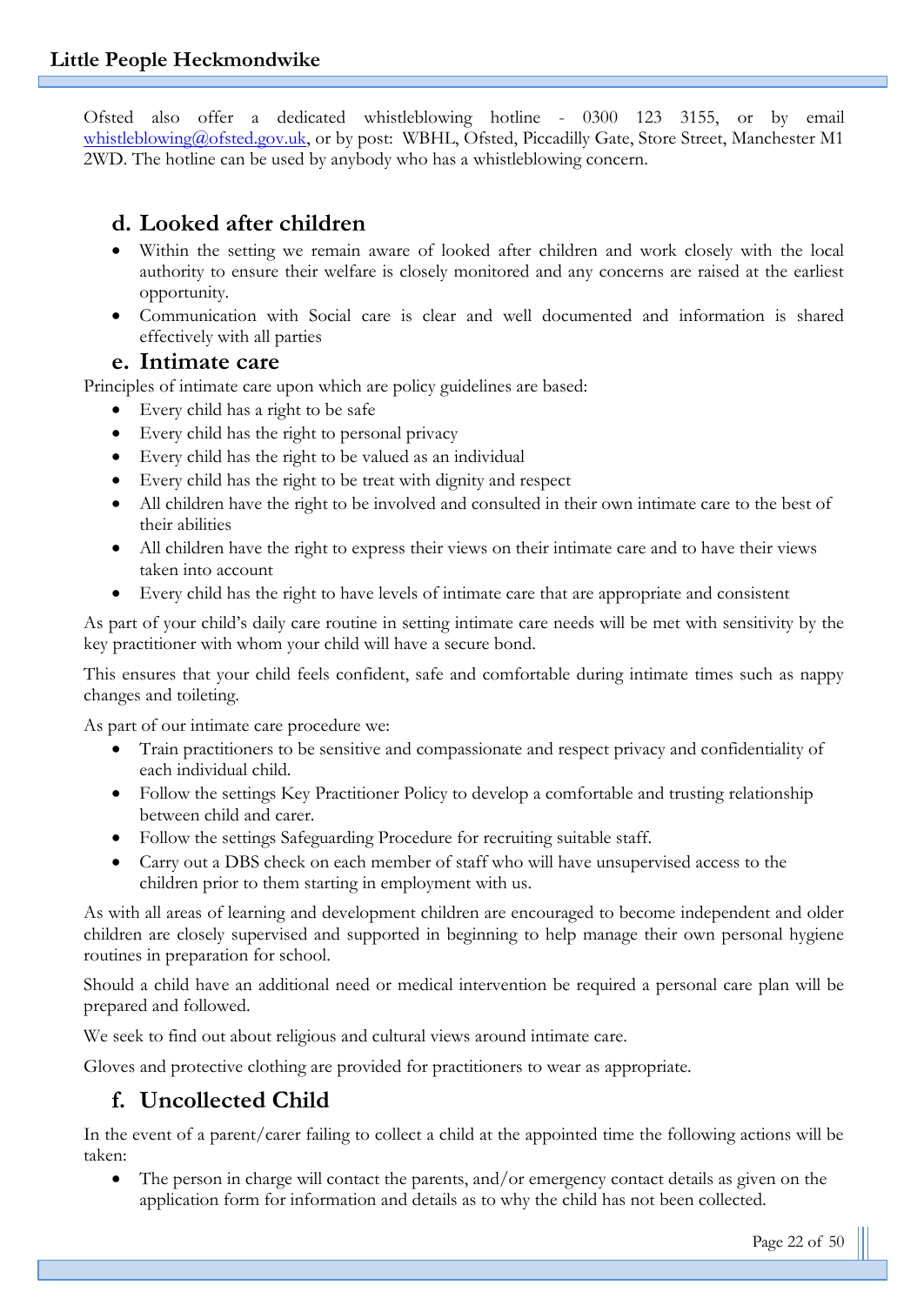Ofsted also offer a dedicated whistleblowing hotline - 0300 123 3155, or by email whistleblowing@ofsted.gov.uk, or by post: WBHL, Ofsted, Piccadilly Gate, Store Street, Manchester M1 2WD. The hotline can be used by anybody who has a whistleblowing concern.

## d. Looked after children

- Within the setting we remain aware of looked after children and work closely with the local authority to ensure their welfare is closely monitored and any concerns are raised at the earliest opportunity.
- Communication with Social care is clear and well documented and information is shared effectively with all parties

## e. Intimate care

Principles of intimate care upon which are policy guidelines are based:

- Every child has a right to be safe
- Every child has the right to personal privacy
- Every child has the right to be valued as an individual
- Every child has the right to be treat with dignity and respect
- All children have the right to be involved and consulted in their own intimate care to the best of their abilities
- All children have the right to express their views on their intimate care and to have their views taken into account
- Every child has the right to have levels of intimate care that are appropriate and consistent

As part of your child's daily care routine in setting intimate care needs will be met with sensitivity by the key practitioner with whom your child will have a secure bond.

This ensures that your child feels confident, safe and comfortable during intimate times such as nappy changes and toileting.

As part of our intimate care procedure we:

- Train practitioners to be sensitive and compassionate and respect privacy and confidentiality of each individual child.
- Follow the settings Key Practitioner Policy to develop a comfortable and trusting relationship between child and carer.
- Follow the settings Safeguarding Procedure for recruiting suitable staff.
- Carry out a DBS check on each member of staff who will have unsupervised access to the children prior to them starting in employment with us.

As with all areas of learning and development children are encouraged to become independent and older children are closely supervised and supported in beginning to help manage their own personal hygiene routines in preparation for school.

Should a child have an additional need or medical intervention be required a personal care plan will be prepared and followed.

We seek to find out about religious and cultural views around intimate care.

Gloves and protective clothing are provided for practitioners to wear as appropriate.

## f. Uncollected Child

In the event of a parent/carer failing to collect a child at the appointed time the following actions will be taken:

- The person in charge will contact the parents, and/or emergency contact details as given on the application form for information and details as to why the child has not been collected.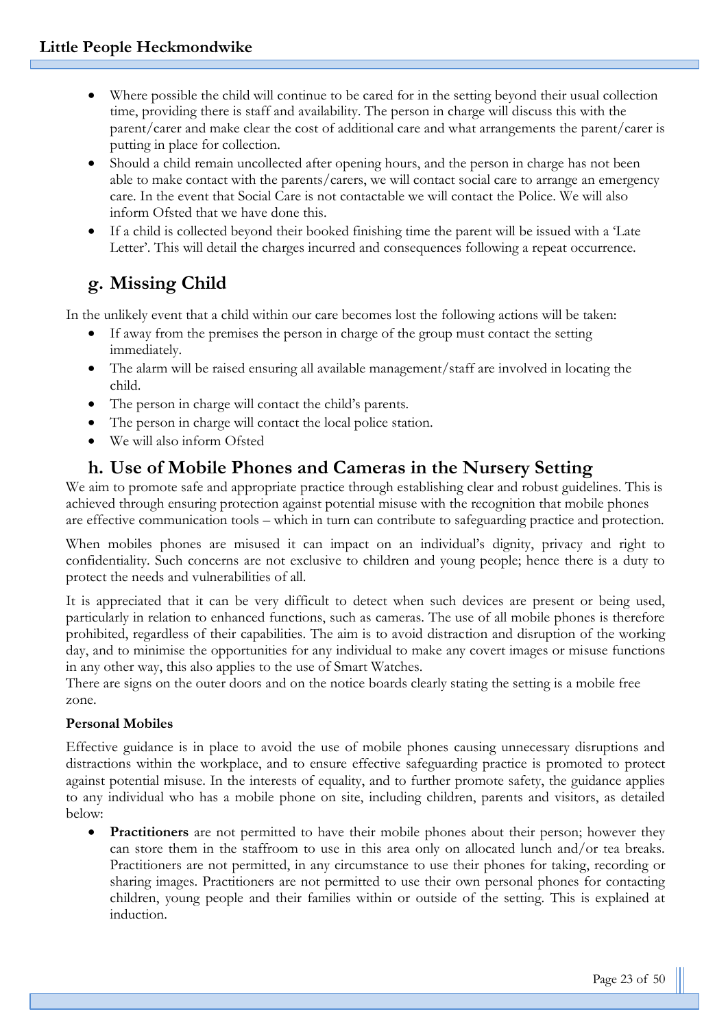- Where possible the child will continue to be cared for in the setting beyond their usual collection time, providing there is staff and availability. The person in charge will discuss this with the parent/carer and make clear the cost of additional care and what arrangements the parent/carer is putting in place for collection.
- Should a child remain uncollected after opening hours, and the person in charge has not been able to make contact with the parents/carers, we will contact social care to arrange an emergency care. In the event that Social Care is not contactable we will contact the Police. We will also inform Ofsted that we have done this.
- If a child is collected beyond their booked finishing time the parent will be issued with a 'Late Letter'. This will detail the charges incurred and consequences following a repeat occurrence.

## g. Missing Child

In the unlikely event that a child within our care becomes lost the following actions will be taken:

- If away from the premises the person in charge of the group must contact the setting immediately.
- The alarm will be raised ensuring all available management/staff are involved in locating the child.
- The person in charge will contact the child's parents.
- The person in charge will contact the local police station.
- We will also inform Ofsted

## h. Use of Mobile Phones and Cameras in the Nursery Setting

We aim to promote safe and appropriate practice through establishing clear and robust guidelines. This is achieved through ensuring protection against potential misuse with the recognition that mobile phones are effective communication tools – which in turn can contribute to safeguarding practice and protection.

When mobiles phones are misused it can impact on an individual's dignity, privacy and right to confidentiality. Such concerns are not exclusive to children and young people; hence there is a duty to protect the needs and vulnerabilities of all.

It is appreciated that it can be very difficult to detect when such devices are present or being used, particularly in relation to enhanced functions, such as cameras. The use of all mobile phones is therefore prohibited, regardless of their capabilities. The aim is to avoid distraction and disruption of the working day, and to minimise the opportunities for any individual to make any covert images or misuse functions in any other way, this also applies to the use of Smart Watches.
There are signs on the outer doors and on the notice boards clearly stating the setting is a mobile free zone.

**Personal Mobiles**

Effective guidance is in place to avoid the use of mobile phones causing unnecessary disruptions and distractions within the workplace, and to ensure effective safeguarding practice is promoted to protect against potential misuse. In the interests of equality, and to further promote safety, the guidance applies to any individual who has a mobile phone on site, including children, parents and visitors, as detailed below:

- **Practitioners** are not permitted to have their mobile phones about their person; however they can store them in the staffroom to use in this area only on allocated lunch and/or tea breaks. Practitioners are not permitted, in any circumstance to use their phones for taking, recording or sharing images. Practitioners are not permitted to use their own personal phones for contacting children, young people and their families within or outside of the setting. This is explained at induction.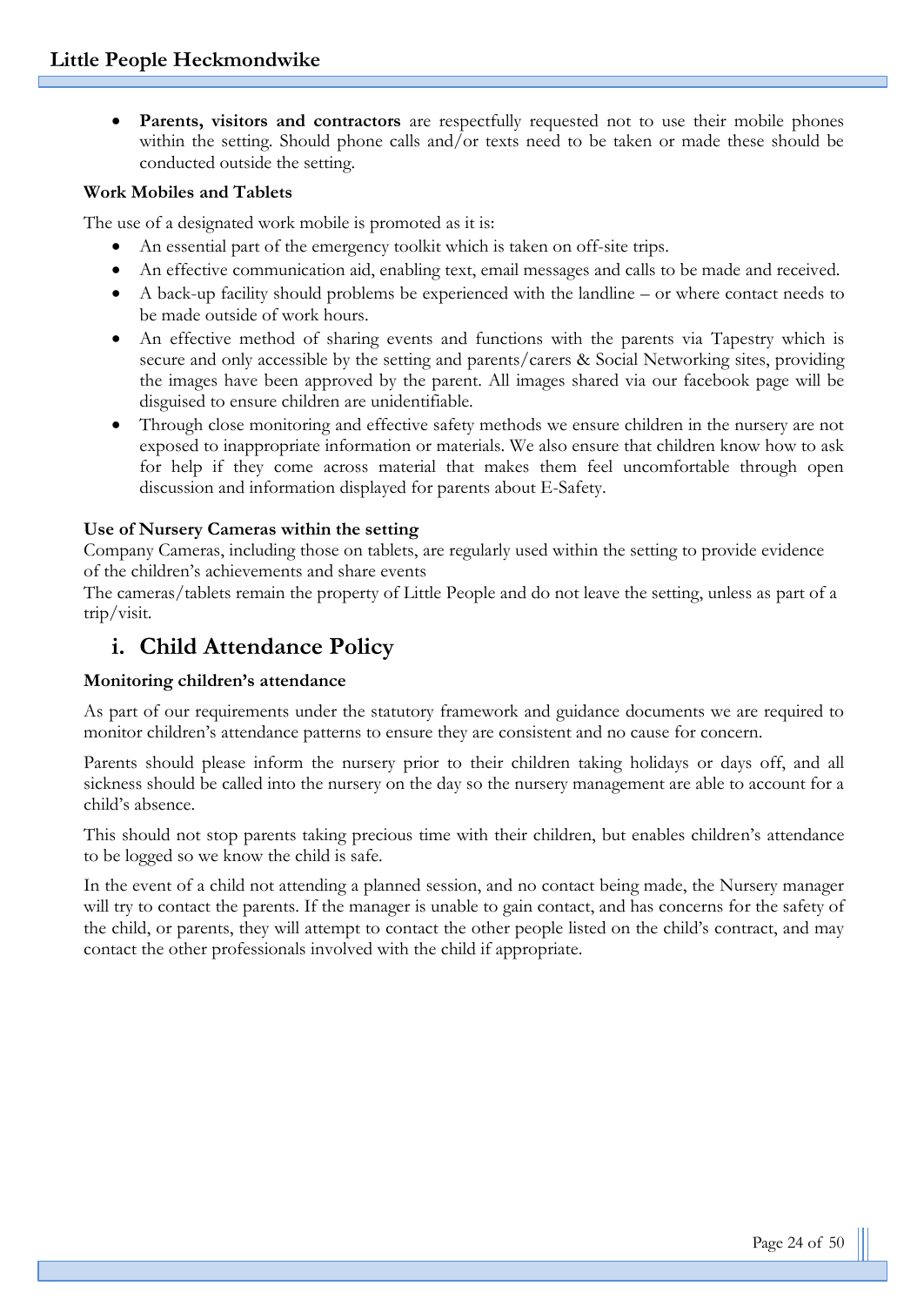- **Parents, visitors and contractors** are respectfully requested not to use their mobile phones within the setting. Should phone calls and/or texts need to be taken or made these should be conducted outside the setting.

**Work Mobiles and Tablets**

The use of a designated work mobile is promoted as it is:

- An essential part of the emergency toolkit which is taken on off-site trips.
- An effective communication aid, enabling text, email messages and calls to be made and received.
- A back-up facility should problems be experienced with the landline – or where contact needs to be made outside of work hours.
- An effective method of sharing events and functions with the parents via Tapestry which is secure and only accessible by the setting and parents/carers & Social Networking sites, providing the images have been approved by the parent. All images shared via our facebook page will be disguised to ensure children are unidentifiable.
- Through close monitoring and effective safety methods we ensure children in the nursery are not exposed to inappropriate information or materials. We also ensure that children know how to ask for help if they come across material that makes them feel uncomfortable through open discussion and information displayed for parents about E-Safety.

**Use of Nursery Cameras within the setting**

Company Cameras, including those on tablets, are regularly used within the setting to provide evidence of the children's achievements and share events

The cameras/tablets remain the property of Little People and do not leave the setting, unless as part of a trip/visit.

## i. Child Attendance Policy

**Monitoring children's attendance**

As part of our requirements under the statutory framework and guidance documents we are required to monitor children's attendance patterns to ensure they are consistent and no cause for concern.

Parents should please inform the nursery prior to their children taking holidays or days off, and all sickness should be called into the nursery on the day so the nursery management are able to account for a child's absence.

This should not stop parents taking precious time with their children, but enables children's attendance to be logged so we know the child is safe.

In the event of a child not attending a planned session, and no contact being made, the Nursery manager will try to contact the parents. If the manager is unable to gain contact, and has concerns for the safety of the child, or parents, they will attempt to contact the other people listed on the child's contract, and may contact the other professionals involved with the child if appropriate.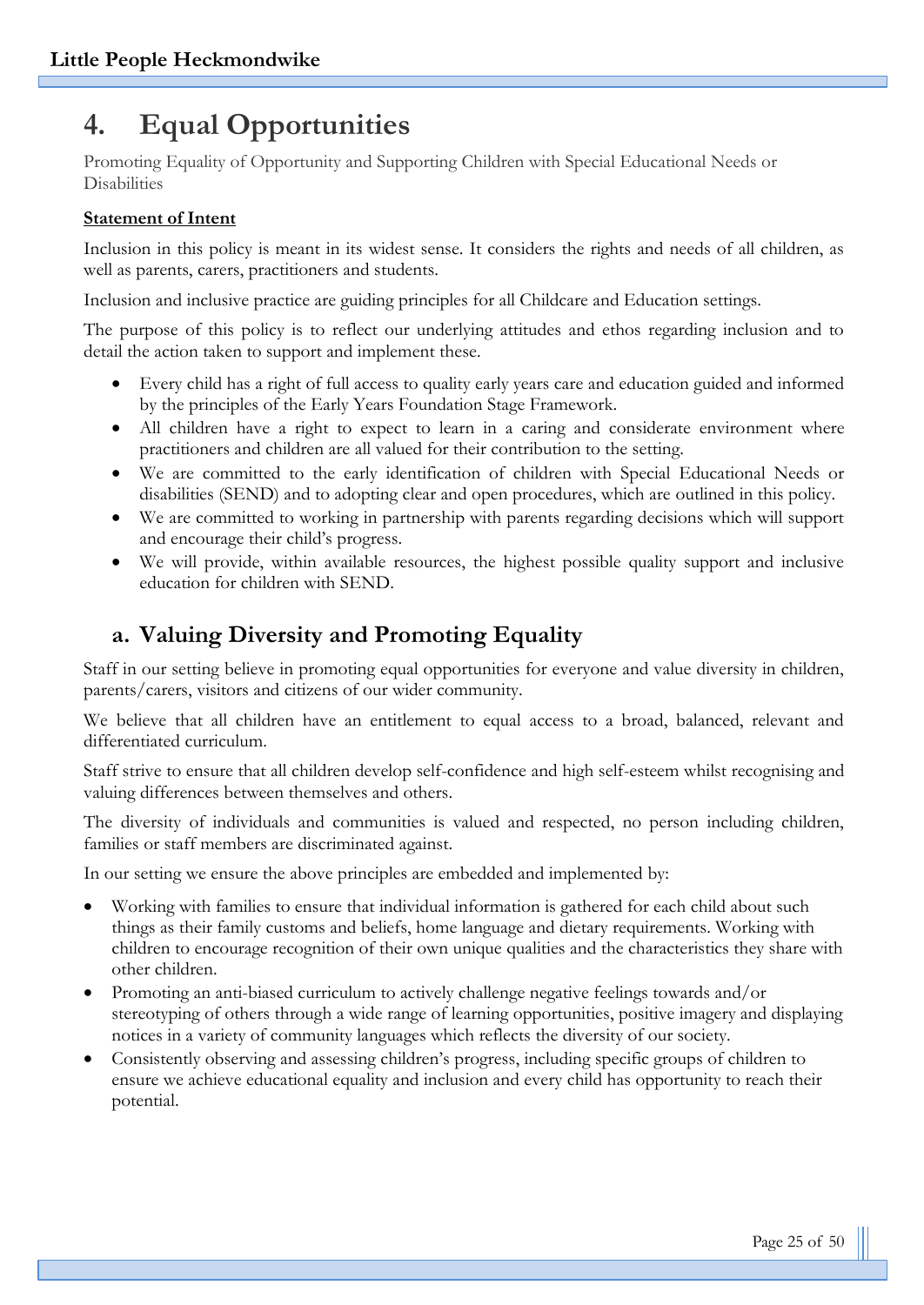# 4. Equal Opportunities

Promoting Equality of Opportunity and Supporting Children with Special Educational Needs or Disabilities

**Statement of Intent**

Inclusion in this policy is meant in its widest sense. It considers the rights and needs of all children, as well as parents, carers, practitioners and students.

Inclusion and inclusive practice are guiding principles for all Childcare and Education settings.

The purpose of this policy is to reflect our underlying attitudes and ethos regarding inclusion and to detail the action taken to support and implement these.

- Every child has a right of full access to quality early years care and education guided and informed by the principles of the Early Years Foundation Stage Framework.
- All children have a right to expect to learn in a caring and considerate environment where practitioners and children are all valued for their contribution to the setting.
- We are committed to the early identification of children with Special Educational Needs or disabilities (SEND) and to adopting clear and open procedures, which are outlined in this policy.
- We are committed to working in partnership with parents regarding decisions which will support and encourage their child's progress.
- We will provide, within available resources, the highest possible quality support and inclusive education for children with SEND.

## a. Valuing Diversity and Promoting Equality

Staff in our setting believe in promoting equal opportunities for everyone and value diversity in children, parents/carers, visitors and citizens of our wider community.

We believe that all children have an entitlement to equal access to a broad, balanced, relevant and differentiated curriculum.

Staff strive to ensure that all children develop self-confidence and high self-esteem whilst recognising and valuing differences between themselves and others.

The diversity of individuals and communities is valued and respected, no person including children, families or staff members are discriminated against.

In our setting we ensure the above principles are embedded and implemented by:

- Working with families to ensure that individual information is gathered for each child about such things as their family customs and beliefs, home language and dietary requirements. Working with children to encourage recognition of their own unique qualities and the characteristics they share with other children.
- Promoting an anti-biased curriculum to actively challenge negative feelings towards and/or stereotyping of others through a wide range of learning opportunities, positive imagery and displaying notices in a variety of community languages which reflects the diversity of our society.
- Consistently observing and assessing children's progress, including specific groups of children to ensure we achieve educational equality and inclusion and every child has opportunity to reach their potential.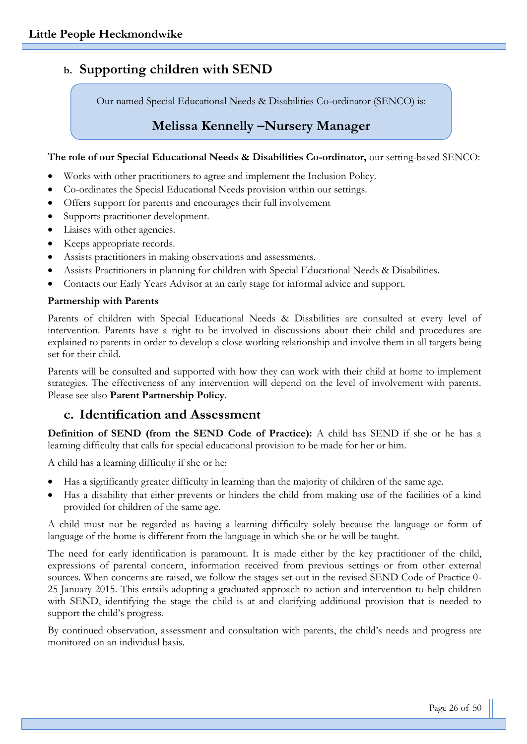## b. Supporting children with SEND

Our named Special Educational Needs & Disabilities Co-ordinator (SENCO) is:

**Melissa Kennelly –Nursery Manager**

**The role of our Special Educational Needs & Disabilities Co-ordinator,** our setting-based SENCO:

- Works with other practitioners to agree and implement the Inclusion Policy.
- Co-ordinates the Special Educational Needs provision within our settings.
- Offers support for parents and encourages their full involvement
- Supports practitioner development.
- Liaises with other agencies.
- Keeps appropriate records.
- Assists practitioners in making observations and assessments.
- Assists Practitioners in planning for children with Special Educational Needs & Disabilities.
- Contacts our Early Years Advisor at an early stage for informal advice and support.

**Partnership with Parents**

Parents of children with Special Educational Needs & Disabilities are consulted at every level of intervention. Parents have a right to be involved in discussions about their child and procedures are explained to parents in order to develop a close working relationship and involve them in all targets being set for their child.

Parents will be consulted and supported with how they can work with their child at home to implement strategies. The effectiveness of any intervention will depend on the level of involvement with parents. Please see also **Parent Partnership Policy**.

## c. Identification and Assessment

**Definition of SEND (from the SEND Code of Practice):** A child has SEND if she or he has a learning difficulty that calls for special educational provision to be made for her or him.

A child has a learning difficulty if she or he:

- Has a significantly greater difficulty in learning than the majority of children of the same age.
- Has a disability that either prevents or hinders the child from making use of the facilities of a kind provided for children of the same age.

A child must not be regarded as having a learning difficulty solely because the language or form of language of the home is different from the language in which she or he will be taught.

The need for early identification is paramount. It is made either by the key practitioner of the child, expressions of parental concern, information received from previous settings or from other external sources. When concerns are raised, we follow the stages set out in the revised SEND Code of Practice 0-25 January 2015. This entails adopting a graduated approach to action and intervention to help children with SEND, identifying the stage the child is at and clarifying additional provision that is needed to support the child's progress.

By continued observation, assessment and consultation with parents, the child's needs and progress are monitored on an individual basis.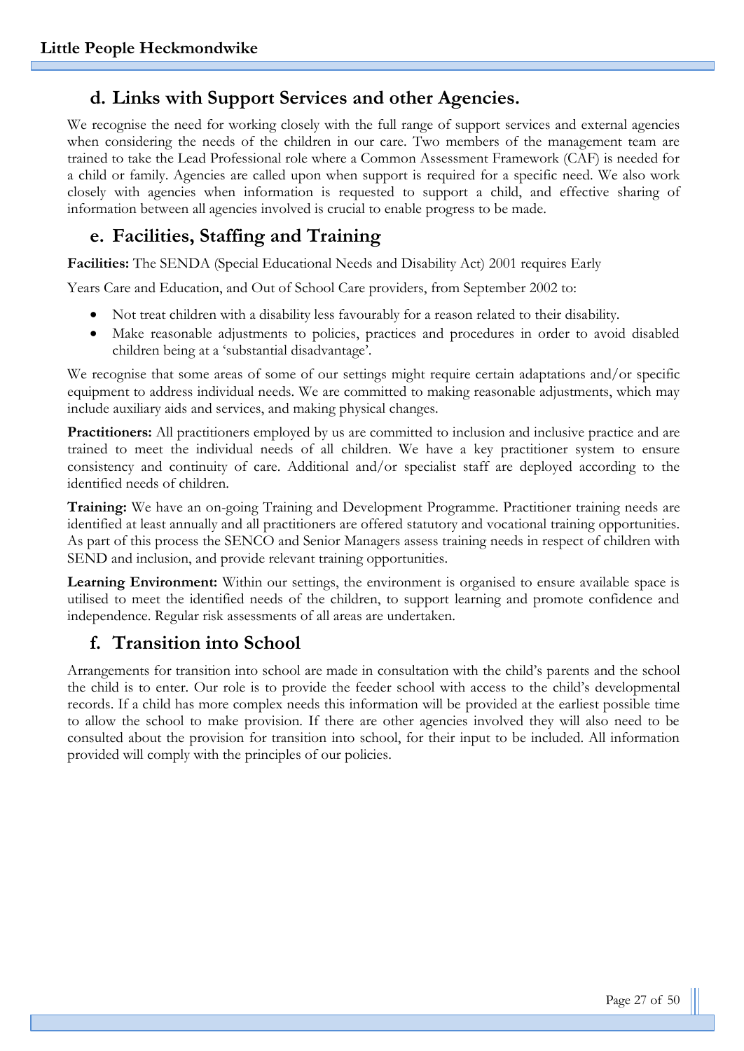## d. Links with Support Services and other Agencies.

We recognise the need for working closely with the full range of support services and external agencies when considering the needs of the children in our care. Two members of the management team are trained to take the Lead Professional role where a Common Assessment Framework (CAF) is needed for a child or family. Agencies are called upon when support is required for a specific need. We also work closely with agencies when information is requested to support a child, and effective sharing of information between all agencies involved is crucial to enable progress to be made.

## e. Facilities, Staffing and Training

**Facilities:** The SENDA (Special Educational Needs and Disability Act) 2001 requires Early

Years Care and Education, and Out of School Care providers, from September 2002 to:

- Not treat children with a disability less favourably for a reason related to their disability.
- Make reasonable adjustments to policies, practices and procedures in order to avoid disabled children being at a 'substantial disadvantage'.

We recognise that some areas of some of our settings might require certain adaptations and/or specific equipment to address individual needs. We are committed to making reasonable adjustments, which may include auxiliary aids and services, and making physical changes.

**Practitioners:** All practitioners employed by us are committed to inclusion and inclusive practice and are trained to meet the individual needs of all children. We have a key practitioner system to ensure consistency and continuity of care. Additional and/or specialist staff are deployed according to the identified needs of children.

**Training:** We have an on-going Training and Development Programme. Practitioner training needs are identified at least annually and all practitioners are offered statutory and vocational training opportunities. As part of this process the SENCO and Senior Managers assess training needs in respect of children with SEND and inclusion, and provide relevant training opportunities.

**Learning Environment:** Within our settings, the environment is organised to ensure available space is utilised to meet the identified needs of the children, to support learning and promote confidence and independence. Regular risk assessments of all areas are undertaken.

## f. Transition into School

Arrangements for transition into school are made in consultation with the child's parents and the school the child is to enter. Our role is to provide the feeder school with access to the child's developmental records. If a child has more complex needs this information will be provided at the earliest possible time to allow the school to make provision. If there are other agencies involved they will also need to be consulted about the provision for transition into school, for their input to be included. All information provided will comply with the principles of our policies.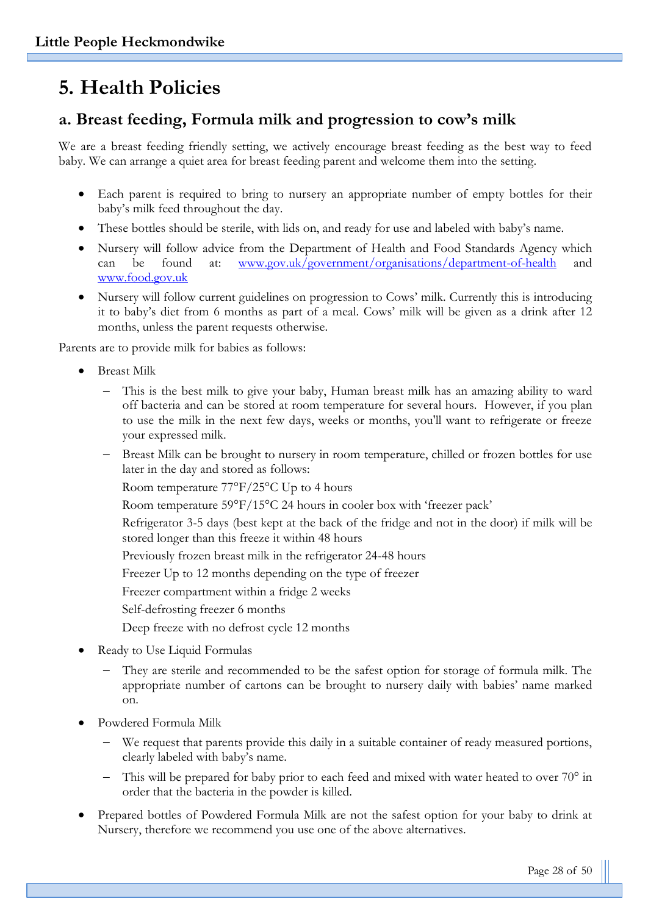# 5. Health Policies

## a. Breast feeding, Formula milk and progression to cow's milk

We are a breast feeding friendly setting, we actively encourage breast feeding as the best way to feed baby. We can arrange a quiet area for breast feeding parent and welcome them into the setting.

- Each parent is required to bring to nursery an appropriate number of empty bottles for their baby's milk feed throughout the day.
- These bottles should be sterile, with lids on, and ready for use and labeled with baby's name.
- Nursery will follow advice from the Department of Health and Food Standards Agency which can be found at: [www.gov.uk/government/organisations/department-of-health](http://www.gov.uk/government/organisations/department-of-health) and [www.food.gov.uk](http://www.food.gov.uk)
- Nursery will follow current guidelines on progression to Cows' milk. Currently this is introducing it to baby's diet from 6 months as part of a meal. Cows' milk will be given as a drink after 12 months, unless the parent requests otherwise.

Parents are to provide milk for babies as follows:

- Breast Milk
  - This is the best milk to give your baby, Human breast milk has an amazing ability to ward off bacteria and can be stored at room temperature for several hours. However, if you plan to use the milk in the next few days, weeks or months, you'll want to refrigerate or freeze your expressed milk.
  - Breast Milk can be brought to nursery in room temperature, chilled or frozen bottles for use later in the day and stored as follows:

    Room temperature 77°F/25°C Up to 4 hours

    Room temperature 59°F/15°C 24 hours in cooler box with 'freezer pack'

    Refrigerator 3-5 days (best kept at the back of the fridge and not in the door) if milk will be stored longer than this freeze it within 48 hours

    Previously frozen breast milk in the refrigerator 24-48 hours

    Freezer Up to 12 months depending on the type of freezer

    Freezer compartment within a fridge 2 weeks

    Self-defrosting freezer 6 months

    Deep freeze with no defrost cycle 12 months
- Ready to Use Liquid Formulas
  - They are sterile and recommended to be the safest option for storage of formula milk. The appropriate number of cartons can be brought to nursery daily with babies' name marked on.
- Powdered Formula Milk
  - We request that parents provide this daily in a suitable container of ready measured portions, clearly labeled with baby's name.
  - This will be prepared for baby prior to each feed and mixed with water heated to over 70° in order that the bacteria in the powder is killed.
- Prepared bottles of Powdered Formula Milk are not the safest option for your baby to drink at Nursery, therefore we recommend you use one of the above alternatives.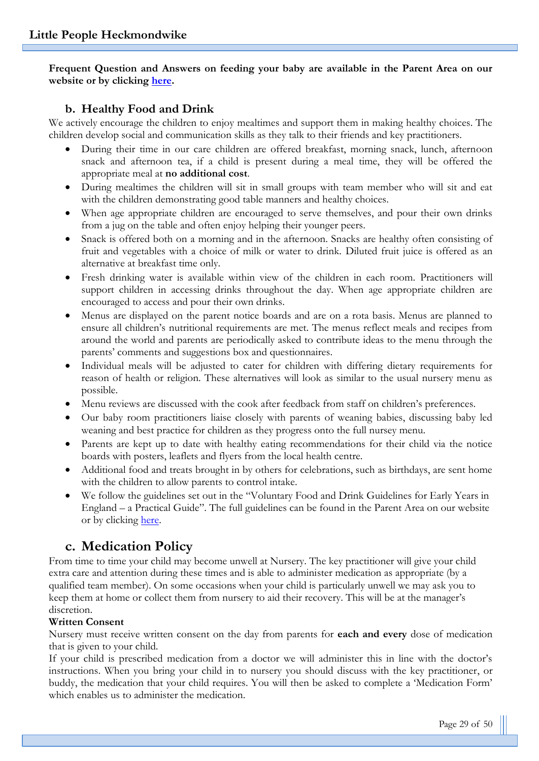**Frequent Question and Answers on feeding your baby are available in the Parent Area on our website or by clicking here.**

## b. Healthy Food and Drink

We actively encourage the children to enjoy mealtimes and support them in making healthy choices. The children develop social and communication skills as they talk to their friends and key practitioners.

- During their time in our care children are offered breakfast, morning snack, lunch, afternoon snack and afternoon tea, if a child is present during a meal time, they will be offered the appropriate meal at **no additional cost**.
- During mealtimes the children will sit in small groups with team member who will sit and eat with the children demonstrating good table manners and healthy choices.
- When age appropriate children are encouraged to serve themselves, and pour their own drinks from a jug on the table and often enjoy helping their younger peers.
- Snack is offered both on a morning and in the afternoon. Snacks are healthy often consisting of fruit and vegetables with a choice of milk or water to drink. Diluted fruit juice is offered as an alternative at breakfast time only.
- Fresh drinking water is available within view of the children in each room. Practitioners will support children in accessing drinks throughout the day. When age appropriate children are encouraged to access and pour their own drinks.
- Menus are displayed on the parent notice boards and are on a rota basis. Menus are planned to ensure all children's nutritional requirements are met. The menus reflect meals and recipes from around the world and parents are periodically asked to contribute ideas to the menu through the parents' comments and suggestions box and questionnaires.
- Individual meals will be adjusted to cater for children with differing dietary requirements for reason of health or religion. These alternatives will look as similar to the usual nursery menu as possible.
- Menu reviews are discussed with the cook after feedback from staff on children's preferences.
- Our baby room practitioners liaise closely with parents of weaning babies, discussing baby led weaning and best practice for children as they progress onto the full nursey menu.
- Parents are kept up to date with healthy eating recommendations for their child via the notice boards with posters, leaflets and flyers from the local health centre.
- Additional food and treats brought in by others for celebrations, such as birthdays, are sent home with the children to allow parents to control intake.
- We follow the guidelines set out in the "Voluntary Food and Drink Guidelines for Early Years in England – a Practical Guide". The full guidelines can be found in the Parent Area on our website or by clicking here.

## c. Medication Policy

From time to time your child may become unwell at Nursery. The key practitioner will give your child extra care and attention during these times and is able to administer medication as appropriate (by a qualified team member). On some occasions when your child is particularly unwell we may ask you to keep them at home or collect them from nursery to aid their recovery. This will be at the manager's discretion.

**Written Consent**

Nursery must receive written consent on the day from parents for **each and every** dose of medication that is given to your child.

If your child is prescribed medication from a doctor we will administer this in line with the doctor's instructions. When you bring your child in to nursery you should discuss with the key practitioner, or buddy, the medication that your child requires. You will then be asked to complete a 'Medication Form' which enables us to administer the medication.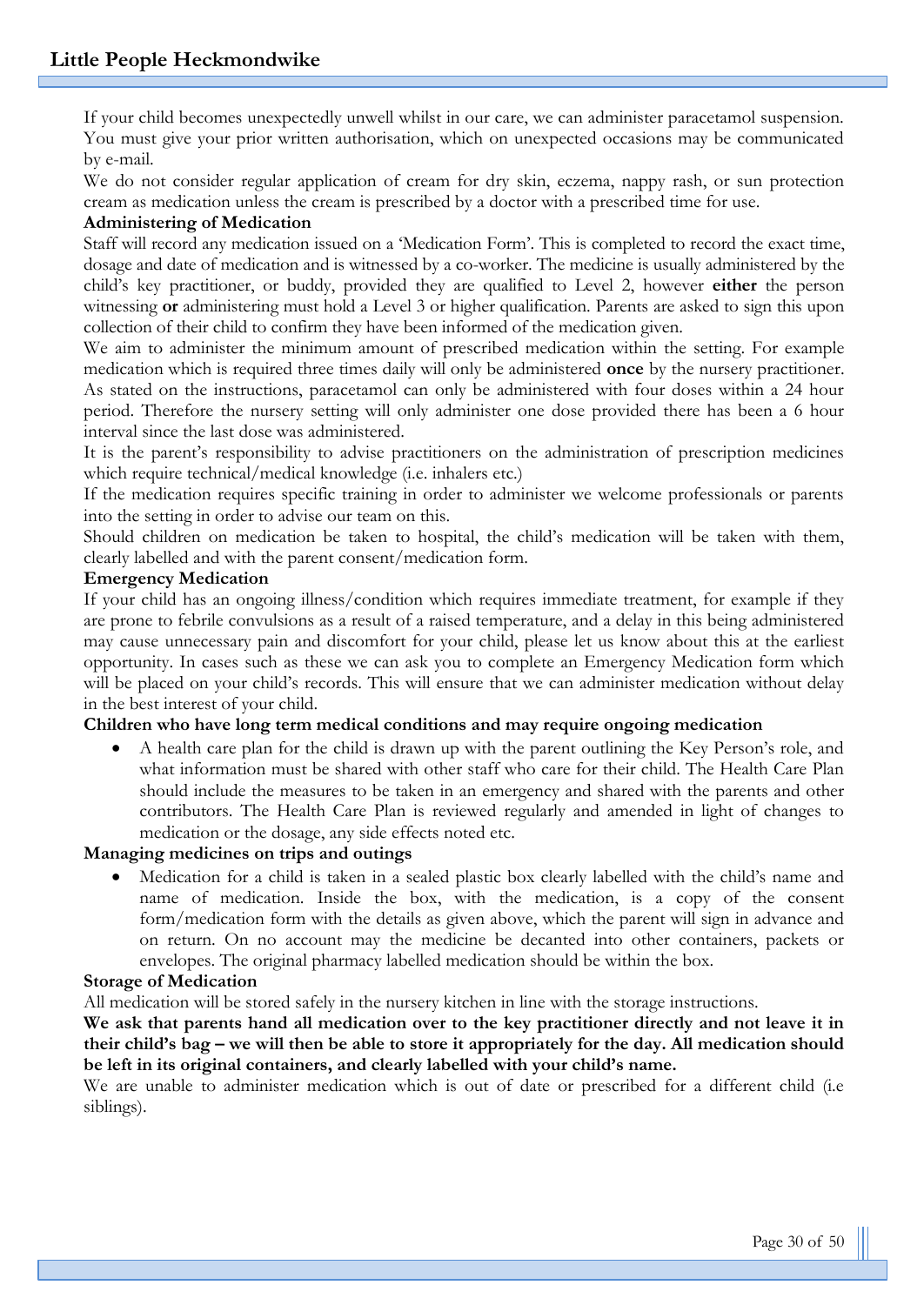If your child becomes unexpectedly unwell whilst in our care, we can administer paracetamol suspension. You must give your prior written authorisation, which on unexpected occasions may be communicated by e-mail.

We do not consider regular application of cream for dry skin, eczema, nappy rash, or sun protection cream as medication unless the cream is prescribed by a doctor with a prescribed time for use.

**Administering of Medication**

Staff will record any medication issued on a 'Medication Form'. This is completed to record the exact time, dosage and date of medication and is witnessed by a co-worker. The medicine is usually administered by the child's key practitioner, or buddy, provided they are qualified to Level 2, however **either** the person witnessing **or** administering must hold a Level 3 or higher qualification. Parents are asked to sign this upon collection of their child to confirm they have been informed of the medication given.

We aim to administer the minimum amount of prescribed medication within the setting. For example medication which is required three times daily will only be administered **once** by the nursery practitioner. As stated on the instructions, paracetamol can only be administered with four doses within a 24 hour period. Therefore the nursery setting will only administer one dose provided there has been a 6 hour interval since the last dose was administered.

It is the parent's responsibility to advise practitioners on the administration of prescription medicines which require technical/medical knowledge (i.e. inhalers etc.)

If the medication requires specific training in order to administer we welcome professionals or parents into the setting in order to advise our team on this.

Should children on medication be taken to hospital, the child's medication will be taken with them, clearly labelled and with the parent consent/medication form.

**Emergency Medication**

If your child has an ongoing illness/condition which requires immediate treatment, for example if they are prone to febrile convulsions as a result of a raised temperature, and a delay in this being administered may cause unnecessary pain and discomfort for your child, please let us know about this at the earliest opportunity. In cases such as these we can ask you to complete an Emergency Medication form which will be placed on your child's records. This will ensure that we can administer medication without delay in the best interest of your child.

**Children who have long term medical conditions and may require ongoing medication**

- A health care plan for the child is drawn up with the parent outlining the Key Person's role, and what information must be shared with other staff who care for their child. The Health Care Plan should include the measures to be taken in an emergency and shared with the parents and other contributors. The Health Care Plan is reviewed regularly and amended in light of changes to medication or the dosage, any side effects noted etc.

**Managing medicines on trips and outings**

- Medication for a child is taken in a sealed plastic box clearly labelled with the child's name and name of medication. Inside the box, with the medication, is a copy of the consent form/medication form with the details as given above, which the parent will sign in advance and on return. On no account may the medicine be decanted into other containers, packets or envelopes. The original pharmacy labelled medication should be within the box.

**Storage of Medication**

All medication will be stored safely in the nursery kitchen in line with the storage instructions.

**We ask that parents hand all medication over to the key practitioner directly and not leave it in their child's bag – we will then be able to store it appropriately for the day. All medication should be left in its original containers, and clearly labelled with your child's name.**

We are unable to administer medication which is out of date or prescribed for a different child (i.e siblings).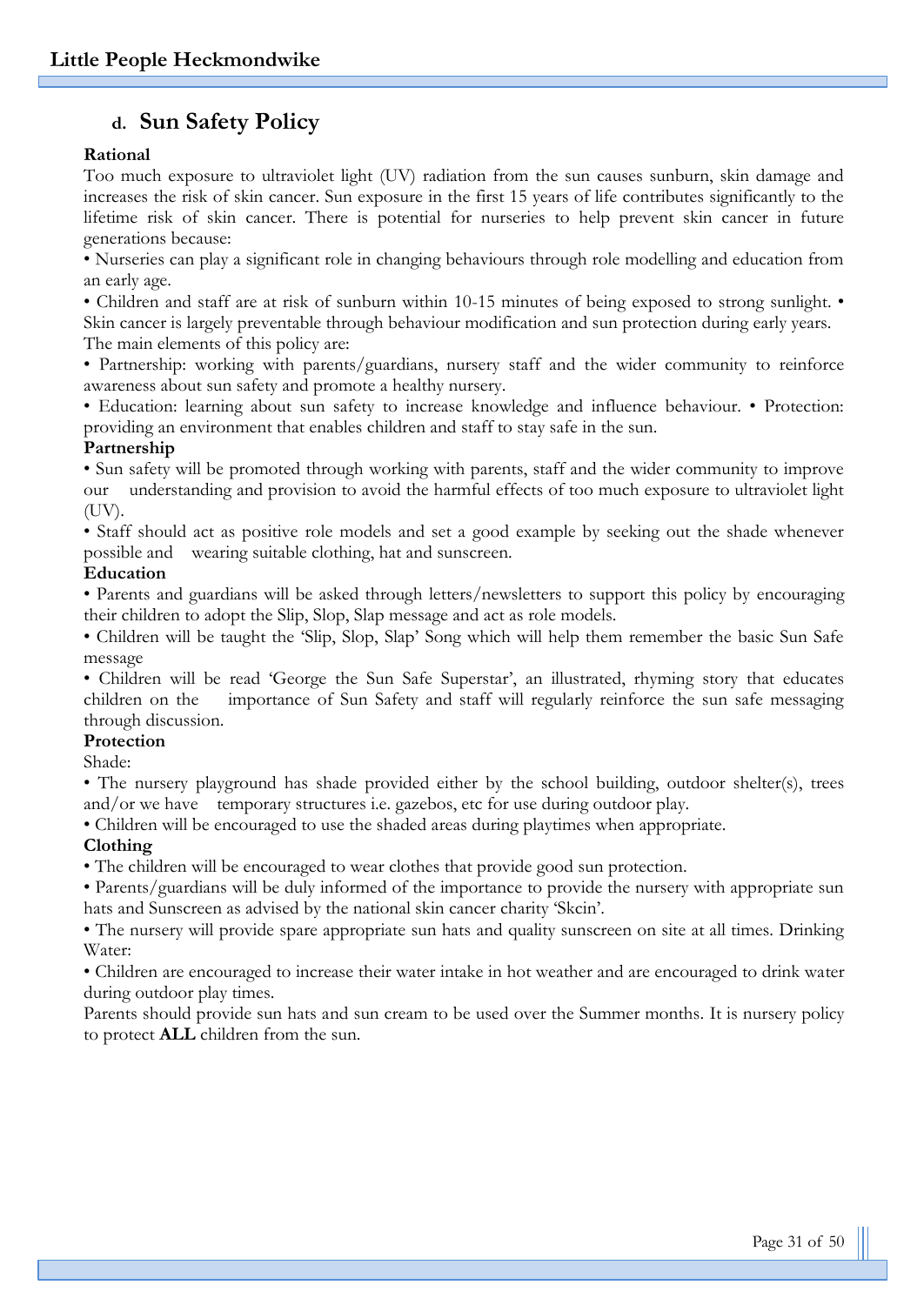## d. Sun Safety Policy

**Rational**

Too much exposure to ultraviolet light (UV) radiation from the sun causes sunburn, skin damage and increases the risk of skin cancer. Sun exposure in the first 15 years of life contributes significantly to the lifetime risk of skin cancer. There is potential for nurseries to help prevent skin cancer in future generations because:

• Nurseries can play a significant role in changing behaviours through role modelling and education from an early age.

• Children and staff are at risk of sunburn within 10-15 minutes of being exposed to strong sunlight. • Skin cancer is largely preventable through behaviour modification and sun protection during early years.

The main elements of this policy are:

• Partnership: working with parents/guardians, nursery staff and the wider community to reinforce awareness about sun safety and promote a healthy nursery.

• Education: learning about sun safety to increase knowledge and influence behaviour. • Protection: providing an environment that enables children and staff to stay safe in the sun.

**Partnership**

• Sun safety will be promoted through working with parents, staff and the wider community to improve our understanding and provision to avoid the harmful effects of too much exposure to ultraviolet light (UV).

• Staff should act as positive role models and set a good example by seeking out the shade whenever possible and wearing suitable clothing, hat and sunscreen.

**Education**

• Parents and guardians will be asked through letters/newsletters to support this policy by encouraging their children to adopt the Slip, Slop, Slap message and act as role models.

• Children will be taught the 'Slip, Slop, Slap' Song which will help them remember the basic Sun Safe message

• Children will be read 'George the Sun Safe Superstar', an illustrated, rhyming story that educates children on the importance of Sun Safety and staff will regularly reinforce the sun safe messaging through discussion.

**Protection**

Shade:

• The nursery playground has shade provided either by the school building, outdoor shelter(s), trees and/or we have temporary structures i.e. gazebos, etc for use during outdoor play.

• Children will be encouraged to use the shaded areas during playtimes when appropriate.

**Clothing**

• The children will be encouraged to wear clothes that provide good sun protection.

• Parents/guardians will be duly informed of the importance to provide the nursery with appropriate sun hats and Sunscreen as advised by the national skin cancer charity 'Skcin'.

• The nursery will provide spare appropriate sun hats and quality sunscreen on site at all times. Drinking Water:

• Children are encouraged to increase their water intake in hot weather and are encouraged to drink water during outdoor play times.

Parents should provide sun hats and sun cream to be used over the Summer months. It is nursery policy to protect **ALL** children from the sun.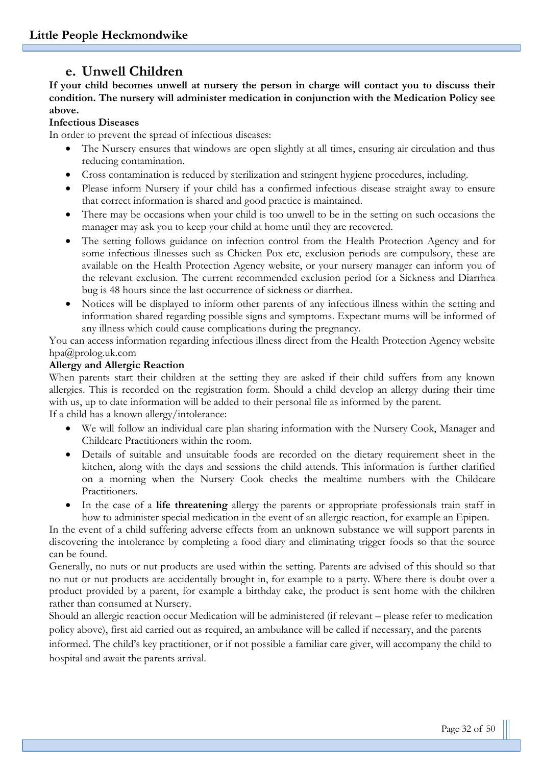## e. Unwell Children

**If your child becomes unwell at nursery the person in charge will contact you to discuss their condition. The nursery will administer medication in conjunction with the Medication Policy see above.**

**Infectious Diseases**

In order to prevent the spread of infectious diseases:

- The Nursery ensures that windows are open slightly at all times, ensuring air circulation and thus reducing contamination.
- Cross contamination is reduced by sterilization and stringent hygiene procedures, including.
- Please inform Nursery if your child has a confirmed infectious disease straight away to ensure that correct information is shared and good practice is maintained.
- There may be occasions when your child is too unwell to be in the setting on such occasions the manager may ask you to keep your child at home until they are recovered.
- The setting follows guidance on infection control from the Health Protection Agency and for some infectious illnesses such as Chicken Pox etc, exclusion periods are compulsory, these are available on the Health Protection Agency website, or your nursery manager can inform you of the relevant exclusion. The current recommended exclusion period for a Sickness and Diarrhea bug is 48 hours since the last occurrence of sickness or diarrhea.
- Notices will be displayed to inform other parents of any infectious illness within the setting and information shared regarding possible signs and symptoms. Expectant mums will be informed of any illness which could cause complications during the pregnancy.

You can access information regarding infectious illness direct from the Health Protection Agency website hpa@prolog.uk.com

**Allergy and Allergic Reaction**

When parents start their children at the setting they are asked if their child suffers from any known allergies. This is recorded on the registration form. Should a child develop an allergy during their time with us, up to date information will be added to their personal file as informed by the parent.

If a child has a known allergy/intolerance:

- We will follow an individual care plan sharing information with the Nursery Cook, Manager and Childcare Practitioners within the room.
- Details of suitable and unsuitable foods are recorded on the dietary requirement sheet in the kitchen, along with the days and sessions the child attends. This information is further clarified on a morning when the Nursery Cook checks the mealtime numbers with the Childcare Practitioners.
- In the case of a **life threatening** allergy the parents or appropriate professionals train staff in how to administer special medication in the event of an allergic reaction, for example an Epipen.

In the event of a child suffering adverse effects from an unknown substance we will support parents in discovering the intolerance by completing a food diary and eliminating trigger foods so that the source can be found.

Generally, no nuts or nut products are used within the setting. Parents are advised of this should so that no nut or nut products are accidentally brought in, for example to a party. Where there is doubt over a product provided by a parent, for example a birthday cake, the product is sent home with the children rather than consumed at Nursery.

Should an allergic reaction occur Medication will be administered (if relevant – please refer to medication policy above), first aid carried out as required, an ambulance will be called if necessary, and the parents informed. The child's key practitioner, or if not possible a familiar care giver, will accompany the child to hospital and await the parents arrival.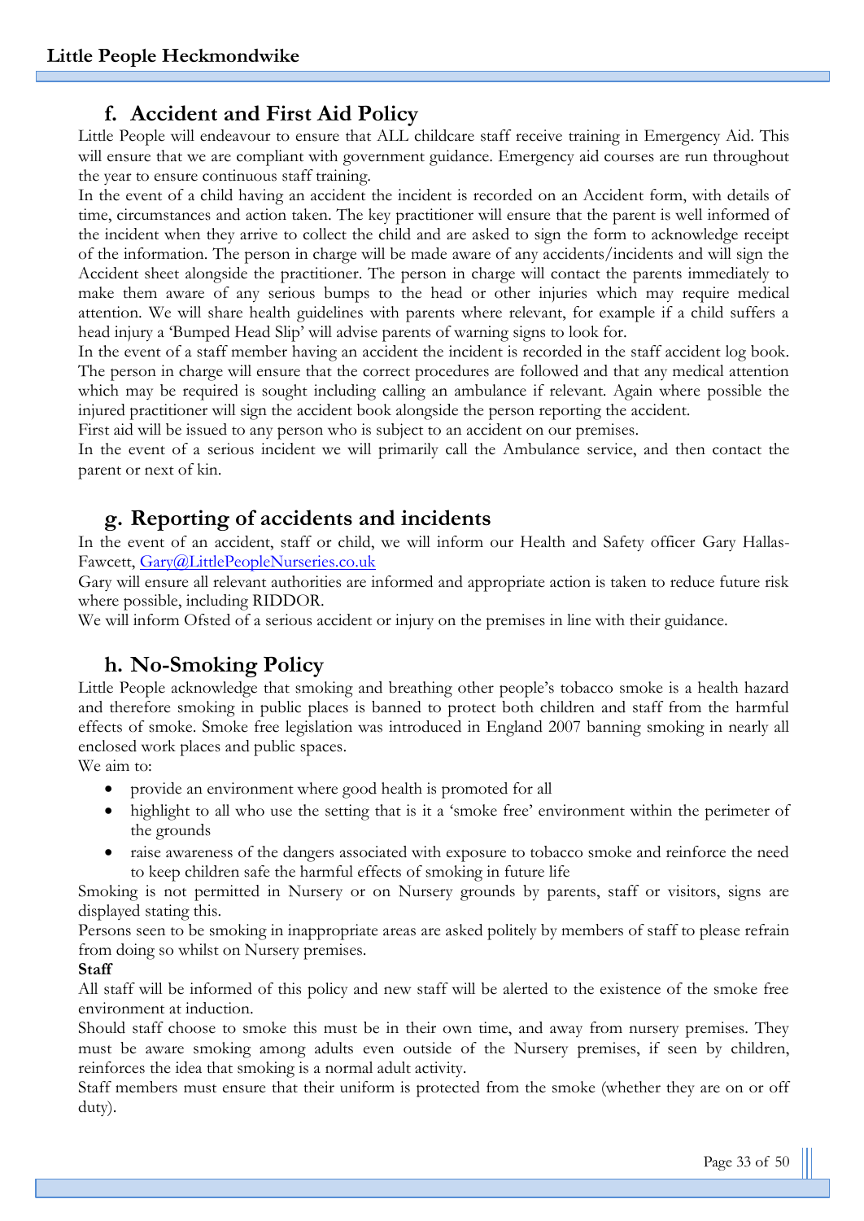## f. Accident and First Aid Policy

Little People will endeavour to ensure that ALL childcare staff receive training in Emergency Aid. This will ensure that we are compliant with government guidance. Emergency aid courses are run throughout the year to ensure continuous staff training.

In the event of a child having an accident the incident is recorded on an Accident form, with details of time, circumstances and action taken. The key practitioner will ensure that the parent is well informed of the incident when they arrive to collect the child and are asked to sign the form to acknowledge receipt of the information. The person in charge will be made aware of any accidents/incidents and will sign the Accident sheet alongside the practitioner. The person in charge will contact the parents immediately to make them aware of any serious bumps to the head or other injuries which may require medical attention. We will share health guidelines with parents where relevant, for example if a child suffers a head injury a 'Bumped Head Slip' will advise parents of warning signs to look for.

In the event of a staff member having an accident the incident is recorded in the staff accident log book. The person in charge will ensure that the correct procedures are followed and that any medical attention which may be required is sought including calling an ambulance if relevant. Again where possible the injured practitioner will sign the accident book alongside the person reporting the accident.

First aid will be issued to any person who is subject to an accident on our premises.

In the event of a serious incident we will primarily call the Ambulance service, and then contact the parent or next of kin.

## g. Reporting of accidents and incidents

In the event of an accident, staff or child, we will inform our Health and Safety officer Gary Hallas-Fawcett, Gary@LittlePeopleNurseries.co.uk

Gary will ensure all relevant authorities are informed and appropriate action is taken to reduce future risk where possible, including RIDDOR.

We will inform Ofsted of a serious accident or injury on the premises in line with their guidance.

## h. No-Smoking Policy

Little People acknowledge that smoking and breathing other people's tobacco smoke is a health hazard and therefore smoking in public places is banned to protect both children and staff from the harmful effects of smoke. Smoke free legislation was introduced in England 2007 banning smoking in nearly all enclosed work places and public spaces.

We aim to:

- provide an environment where good health is promoted for all
- highlight to all who use the setting that is it a 'smoke free' environment within the perimeter of the grounds
- raise awareness of the dangers associated with exposure to tobacco smoke and reinforce the need to keep children safe the harmful effects of smoking in future life

Smoking is not permitted in Nursery or on Nursery grounds by parents, staff or visitors, signs are displayed stating this.

Persons seen to be smoking in inappropriate areas are asked politely by members of staff to please refrain from doing so whilst on Nursery premises.

**Staff**

All staff will be informed of this policy and new staff will be alerted to the existence of the smoke free environment at induction.

Should staff choose to smoke this must be in their own time, and away from nursery premises. They must be aware smoking among adults even outside of the Nursery premises, if seen by children, reinforces the idea that smoking is a normal adult activity.

Staff members must ensure that their uniform is protected from the smoke (whether they are on or off duty).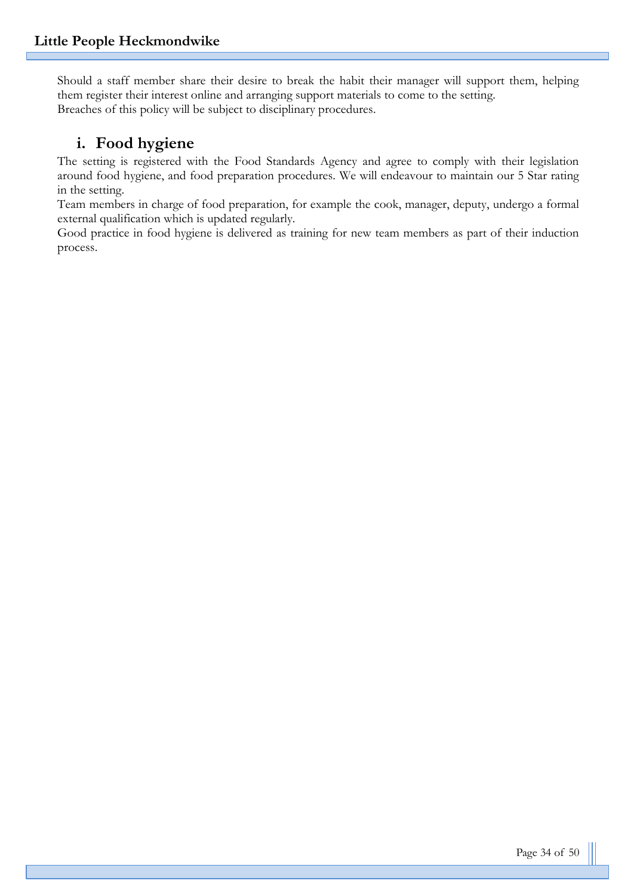Should a staff member share their desire to break the habit their manager will support them, helping them register their interest online and arranging support materials to come to the setting.
Breaches of this policy will be subject to disciplinary procedures.

## i. Food hygiene

The setting is registered with the Food Standards Agency and agree to comply with their legislation around food hygiene, and food preparation procedures. We will endeavour to maintain our 5 Star rating in the setting.
Team members in charge of food preparation, for example the cook, manager, deputy, undergo a formal external qualification which is updated regularly.
Good practice in food hygiene is delivered as training for new team members as part of their induction process.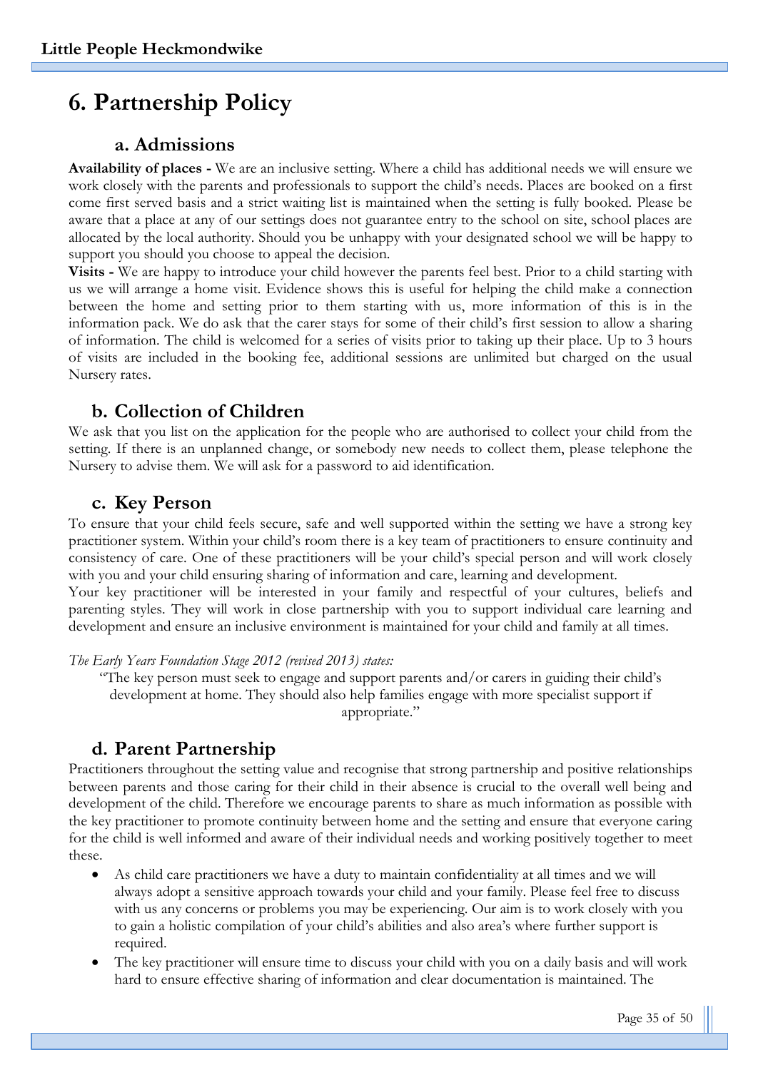# 6. Partnership Policy

## a. Admissions

**Availability of places -** We are an inclusive setting. Where a child has additional needs we will ensure we work closely with the parents and professionals to support the child's needs. Places are booked on a first come first served basis and a strict waiting list is maintained when the setting is fully booked. Please be aware that a place at any of our settings does not guarantee entry to the school on site, school places are allocated by the local authority. Should you be unhappy with your designated school we will be happy to support you should you choose to appeal the decision.

**Visits -** We are happy to introduce your child however the parents feel best. Prior to a child starting with us we will arrange a home visit. Evidence shows this is useful for helping the child make a connection between the home and setting prior to them starting with us, more information of this is in the information pack. We do ask that the carer stays for some of their child's first session to allow a sharing of information. The child is welcomed for a series of visits prior to taking up their place. Up to 3 hours of visits are included in the booking fee, additional sessions are unlimited but charged on the usual Nursery rates.

## b. Collection of Children

We ask that you list on the application for the people who are authorised to collect your child from the setting. If there is an unplanned change, or somebody new needs to collect them, please telephone the Nursery to advise them. We will ask for a password to aid identification.

## c. Key Person

To ensure that your child feels secure, safe and well supported within the setting we have a strong key practitioner system. Within your child's room there is a key team of practitioners to ensure continuity and consistency of care. One of these practitioners will be your child's special person and will work closely with you and your child ensuring sharing of information and care, learning and development.

Your key practitioner will be interested in your family and respectful of your cultures, beliefs and parenting styles. They will work in close partnership with you to support individual care learning and development and ensure an inclusive environment is maintained for your child and family at all times.

*The Early Years Foundation Stage 2012 (revised 2013) states:*

> "The key person must seek to engage and support parents and/or carers in guiding their child's development at home. They should also help families engage with more specialist support if appropriate."

## d. Parent Partnership

Practitioners throughout the setting value and recognise that strong partnership and positive relationships between parents and those caring for their child in their absence is crucial to the overall well being and development of the child. Therefore we encourage parents to share as much information as possible with the key practitioner to promote continuity between home and the setting and ensure that everyone caring for the child is well informed and aware of their individual needs and working positively together to meet these.

- As child care practitioners we have a duty to maintain confidentiality at all times and we will always adopt a sensitive approach towards your child and your family. Please feel free to discuss with us any concerns or problems you may be experiencing. Our aim is to work closely with you to gain a holistic compilation of your child's abilities and also area's where further support is required.
- The key practitioner will ensure time to discuss your child with you on a daily basis and will work hard to ensure effective sharing of information and clear documentation is maintained. The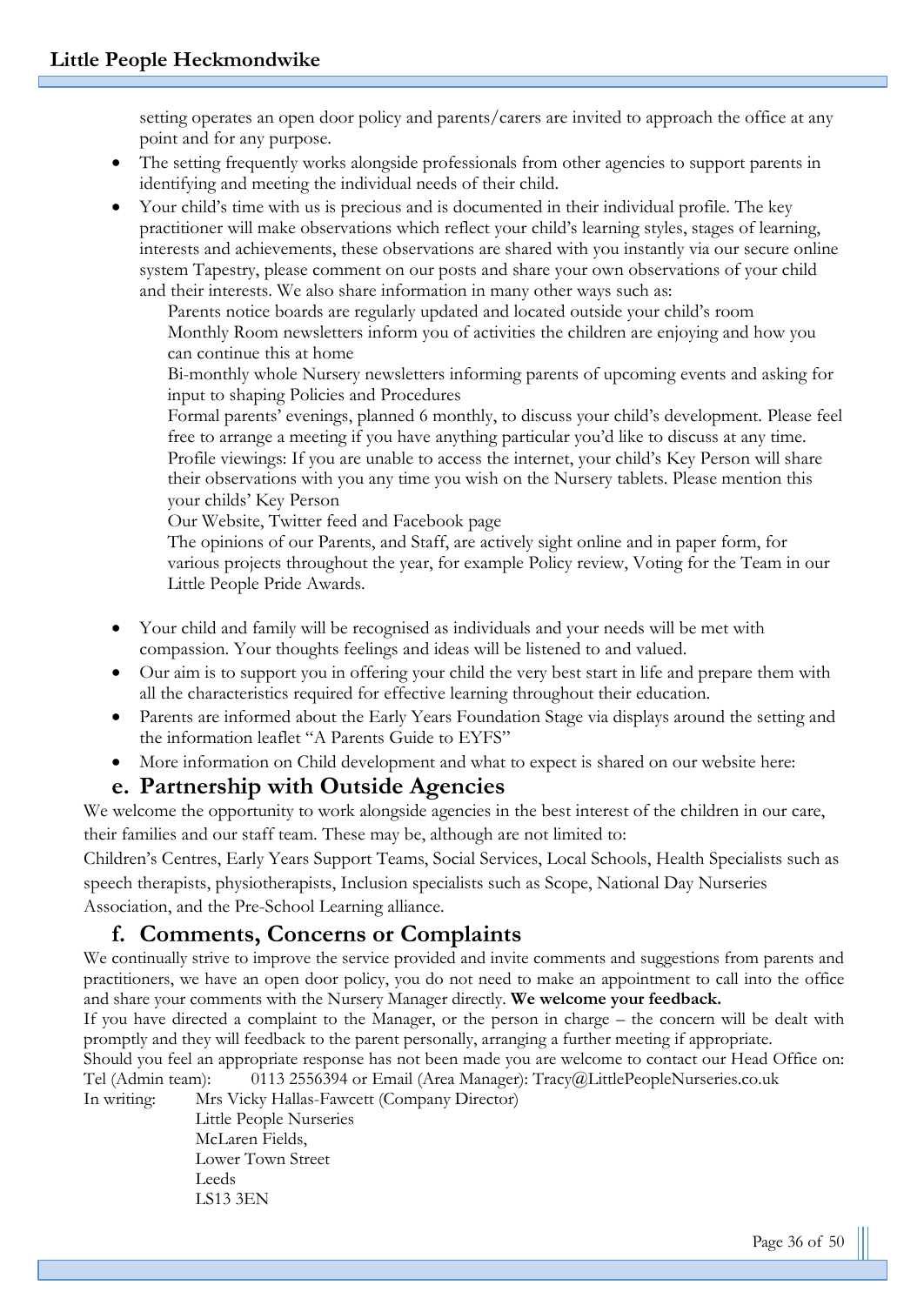setting operates an open door policy and parents/carers are invited to approach the office at any point and for any purpose.

- The setting frequently works alongside professionals from other agencies to support parents in identifying and meeting the individual needs of their child.
- Your child's time with us is precious and is documented in their individual profile. The key practitioner will make observations which reflect your child's learning styles, stages of learning, interests and achievements, these observations are shared with you instantly via our secure online system Tapestry, please comment on our posts and share your own observations of your child and their interests. We also share information in many other ways such as:
  - Parents notice boards are regularly updated and located outside your child's room
  - Monthly Room newsletters inform you of activities the children are enjoying and how you can continue this at home
  - Bi-monthly whole Nursery newsletters informing parents of upcoming events and asking for input to shaping Policies and Procedures
  - Formal parents' evenings, planned 6 monthly, to discuss your child's development. Please feel free to arrange a meeting if you have anything particular you'd like to discuss at any time.
  - Profile viewings: If you are unable to access the internet, your child's Key Person will share their observations with you any time you wish on the Nursery tablets. Please mention this your childs' Key Person
  - Our Website, Twitter feed and Facebook page
  - The opinions of our Parents, and Staff, are actively sight online and in paper form, for various projects throughout the year, for example Policy review, Voting for the Team in our Little People Pride Awards.
- Your child and family will be recognised as individuals and your needs will be met with compassion. Your thoughts feelings and ideas will be listened to and valued.
- Our aim is to support you in offering your child the very best start in life and prepare them with all the characteristics required for effective learning throughout their education.
- Parents are informed about the Early Years Foundation Stage via displays around the setting and the information leaflet "A Parents Guide to EYFS"
- More information on Child development and what to expect is shared on our website here:

## e. Partnership with Outside Agencies

We welcome the opportunity to work alongside agencies in the best interest of the children in our care, their families and our staff team. These may be, although are not limited to:

Children's Centres, Early Years Support Teams, Social Services, Local Schools, Health Specialists such as speech therapists, physiotherapists, Inclusion specialists such as Scope, National Day Nurseries Association, and the Pre-School Learning alliance.

## f. Comments, Concerns or Complaints

We continually strive to improve the service provided and invite comments and suggestions from parents and practitioners, we have an open door policy, you do not need to make an appointment to call into the office and share your comments with the Nursery Manager directly. **We welcome your feedback.**

If you have directed a complaint to the Manager, or the person in charge – the concern will be dealt with promptly and they will feedback to the parent personally, arranging a further meeting if appropriate.

Should you feel an appropriate response has not been made you are welcome to contact our Head Office on:

Tel (Admin team): 0113 2556394 or Email (Area Manager): Tracy@LittlePeopleNurseries.co.uk

In writing: Mrs Vicky Hallas-Fawcett (Company Director)
Little People Nurseries
McLaren Fields,
Lower Town Street
Leeds
LS13 3EN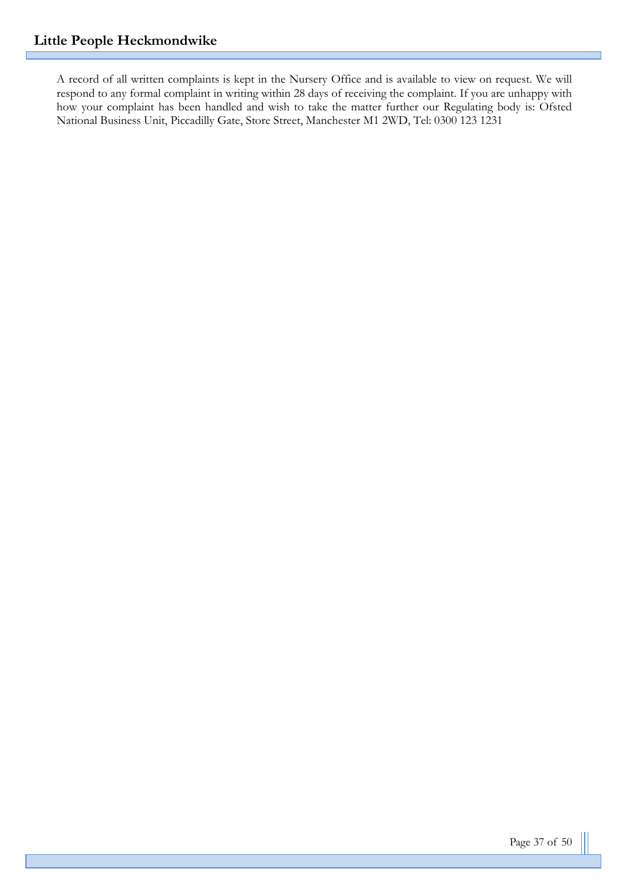A record of all written complaints is kept in the Nursery Office and is available to view on request. We will respond to any formal complaint in writing within 28 days of receiving the complaint. If you are unhappy with how your complaint has been handled and wish to take the matter further our Regulating body is: Ofsted National Business Unit, Piccadilly Gate, Store Street, Manchester M1 2WD, Tel: 0300 123 1231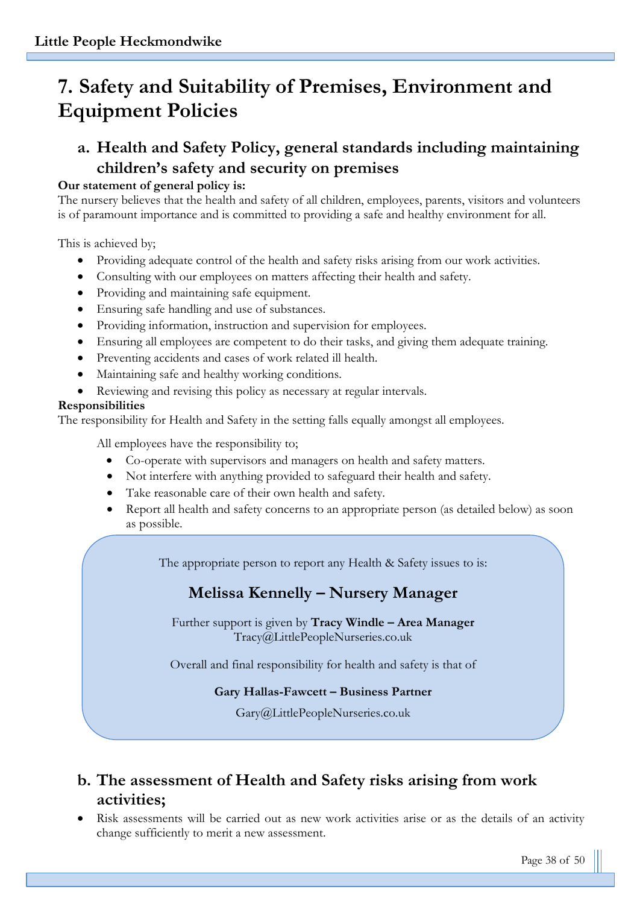# 7. Safety and Suitability of Premises, Environment and Equipment Policies

## a. Health and Safety Policy, general standards including maintaining children's safety and security on premises

**Our statement of general policy is:**

The nursery believes that the health and safety of all children, employees, parents, visitors and volunteers is of paramount importance and is committed to providing a safe and healthy environment for all.

This is achieved by;

- Providing adequate control of the health and safety risks arising from our work activities.
- Consulting with our employees on matters affecting their health and safety.
- Providing and maintaining safe equipment.
- Ensuring safe handling and use of substances.
- Providing information, instruction and supervision for employees.
- Ensuring all employees are competent to do their tasks, and giving them adequate training.
- Preventing accidents and cases of work related ill health.
- Maintaining safe and healthy working conditions.
- Reviewing and revising this policy as necessary at regular intervals.

**Responsibilities**

The responsibility for Health and Safety in the setting falls equally amongst all employees.

All employees have the responsibility to;

- Co-operate with supervisors and managers on health and safety matters.
- Not interfere with anything provided to safeguard their health and safety.
- Take reasonable care of their own health and safety.
- Report all health and safety concerns to an appropriate person (as detailed below) as soon as possible.

The appropriate person to report any Health & Safety issues to is:

**Melissa Kennelly – Nursery Manager**

Further support is given by **Tracy Windle – Area Manager**
Tracy@LittlePeopleNurseries.co.uk

Overall and final responsibility for health and safety is that of

**Gary Hallas-Fawcett – Business Partner**

Gary@LittlePeopleNurseries.co.uk

## b. The assessment of Health and Safety risks arising from work activities;

- Risk assessments will be carried out as new work activities arise or as the details of an activity change sufficiently to merit a new assessment.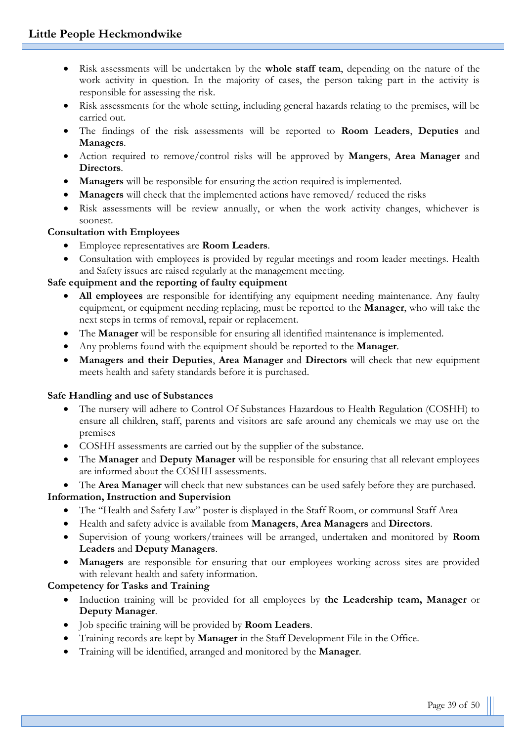- Risk assessments will be undertaken by the **whole staff team**, depending on the nature of the work activity in question. In the majority of cases, the person taking part in the activity is responsible for assessing the risk.
- Risk assessments for the whole setting, including general hazards relating to the premises, will be carried out.
- The findings of the risk assessments will be reported to **Room Leaders**, **Deputies** and **Managers**.
- Action required to remove/control risks will be approved by **Mangers**, **Area Manager** and **Directors**.
- **Managers** will be responsible for ensuring the action required is implemented.
- **Managers** will check that the implemented actions have removed/ reduced the risks
- Risk assessments will be review annually, or when the work activity changes, whichever is soonest.

**Consultation with Employees**

- Employee representatives are **Room Leaders**.
- Consultation with employees is provided by regular meetings and room leader meetings. Health and Safety issues are raised regularly at the management meeting.

**Safe equipment and the reporting of faulty equipment**

- **All employees** are responsible for identifying any equipment needing maintenance. Any faulty equipment, or equipment needing replacing, must be reported to the **Manager**, who will take the next steps in terms of removal, repair or replacement.
- The **Manager** will be responsible for ensuring all identified maintenance is implemented.
- Any problems found with the equipment should be reported to the **Manager**.
- **Managers and their Deputies**, **Area Manager** and **Directors** will check that new equipment meets health and safety standards before it is purchased.

**Safe Handling and use of Substances**

- The nursery will adhere to Control Of Substances Hazardous to Health Regulation (COSHH) to ensure all children, staff, parents and visitors are safe around any chemicals we may use on the premises
- COSHH assessments are carried out by the supplier of the substance.
- The **Manager** and **Deputy Manager** will be responsible for ensuring that all relevant employees are informed about the COSHH assessments.
- The **Area Manager** will check that new substances can be used safely before they are purchased.

**Information, Instruction and Supervision**

- The "Health and Safety Law" poster is displayed in the Staff Room, or communal Staff Area
- Health and safety advice is available from **Managers**, **Area Managers** and **Directors**.
- Supervision of young workers/trainees will be arranged, undertaken and monitored by **Room Leaders** and **Deputy Managers**.
- **Managers** are responsible for ensuring that our employees working across sites are provided with relevant health and safety information.

**Competency for Tasks and Training**

- Induction training will be provided for all employees by **the Leadership team, Manager** or **Deputy Manager**.
- Job specific training will be provided by **Room Leaders**.
- Training records are kept by **Manager** in the Staff Development File in the Office.
- Training will be identified, arranged and monitored by the **Manager**.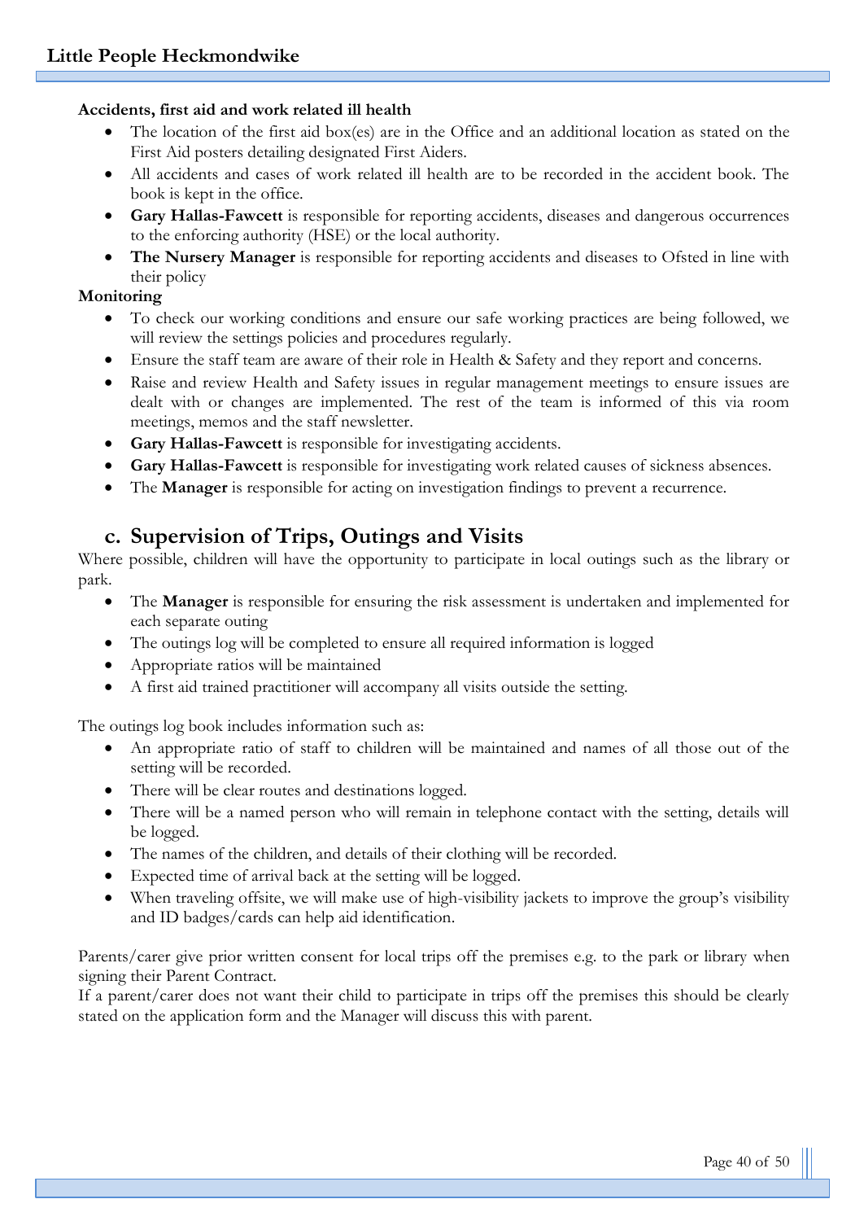**Accidents, first aid and work related ill health**

- The location of the first aid box(es) are in the Office and an additional location as stated on the First Aid posters detailing designated First Aiders.
- All accidents and cases of work related ill health are to be recorded in the accident book. The book is kept in the office.
- **Gary Hallas-Fawcett** is responsible for reporting accidents, diseases and dangerous occurrences to the enforcing authority (HSE) or the local authority.
- **The Nursery Manager** is responsible for reporting accidents and diseases to Ofsted in line with their policy

**Monitoring**

- To check our working conditions and ensure our safe working practices are being followed, we will review the settings policies and procedures regularly.
- Ensure the staff team are aware of their role in Health & Safety and they report and concerns.
- Raise and review Health and Safety issues in regular management meetings to ensure issues are dealt with or changes are implemented. The rest of the team is informed of this via room meetings, memos and the staff newsletter.
- **Gary Hallas-Fawcett** is responsible for investigating accidents.
- **Gary Hallas-Fawcett** is responsible for investigating work related causes of sickness absences.
- The **Manager** is responsible for acting on investigation findings to prevent a recurrence.

## c. Supervision of Trips, Outings and Visits

Where possible, children will have the opportunity to participate in local outings such as the library or park.

- The **Manager** is responsible for ensuring the risk assessment is undertaken and implemented for each separate outing
- The outings log will be completed to ensure all required information is logged
- Appropriate ratios will be maintained
- A first aid trained practitioner will accompany all visits outside the setting.

The outings log book includes information such as:

- An appropriate ratio of staff to children will be maintained and names of all those out of the setting will be recorded.
- There will be clear routes and destinations logged.
- There will be a named person who will remain in telephone contact with the setting, details will be logged.
- The names of the children, and details of their clothing will be recorded.
- Expected time of arrival back at the setting will be logged.
- When traveling offsite, we will make use of high-visibility jackets to improve the group's visibility and ID badges/cards can help aid identification.

Parents/carer give prior written consent for local trips off the premises e.g. to the park or library when signing their Parent Contract.
If a parent/carer does not want their child to participate in trips off the premises this should be clearly stated on the application form and the Manager will discuss this with parent.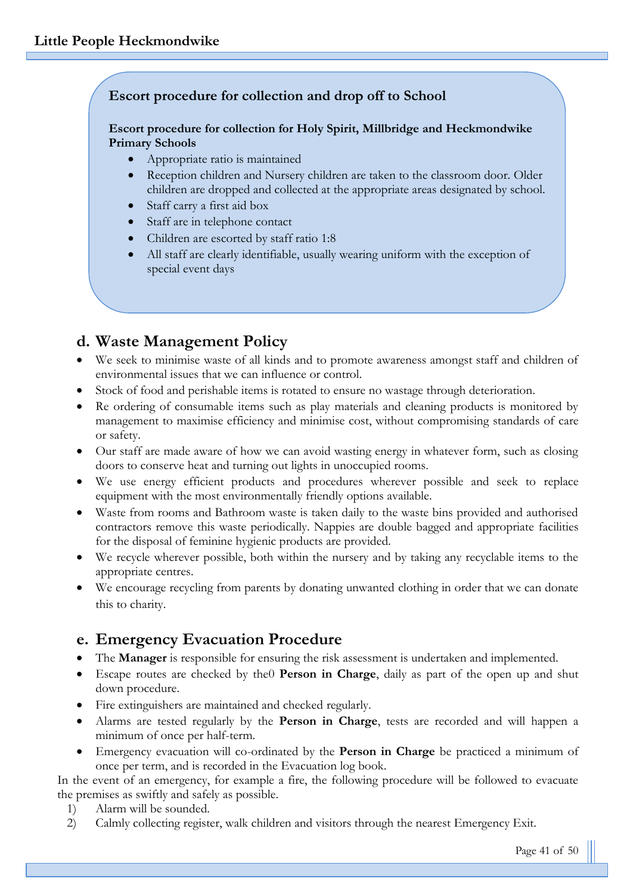### Escort procedure for collection and drop off to School

**Escort procedure for collection for Holy Spirit, Millbridge and Heckmondwike Primary Schools**

- Appropriate ratio is maintained
- Reception children and Nursery children are taken to the classroom door. Older children are dropped and collected at the appropriate areas designated by school.
- Staff carry a first aid box
- Staff are in telephone contact
- Children are escorted by staff ratio 1:8
- All staff are clearly identifiable, usually wearing uniform with the exception of special event days

## d. Waste Management Policy

- We seek to minimise waste of all kinds and to promote awareness amongst staff and children of environmental issues that we can influence or control.
- Stock of food and perishable items is rotated to ensure no wastage through deterioration.
- Re ordering of consumable items such as play materials and cleaning products is monitored by management to maximise efficiency and minimise cost, without compromising standards of care or safety.
- Our staff are made aware of how we can avoid wasting energy in whatever form, such as closing doors to conserve heat and turning out lights in unoccupied rooms.
- We use energy efficient products and procedures wherever possible and seek to replace equipment with the most environmentally friendly options available.
- Waste from rooms and Bathroom waste is taken daily to the waste bins provided and authorised contractors remove this waste periodically. Nappies are double bagged and appropriate facilities for the disposal of feminine hygienic products are provided.
- We recycle wherever possible, both within the nursery and by taking any recyclable items to the appropriate centres.
- We encourage recycling from parents by donating unwanted clothing in order that we can donate this to charity.

## e. Emergency Evacuation Procedure

- The **Manager** is responsible for ensuring the risk assessment is undertaken and implemented.
- Escape routes are checked by the0 **Person in Charge**, daily as part of the open up and shut down procedure.
- Fire extinguishers are maintained and checked regularly.
- Alarms are tested regularly by the **Person in Charge**, tests are recorded and will happen a minimum of once per half-term.
- Emergency evacuation will co-ordinated by the **Person in Charge** be practiced a minimum of once per term, and is recorded in the Evacuation log book.

In the event of an emergency, for example a fire, the following procedure will be followed to evacuate the premises as swiftly and safely as possible.

1) Alarm will be sounded.
2) Calmly collecting register, walk children and visitors through the nearest Emergency Exit.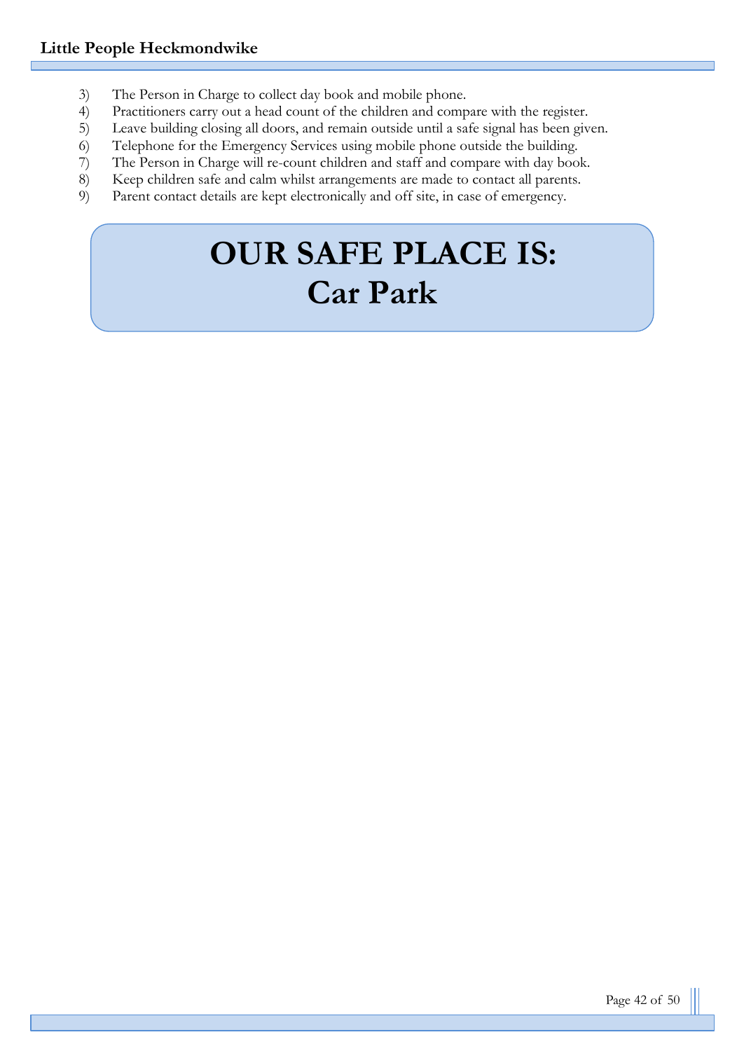3) The Person in Charge to collect day book and mobile phone.
4) Practitioners carry out a head count of the children and compare with the register.
5) Leave building closing all doors, and remain outside until a safe signal has been given.
6) Telephone for the Emergency Services using mobile phone outside the building.
7) The Person in Charge will re-count children and staff and compare with day book.
8) Keep children safe and calm whilst arrangements are made to contact all parents.
9) Parent contact details are kept electronically and off site, in case of emergency.

# OUR SAFE PLACE IS:
# Car Park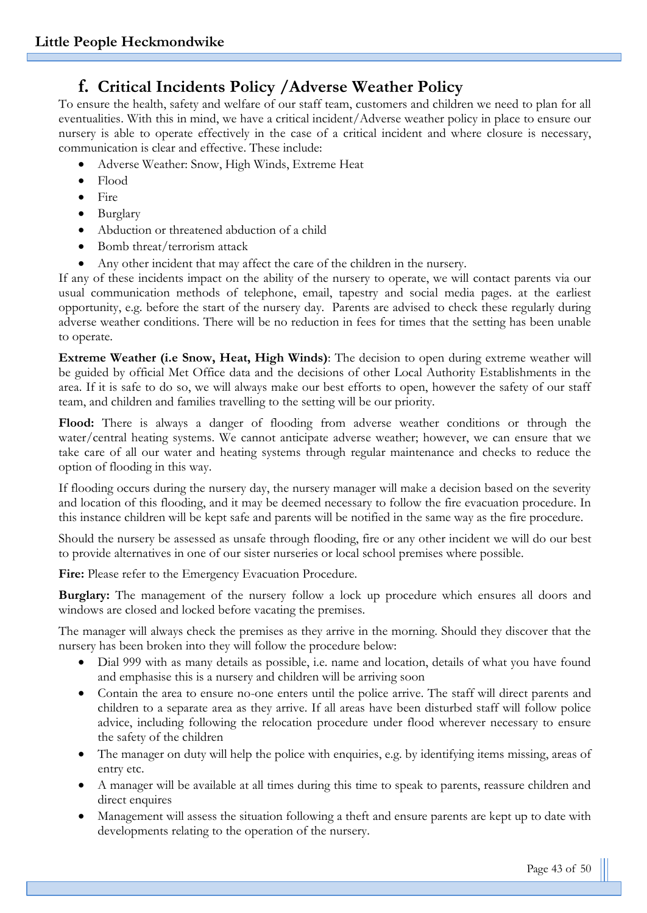## f. Critical Incidents Policy /Adverse Weather Policy

To ensure the health, safety and welfare of our staff team, customers and children we need to plan for all eventualities. With this in mind, we have a critical incident/Adverse weather policy in place to ensure our nursery is able to operate effectively in the case of a critical incident and where closure is necessary, communication is clear and effective. These include:

- Adverse Weather: Snow, High Winds, Extreme Heat
- Flood
- Fire
- Burglary
- Abduction or threatened abduction of a child
- Bomb threat/terrorism attack
- Any other incident that may affect the care of the children in the nursery.

If any of these incidents impact on the ability of the nursery to operate, we will contact parents via our usual communication methods of telephone, email, tapestry and social media pages. at the earliest opportunity, e.g. before the start of the nursery day. Parents are advised to check these regularly during adverse weather conditions. There will be no reduction in fees for times that the setting has been unable to operate.

**Extreme Weather (i.e Snow, Heat, High Winds)**: The decision to open during extreme weather will be guided by official Met Office data and the decisions of other Local Authority Establishments in the area. If it is safe to do so, we will always make our best efforts to open, however the safety of our staff team, and children and families travelling to the setting will be our priority.

**Flood:** There is always a danger of flooding from adverse weather conditions or through the water/central heating systems. We cannot anticipate adverse weather; however, we can ensure that we take care of all our water and heating systems through regular maintenance and checks to reduce the option of flooding in this way.

If flooding occurs during the nursery day, the nursery manager will make a decision based on the severity and location of this flooding, and it may be deemed necessary to follow the fire evacuation procedure. In this instance children will be kept safe and parents will be notified in the same way as the fire procedure.

Should the nursery be assessed as unsafe through flooding, fire or any other incident we will do our best to provide alternatives in one of our sister nurseries or local school premises where possible.

**Fire:** Please refer to the Emergency Evacuation Procedure.

**Burglary:** The management of the nursery follow a lock up procedure which ensures all doors and windows are closed and locked before vacating the premises.

The manager will always check the premises as they arrive in the morning. Should they discover that the nursery has been broken into they will follow the procedure below:

- Dial 999 with as many details as possible, i.e. name and location, details of what you have found and emphasise this is a nursery and children will be arriving soon
- Contain the area to ensure no-one enters until the police arrive. The staff will direct parents and children to a separate area as they arrive. If all areas have been disturbed staff will follow police advice, including following the relocation procedure under flood wherever necessary to ensure the safety of the children
- The manager on duty will help the police with enquiries, e.g. by identifying items missing, areas of entry etc.
- A manager will be available at all times during this time to speak to parents, reassure children and direct enquires
- Management will assess the situation following a theft and ensure parents are kept up to date with developments relating to the operation of the nursery.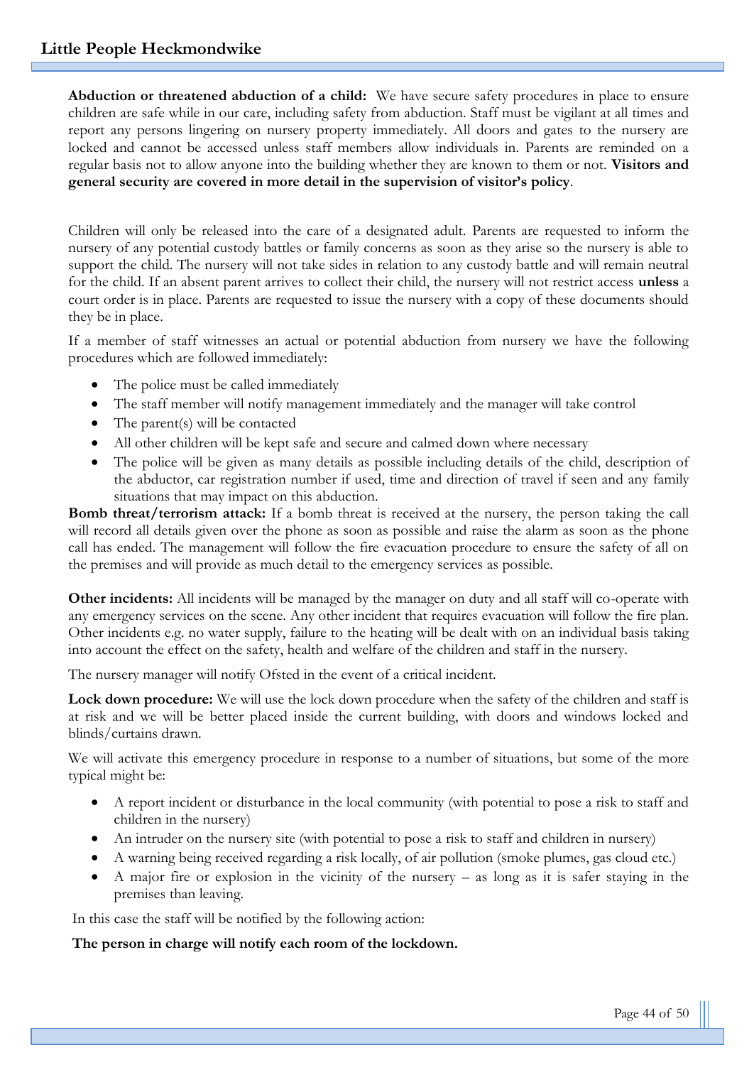**Abduction or threatened abduction of a child:** We have secure safety procedures in place to ensure children are safe while in our care, including safety from abduction. Staff must be vigilant at all times and report any persons lingering on nursery property immediately. All doors and gates to the nursery are locked and cannot be accessed unless staff members allow individuals in. Parents are reminded on a regular basis not to allow anyone into the building whether they are known to them or not. **Visitors and general security are covered in more detail in the supervision of visitor's policy**.

Children will only be released into the care of a designated adult. Parents are requested to inform the nursery of any potential custody battles or family concerns as soon as they arise so the nursery is able to support the child. The nursery will not take sides in relation to any custody battle and will remain neutral for the child. If an absent parent arrives to collect their child, the nursery will not restrict access **unless** a court order is in place. Parents are requested to issue the nursery with a copy of these documents should they be in place.

If a member of staff witnesses an actual or potential abduction from nursery we have the following procedures which are followed immediately:

- The police must be called immediately
- The staff member will notify management immediately and the manager will take control
- The parent(s) will be contacted
- All other children will be kept safe and secure and calmed down where necessary
- The police will be given as many details as possible including details of the child, description of the abductor, car registration number if used, time and direction of travel if seen and any family situations that may impact on this abduction.

**Bomb threat/terrorism attack:** If a bomb threat is received at the nursery, the person taking the call will record all details given over the phone as soon as possible and raise the alarm as soon as the phone call has ended. The management will follow the fire evacuation procedure to ensure the safety of all on the premises and will provide as much detail to the emergency services as possible.

**Other incidents:** All incidents will be managed by the manager on duty and all staff will co-operate with any emergency services on the scene. Any other incident that requires evacuation will follow the fire plan. Other incidents e.g. no water supply, failure to the heating will be dealt with on an individual basis taking into account the effect on the safety, health and welfare of the children and staff in the nursery.

The nursery manager will notify Ofsted in the event of a critical incident.

**Lock down procedure:** We will use the lock down procedure when the safety of the children and staff is at risk and we will be better placed inside the current building, with doors and windows locked and blinds/curtains drawn.

We will activate this emergency procedure in response to a number of situations, but some of the more typical might be:

- A report incident or disturbance in the local community (with potential to pose a risk to staff and children in the nursery)
- An intruder on the nursery site (with potential to pose a risk to staff and children in nursery)
- A warning being received regarding a risk locally, of air pollution (smoke plumes, gas cloud etc.)
- A major fire or explosion in the vicinity of the nursery – as long as it is safer staying in the premises than leaving.

In this case the staff will be notified by the following action:

**The person in charge will notify each room of the lockdown.**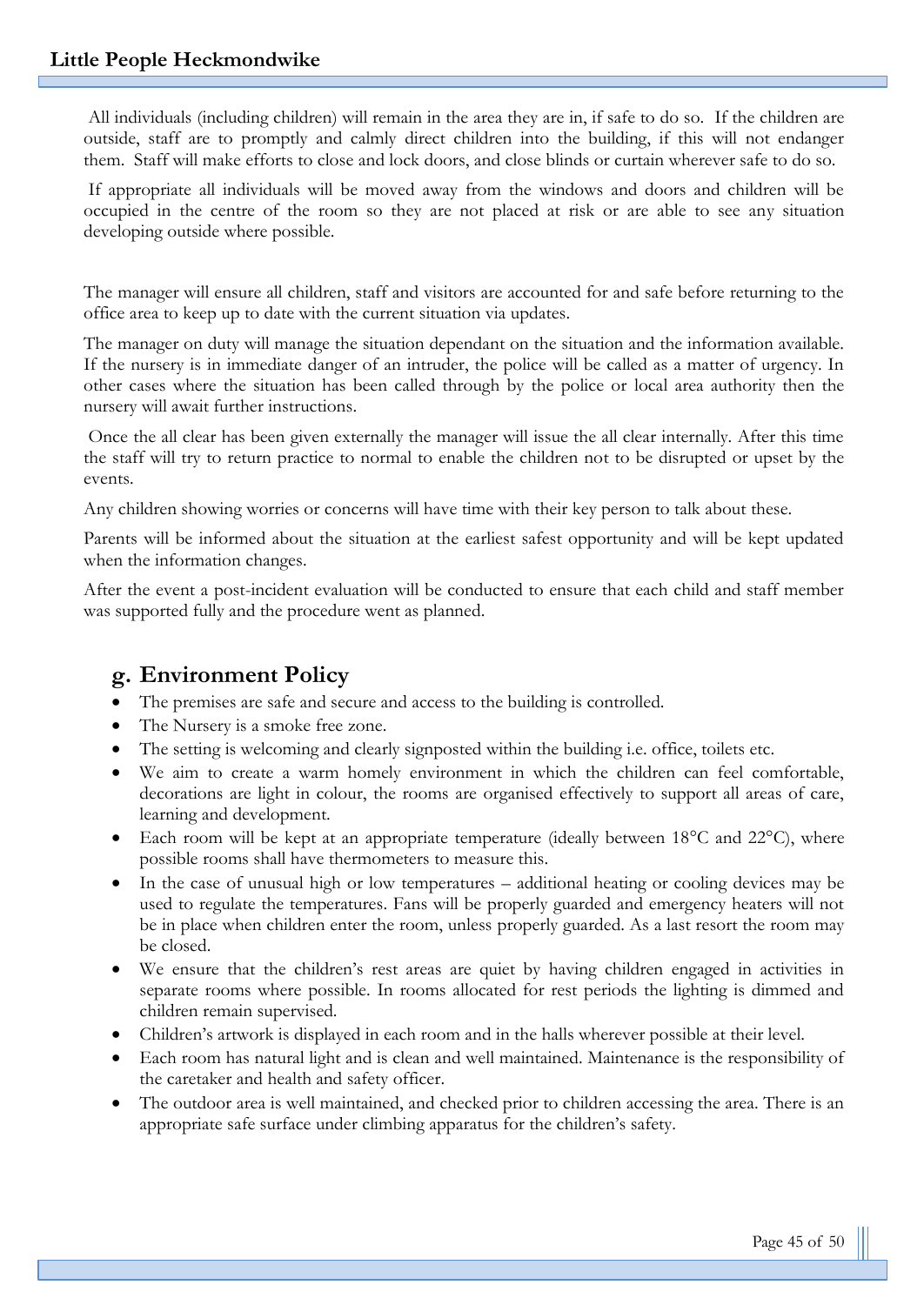All individuals (including children) will remain in the area they are in, if safe to do so. If the children are outside, staff are to promptly and calmly direct children into the building, if this will not endanger them. Staff will make efforts to close and lock doors, and close blinds or curtain wherever safe to do so.

If appropriate all individuals will be moved away from the windows and doors and children will be occupied in the centre of the room so they are not placed at risk or are able to see any situation developing outside where possible.

The manager will ensure all children, staff and visitors are accounted for and safe before returning to the office area to keep up to date with the current situation via updates.

The manager on duty will manage the situation dependant on the situation and the information available. If the nursery is in immediate danger of an intruder, the police will be called as a matter of urgency. In other cases where the situation has been called through by the police or local area authority then the nursery will await further instructions.

Once the all clear has been given externally the manager will issue the all clear internally. After this time the staff will try to return practice to normal to enable the children not to be disrupted or upset by the events.

Any children showing worries or concerns will have time with their key person to talk about these.

Parents will be informed about the situation at the earliest safest opportunity and will be kept updated when the information changes.

After the event a post-incident evaluation will be conducted to ensure that each child and staff member was supported fully and the procedure went as planned.

## g. Environment Policy

- The premises are safe and secure and access to the building is controlled.
- The Nursery is a smoke free zone.
- The setting is welcoming and clearly signposted within the building i.e. office, toilets etc.
- We aim to create a warm homely environment in which the children can feel comfortable, decorations are light in colour, the rooms are organised effectively to support all areas of care, learning and development.
- Each room will be kept at an appropriate temperature (ideally between 18°C and 22°C), where possible rooms shall have thermometers to measure this.
- In the case of unusual high or low temperatures – additional heating or cooling devices may be used to regulate the temperatures. Fans will be properly guarded and emergency heaters will not be in place when children enter the room, unless properly guarded. As a last resort the room may be closed.
- We ensure that the children's rest areas are quiet by having children engaged in activities in separate rooms where possible. In rooms allocated for rest periods the lighting is dimmed and children remain supervised.
- Children's artwork is displayed in each room and in the halls wherever possible at their level.
- Each room has natural light and is clean and well maintained. Maintenance is the responsibility of the caretaker and health and safety officer.
- The outdoor area is well maintained, and checked prior to children accessing the area. There is an appropriate safe surface under climbing apparatus for the children's safety.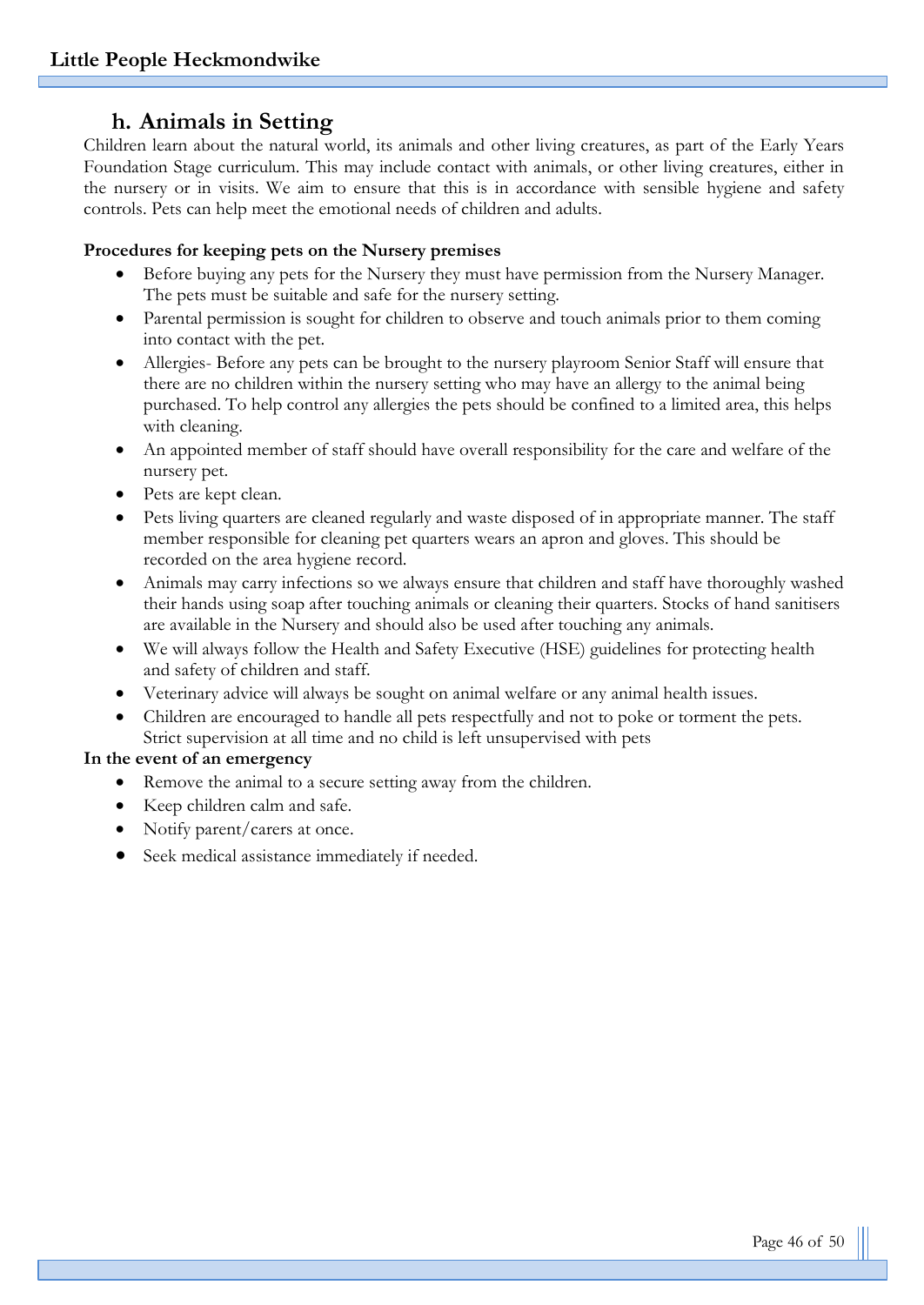## h. Animals in Setting

Children learn about the natural world, its animals and other living creatures, as part of the Early Years Foundation Stage curriculum. This may include contact with animals, or other living creatures, either in the nursery or in visits. We aim to ensure that this is in accordance with sensible hygiene and safety controls. Pets can help meet the emotional needs of children and adults.

**Procedures for keeping pets on the Nursery premises**

- Before buying any pets for the Nursery they must have permission from the Nursery Manager. The pets must be suitable and safe for the nursery setting.
- Parental permission is sought for children to observe and touch animals prior to them coming into contact with the pet.
- Allergies- Before any pets can be brought to the nursery playroom Senior Staff will ensure that there are no children within the nursery setting who may have an allergy to the animal being purchased. To help control any allergies the pets should be confined to a limited area, this helps with cleaning.
- An appointed member of staff should have overall responsibility for the care and welfare of the nursery pet.
- Pets are kept clean.
- Pets living quarters are cleaned regularly and waste disposed of in appropriate manner. The staff member responsible for cleaning pet quarters wears an apron and gloves. This should be recorded on the area hygiene record.
- Animals may carry infections so we always ensure that children and staff have thoroughly washed their hands using soap after touching animals or cleaning their quarters. Stocks of hand sanitisers are available in the Nursery and should also be used after touching any animals.
- We will always follow the Health and Safety Executive (HSE) guidelines for protecting health and safety of children and staff.
- Veterinary advice will always be sought on animal welfare or any animal health issues.
- Children are encouraged to handle all pets respectfully and not to poke or torment the pets. Strict supervision at all time and no child is left unsupervised with pets

**In the event of an emergency**

- Remove the animal to a secure setting away from the children.
- Keep children calm and safe.
- Notify parent/carers at once.
- Seek medical assistance immediately if needed.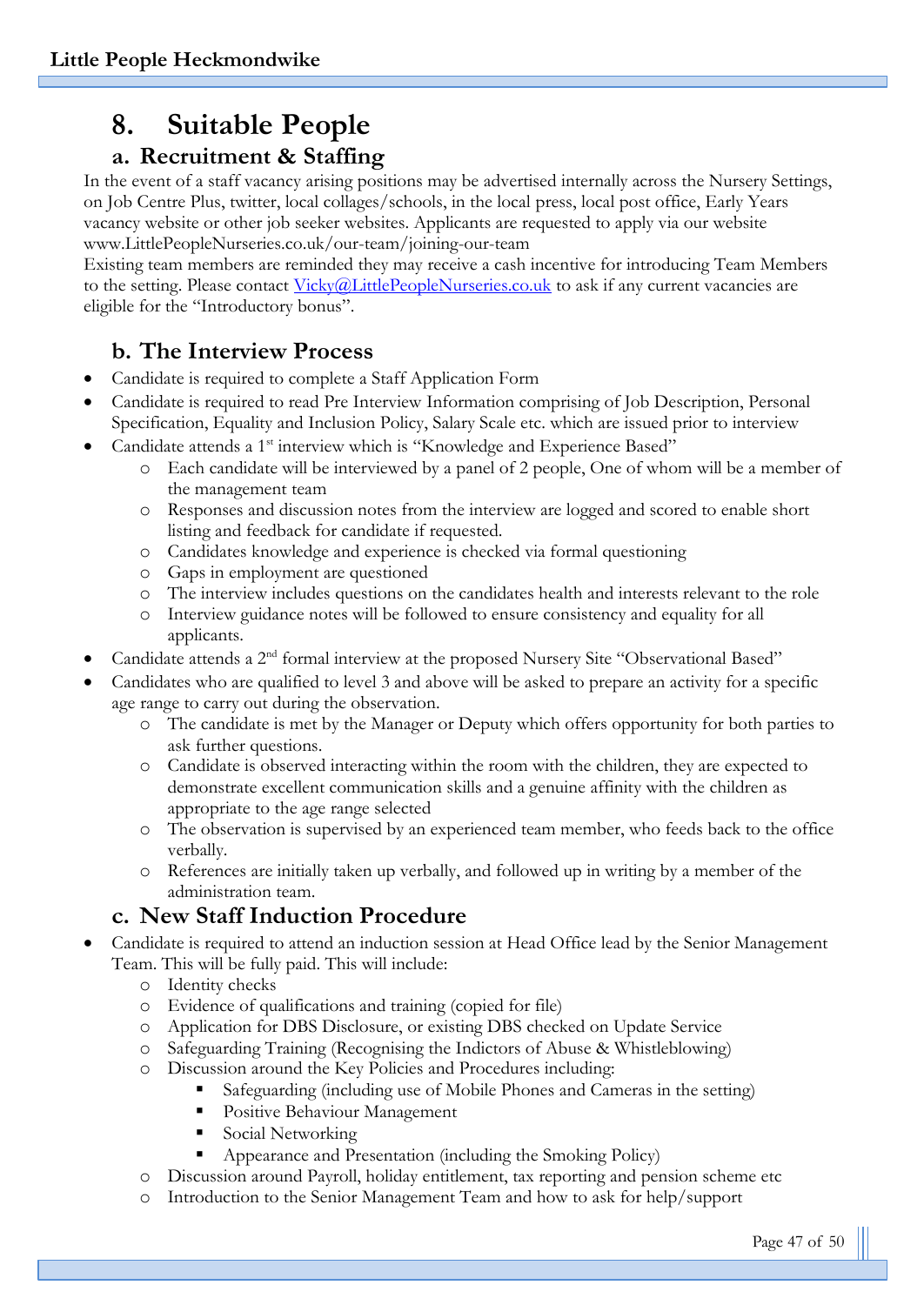# 8. Suitable People

## a. Recruitment & Staffing

In the event of a staff vacancy arising positions may be advertised internally across the Nursery Settings, on Job Centre Plus, twitter, local collages/schools, in the local press, local post office, Early Years vacancy website or other job seeker websites. Applicants are requested to apply via our website www.LittlePeopleNurseries.co.uk/our-team/joining-our-team

Existing team members are reminded they may receive a cash incentive for introducing Team Members to the setting. Please contact Vicky@LittlePeopleNurseries.co.uk to ask if any current vacancies are eligible for the "Introductory bonus".

## b. The Interview Process

- Candidate is required to complete a Staff Application Form
- Candidate is required to read Pre Interview Information comprising of Job Description, Personal Specification, Equality and Inclusion Policy, Salary Scale etc. which are issued prior to interview
- Candidate attends a 1st interview which is "Knowledge and Experience Based"
    - Each candidate will be interviewed by a panel of 2 people, One of whom will be a member of the management team
    - Responses and discussion notes from the interview are logged and scored to enable short listing and feedback for candidate if requested.
    - Candidates knowledge and experience is checked via formal questioning
    - Gaps in employment are questioned
    - The interview includes questions on the candidates health and interests relevant to the role
    - Interview guidance notes will be followed to ensure consistency and equality for all applicants.
- Candidate attends a 2nd formal interview at the proposed Nursery Site "Observational Based"
- Candidates who are qualified to level 3 and above will be asked to prepare an activity for a specific age range to carry out during the observation.
    - The candidate is met by the Manager or Deputy which offers opportunity for both parties to ask further questions.
    - Candidate is observed interacting within the room with the children, they are expected to demonstrate excellent communication skills and a genuine affinity with the children as appropriate to the age range selected
    - The observation is supervised by an experienced team member, who feeds back to the office verbally.
    - References are initially taken up verbally, and followed up in writing by a member of the administration team.

## c. New Staff Induction Procedure

- Candidate is required to attend an induction session at Head Office lead by the Senior Management Team. This will be fully paid. This will include:
    - Identity checks
    - Evidence of qualifications and training (copied for file)
    - Application for DBS Disclosure, or existing DBS checked on Update Service
    - Safeguarding Training (Recognising the Indictors of Abuse & Whistleblowing)
    - Discussion around the Key Policies and Procedures including:
        - Safeguarding (including use of Mobile Phones and Cameras in the setting)
        - Positive Behaviour Management
        - Social Networking
        - Appearance and Presentation (including the Smoking Policy)
    - Discussion around Payroll, holiday entitlement, tax reporting and pension scheme etc
    - Introduction to the Senior Management Team and how to ask for help/support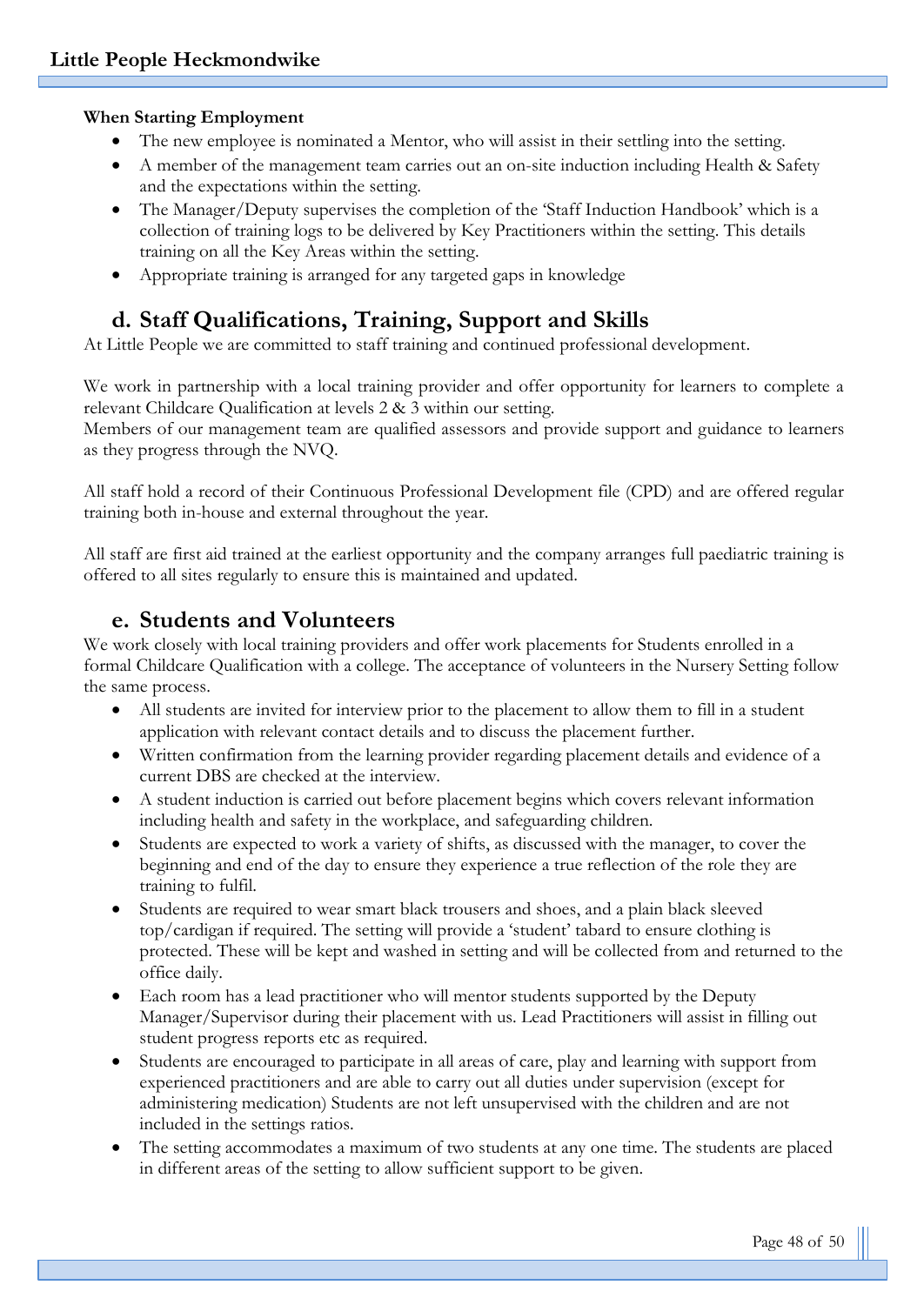**When Starting Employment**

- The new employee is nominated a Mentor, who will assist in their settling into the setting.
- A member of the management team carries out an on-site induction including Health & Safety and the expectations within the setting.
- The Manager/Deputy supervises the completion of the 'Staff Induction Handbook' which is a collection of training logs to be delivered by Key Practitioners within the setting. This details training on all the Key Areas within the setting.
- Appropriate training is arranged for any targeted gaps in knowledge

## d. Staff Qualifications, Training, Support and Skills

At Little People we are committed to staff training and continued professional development.

We work in partnership with a local training provider and offer opportunity for learners to complete a relevant Childcare Qualification at levels 2 & 3 within our setting.
Members of our management team are qualified assessors and provide support and guidance to learners as they progress through the NVQ.

All staff hold a record of their Continuous Professional Development file (CPD) and are offered regular training both in-house and external throughout the year.

All staff are first aid trained at the earliest opportunity and the company arranges full paediatric training is offered to all sites regularly to ensure this is maintained and updated.

## e. Students and Volunteers

We work closely with local training providers and offer work placements for Students enrolled in a formal Childcare Qualification with a college. The acceptance of volunteers in the Nursery Setting follow the same process.

- All students are invited for interview prior to the placement to allow them to fill in a student application with relevant contact details and to discuss the placement further.
- Written confirmation from the learning provider regarding placement details and evidence of a current DBS are checked at the interview.
- A student induction is carried out before placement begins which covers relevant information including health and safety in the workplace, and safeguarding children.
- Students are expected to work a variety of shifts, as discussed with the manager, to cover the beginning and end of the day to ensure they experience a true reflection of the role they are training to fulfil.
- Students are required to wear smart black trousers and shoes, and a plain black sleeved top/cardigan if required. The setting will provide a 'student' tabard to ensure clothing is protected. These will be kept and washed in setting and will be collected from and returned to the office daily.
- Each room has a lead practitioner who will mentor students supported by the Deputy Manager/Supervisor during their placement with us. Lead Practitioners will assist in filling out student progress reports etc as required.
- Students are encouraged to participate in all areas of care, play and learning with support from experienced practitioners and are able to carry out all duties under supervision (except for administering medication) Students are not left unsupervised with the children and are not included in the settings ratios.
- The setting accommodates a maximum of two students at any one time. The students are placed in different areas of the setting to allow sufficient support to be given.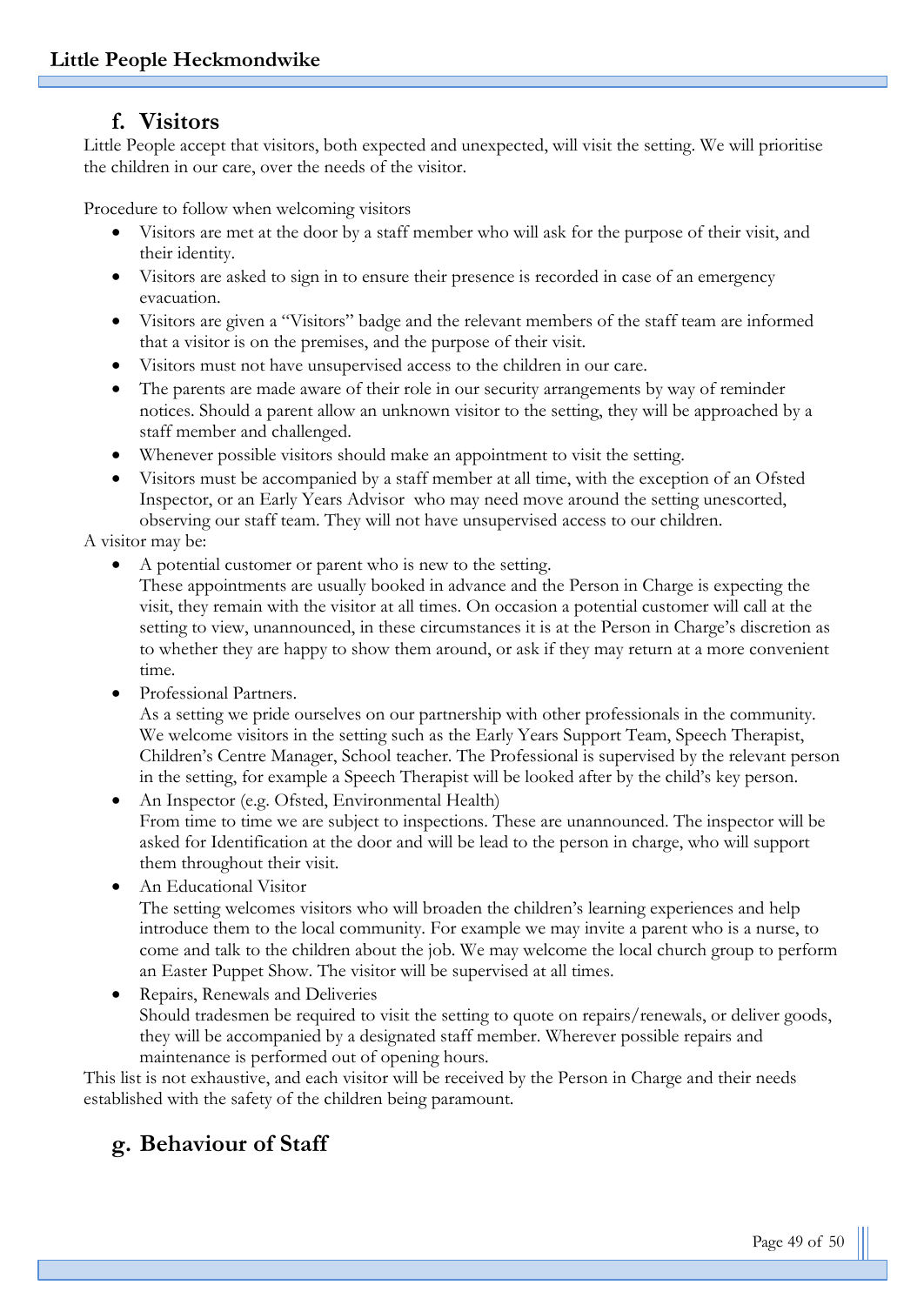## f. Visitors

Little People accept that visitors, both expected and unexpected, will visit the setting. We will prioritise the children in our care, over the needs of the visitor.

Procedure to follow when welcoming visitors

- Visitors are met at the door by a staff member who will ask for the purpose of their visit, and their identity.
- Visitors are asked to sign in to ensure their presence is recorded in case of an emergency evacuation.
- Visitors are given a "Visitors" badge and the relevant members of the staff team are informed that a visitor is on the premises, and the purpose of their visit.
- Visitors must not have unsupervised access to the children in our care.
- The parents are made aware of their role in our security arrangements by way of reminder notices. Should a parent allow an unknown visitor to the setting, they will be approached by a staff member and challenged.
- Whenever possible visitors should make an appointment to visit the setting.
- Visitors must be accompanied by a staff member at all time, with the exception of an Ofsted Inspector, or an Early Years Advisor who may need move around the setting unescorted, observing our staff team. They will not have unsupervised access to our children.

A visitor may be:

- A potential customer or parent who is new to the setting.
  These appointments are usually booked in advance and the Person in Charge is expecting the visit, they remain with the visitor at all times. On occasion a potential customer will call at the setting to view, unannounced, in these circumstances it is at the Person in Charge's discretion as to whether they are happy to show them around, or ask if they may return at a more convenient time.
- Professional Partners.
  As a setting we pride ourselves on our partnership with other professionals in the community. We welcome visitors in the setting such as the Early Years Support Team, Speech Therapist, Children's Centre Manager, School teacher. The Professional is supervised by the relevant person in the setting, for example a Speech Therapist will be looked after by the child's key person.
- An Inspector (e.g. Ofsted, Environmental Health)
  From time to time we are subject to inspections. These are unannounced. The inspector will be asked for Identification at the door and will be lead to the person in charge, who will support them throughout their visit.
- An Educational Visitor
  The setting welcomes visitors who will broaden the children's learning experiences and help introduce them to the local community. For example we may invite a parent who is a nurse, to come and talk to the children about the job. We may welcome the local church group to perform an Easter Puppet Show. The visitor will be supervised at all times.
- Repairs, Renewals and Deliveries
  Should tradesmen be required to visit the setting to quote on repairs/renewals, or deliver goods, they will be accompanied by a designated staff member. Wherever possible repairs and maintenance is performed out of opening hours.

This list is not exhaustive, and each visitor will be received by the Person in Charge and their needs established with the safety of the children being paramount.

## g. Behaviour of Staff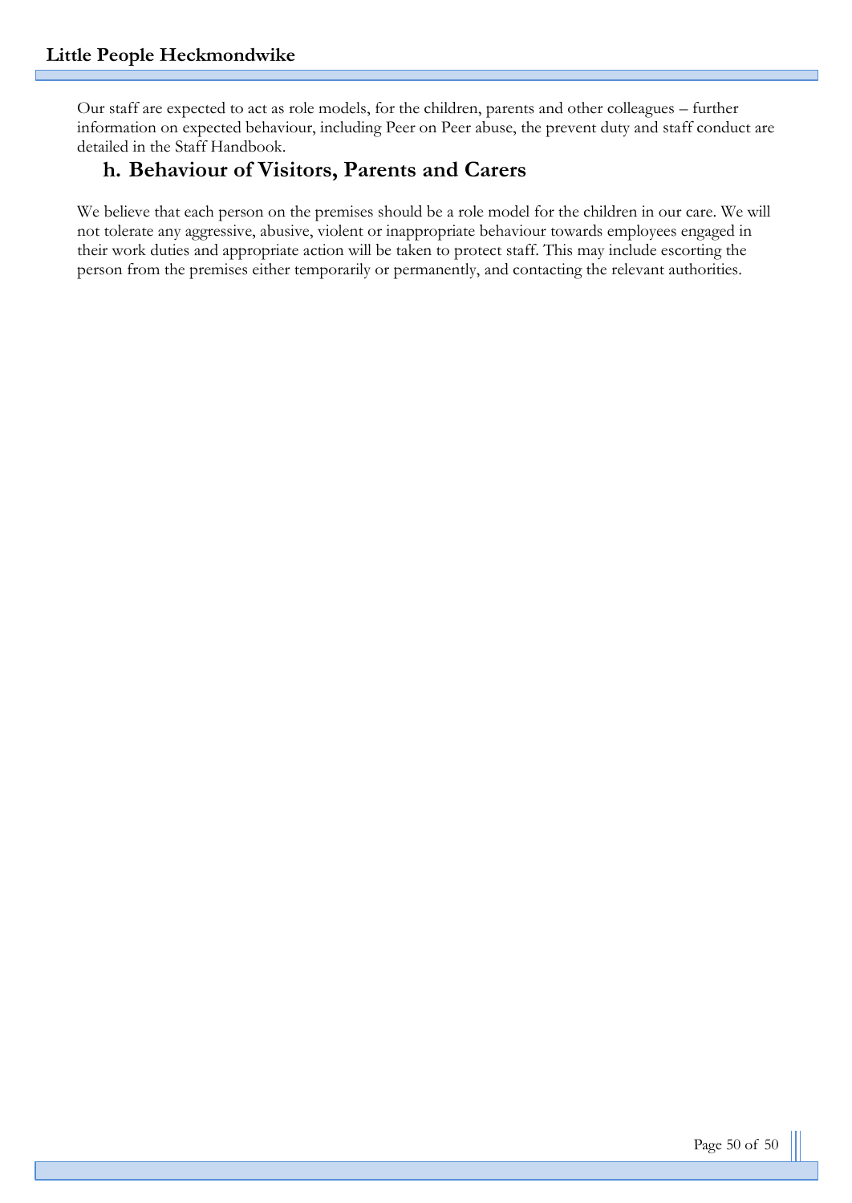Our staff are expected to act as role models, for the children, parents and other colleagues – further information on expected behaviour, including Peer on Peer abuse, the prevent duty and staff conduct are detailed in the Staff Handbook.

## h. Behaviour of Visitors, Parents and Carers

We believe that each person on the premises should be a role model for the children in our care. We will not tolerate any aggressive, abusive, violent or inappropriate behaviour towards employees engaged in their work duties and appropriate action will be taken to protect staff. This may include escorting the person from the premises either temporarily or permanently, and contacting the relevant authorities.